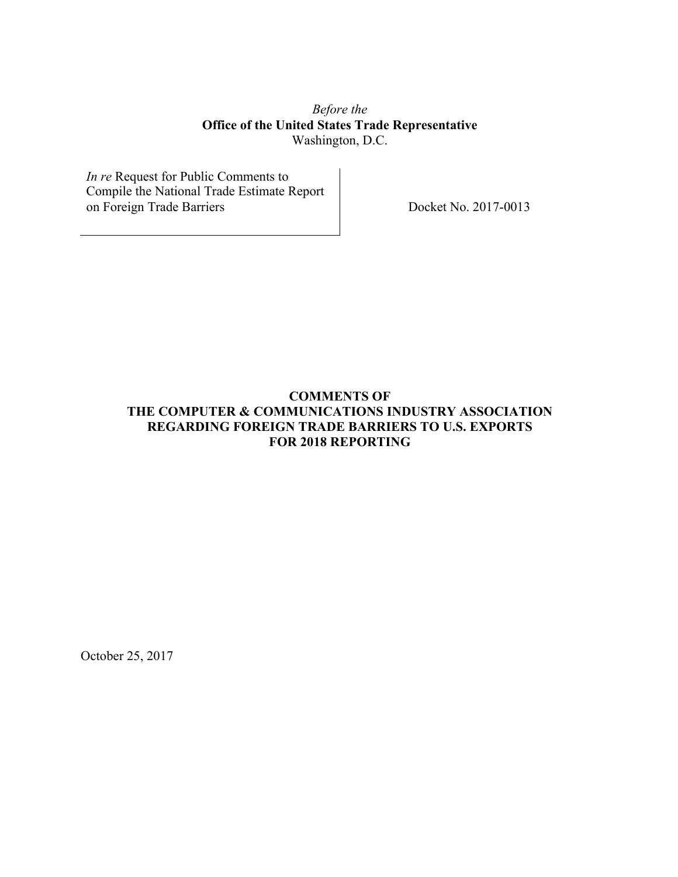*Before the*
**Office of the United States Trade Representative**
Washington, D.C.

*In re* Request for Public Comments to Compile the National Trade Estimate Report on Foreign Trade Barriers

Docket No. 2017-0013

**COMMENTS OF THE COMPUTER & COMMUNICATIONS INDUSTRY ASSOCIATION REGARDING FOREIGN TRADE BARRIERS TO U.S. EXPORTS FOR 2018 REPORTING**

October 25, 2017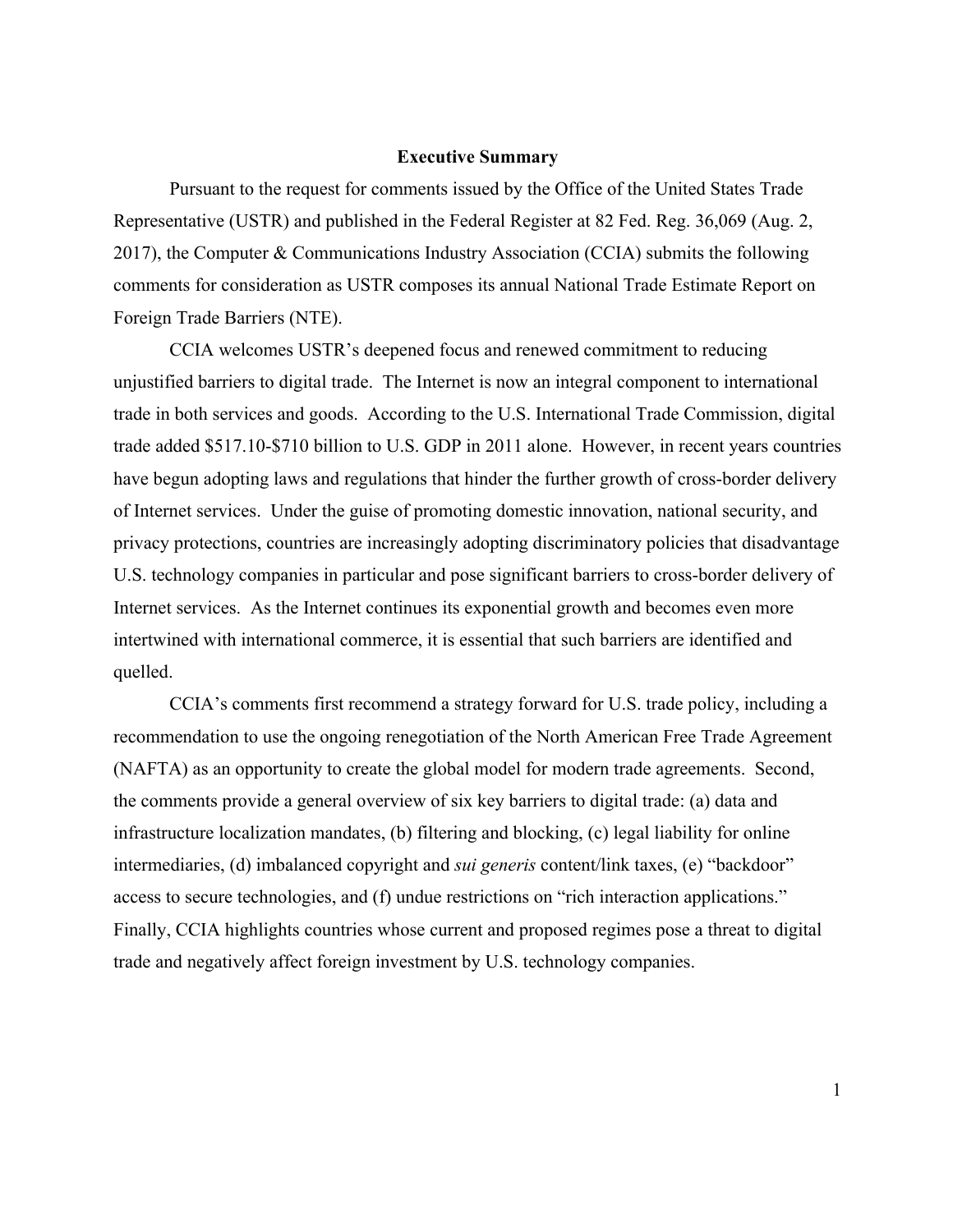## Executive Summary

Pursuant to the request for comments issued by the Office of the United States Trade Representative (USTR) and published in the Federal Register at 82 Fed. Reg. 36,069 (Aug. 2, 2017), the Computer & Communications Industry Association (CCIA) submits the following comments for consideration as USTR composes its annual National Trade Estimate Report on Foreign Trade Barriers (NTE).

CCIA welcomes USTR's deepened focus and renewed commitment to reducing unjustified barriers to digital trade. The Internet is now an integral component to international trade in both services and goods. According to the U.S. International Trade Commission, digital trade added $517.10-$710 billion to U.S. GDP in 2011 alone. However, in recent years countries have begun adopting laws and regulations that hinder the further growth of cross-border delivery of Internet services. Under the guise of promoting domestic innovation, national security, and privacy protections, countries are increasingly adopting discriminatory policies that disadvantage U.S. technology companies in particular and pose significant barriers to cross-border delivery of Internet services. As the Internet continues its exponential growth and becomes even more intertwined with international commerce, it is essential that such barriers are identified and quelled.

CCIA's comments first recommend a strategy forward for U.S. trade policy, including a recommendation to use the ongoing renegotiation of the North American Free Trade Agreement (NAFTA) as an opportunity to create the global model for modern trade agreements. Second, the comments provide a general overview of six key barriers to digital trade: (a) data and infrastructure localization mandates, (b) filtering and blocking, (c) legal liability for online intermediaries, (d) imbalanced copyright and *sui generis* content/link taxes, (e) "backdoor" access to secure technologies, and (f) undue restrictions on "rich interaction applications." Finally, CCIA highlights countries whose current and proposed regimes pose a threat to digital trade and negatively affect foreign investment by U.S. technology companies.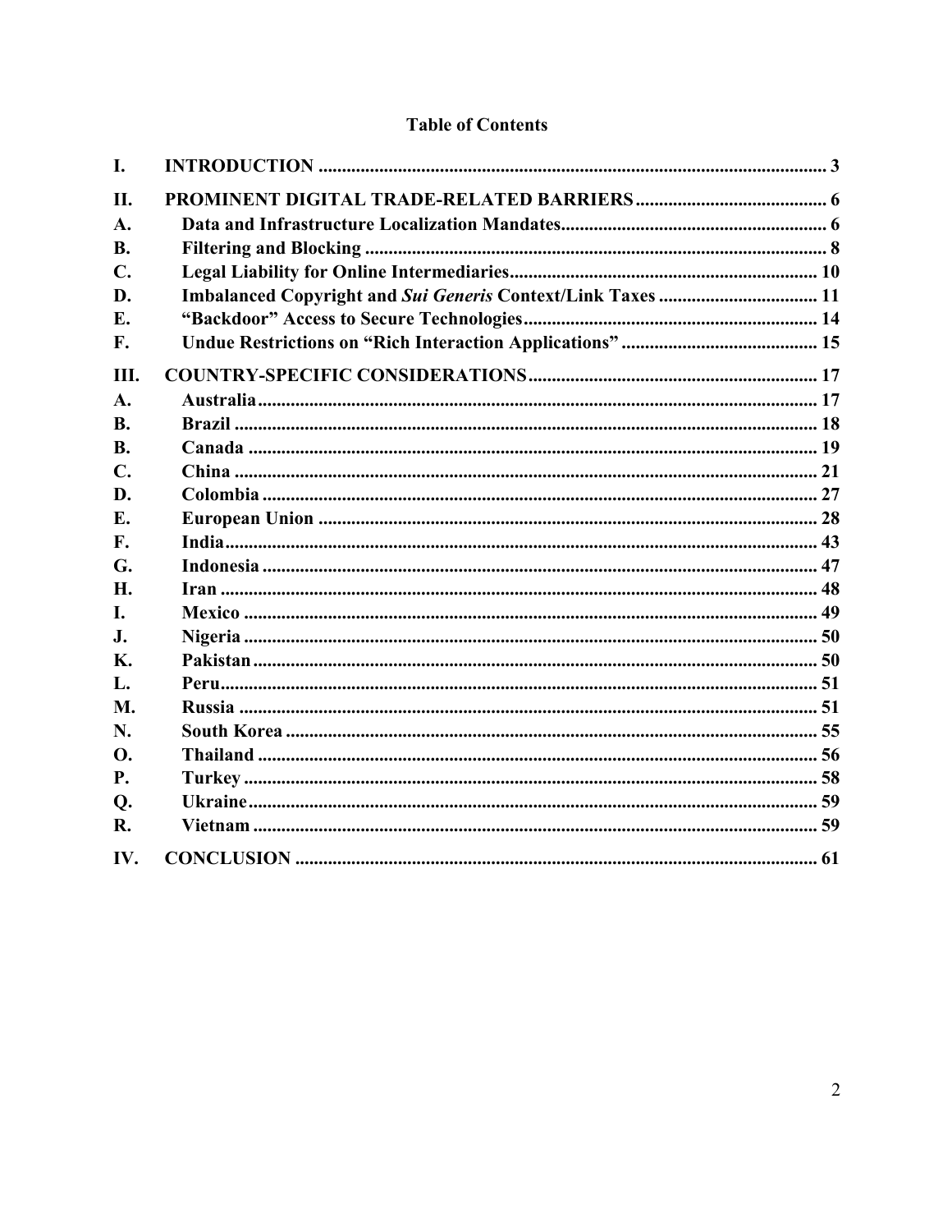## Table of Contents

| | | |
|---|---|---|
| **I.** | **INTRODUCTION** | **3** |
| **II.** | **PROMINENT DIGITAL TRADE-RELATED BARRIERS** | **6** |
| **A.** | **Data and Infrastructure Localization Mandates** | **6** |
| **B.** | **Filtering and Blocking** | **8** |
| **C.** | **Legal Liability for Online Intermediaries** | **10** |
| **D.** | **Imbalanced Copyright and *Sui Generis* Context/Link Taxes** | **11** |
| **E.** | **"Backdoor" Access to Secure Technologies** | **14** |
| **F.** | **Undue Restrictions on "Rich Interaction Applications"** | **15** |
| **III.** | **COUNTRY-SPECIFIC CONSIDERATIONS** | **17** |
| **A.** | **Australia** | **17** |
| **B.** | **Brazil** | **18** |
| **B.** | **Canada** | **19** |
| **C.** | **China** | **21** |
| **D.** | **Colombia** | **27** |
| **E.** | **European Union** | **28** |
| **F.** | **India** | **43** |
| **G.** | **Indonesia** | **47** |
| **H.** | **Iran** | **48** |
| **I.** | **Mexico** | **49** |
| **J.** | **Nigeria** | **50** |
| **K.** | **Pakistan** | **50** |
| **L.** | **Peru** | **51** |
| **M.** | **Russia** | **51** |
| **N.** | **South Korea** | **55** |
| **O.** | **Thailand** | **56** |
| **P.** | **Turkey** | **58** |
| **Q.** | **Ukraine** | **59** |
| **R.** | **Vietnam** | **59** |
| **IV.** | **CONCLUSION** | **61** |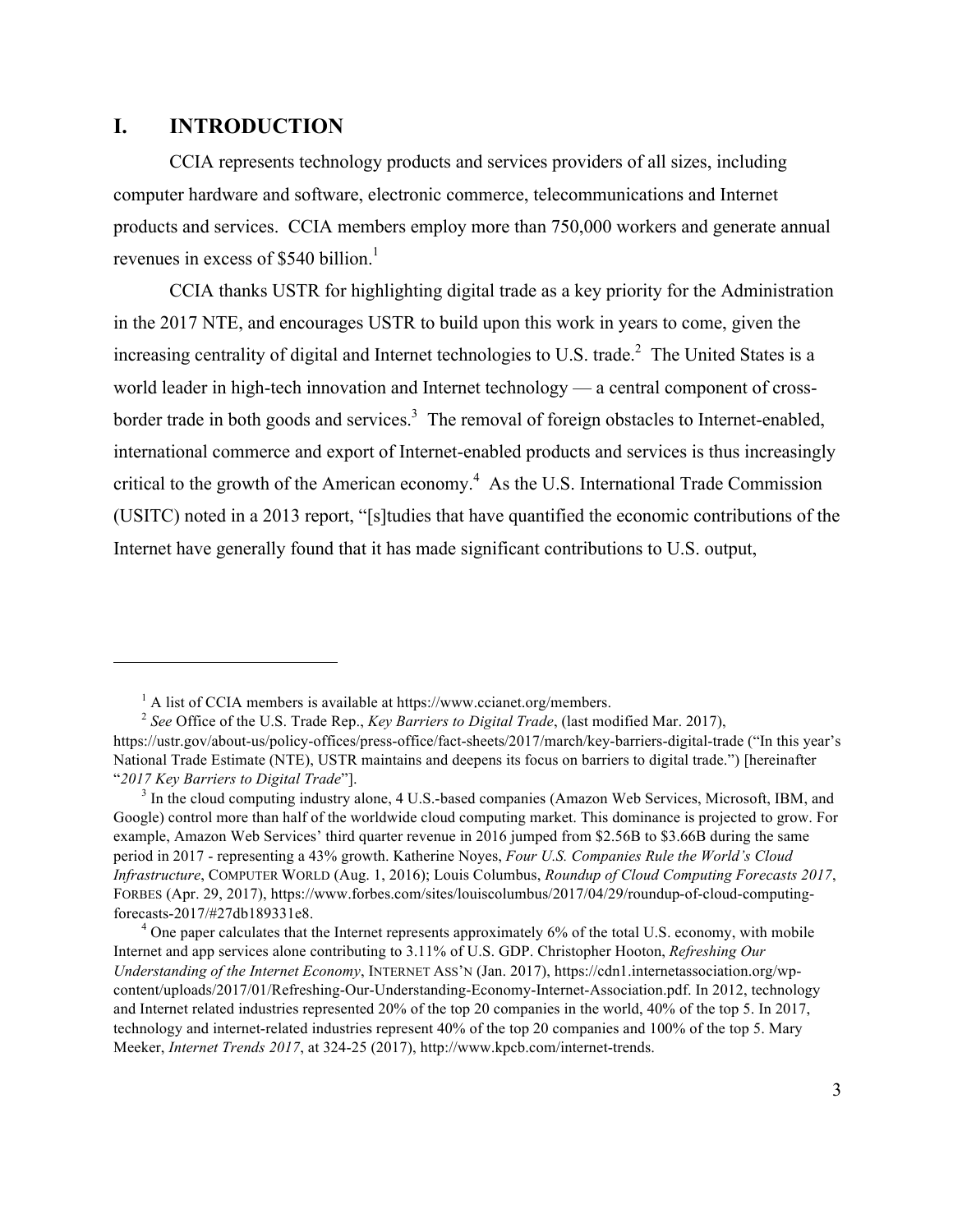## I. INTRODUCTION

CCIA represents technology products and services providers of all sizes, including computer hardware and software, electronic commerce, telecommunications and Internet products and services. CCIA members employ more than 750,000 workers and generate annual revenues in excess of $540 billion.[1]

CCIA thanks USTR for highlighting digital trade as a key priority for the Administration in the 2017 NTE, and encourages USTR to build upon this work in years to come, given the increasing centrality of digital and Internet technologies to U.S. trade.[2] The United States is a world leader in high-tech innovation and Internet technology — a central component of cross-border trade in both goods and services.[3] The removal of foreign obstacles to Internet-enabled, international commerce and export of Internet-enabled products and services is thus increasingly critical to the growth of the American economy.[4] As the U.S. International Trade Commission (USITC) noted in a 2013 report, "[s]tudies that have quantified the economic contributions of the Internet have generally found that it has made significant contributions to U.S. output,

---

[1] A list of CCIA members is available at https://www.ccianet.org/members.

[2] *See* Office of the U.S. Trade Rep., *Key Barriers to Digital Trade*, (last modified Mar. 2017), https://ustr.gov/about-us/policy-offices/press-office/fact-sheets/2017/march/key-barriers-digital-trade ("In this year's National Trade Estimate (NTE), USTR maintains and deepens its focus on barriers to digital trade.") [hereinafter "*2017 Key Barriers to Digital Trade*"].

[3] In the cloud computing industry alone, 4 U.S.-based companies (Amazon Web Services, Microsoft, IBM, and Google) control more than half of the worldwide cloud computing market. This dominance is projected to grow. For example, Amazon Web Services' third quarter revenue in 2016 jumped from $2.56B to $3.66B during the same period in 2017 - representing a 43% growth. Katherine Noyes, *Four U.S. Companies Rule the World's Cloud Infrastructure*, COMPUTER WORLD (Aug. 1, 2016); Louis Columbus, *Roundup of Cloud Computing Forecasts 2017*, FORBES (Apr. 29, 2017), https://www.forbes.com/sites/louiscolumbus/2017/04/29/roundup-of-cloud-computing-forecasts-2017/#27db189331e8.

[4] One paper calculates that the Internet represents approximately 6% of the total U.S. economy, with mobile Internet and app services alone contributing to 3.11% of U.S. GDP. Christopher Hooton, *Refreshing Our Understanding of the Internet Economy*, INTERNET ASS'N (Jan. 2017), https://cdn1.internetassociation.org/wp-content/uploads/2017/01/Refreshing-Our-Understanding-Economy-Internet-Association.pdf. In 2012, technology and Internet related industries represented 20% of the top 20 companies in the world, 40% of the top 5. In 2017, technology and internet-related industries represent 40% of the top 20 companies and 100% of the top 5. Mary Meeker, *Internet Trends 2017*, at 324-25 (2017), http://www.kpcb.com/internet-trends.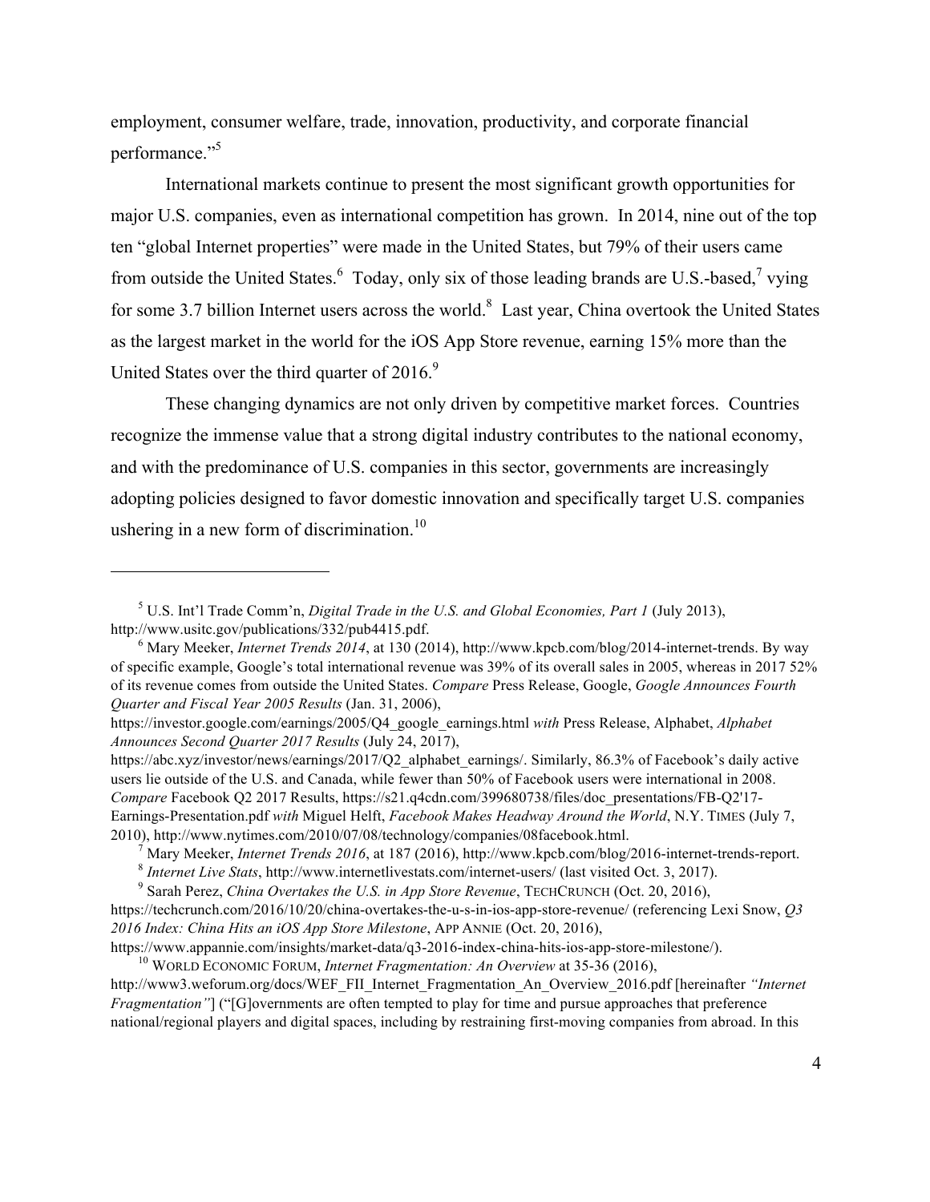employment, consumer welfare, trade, innovation, productivity, and corporate financial performance."[5]

International markets continue to present the most significant growth opportunities for major U.S. companies, even as international competition has grown. In 2014, nine out of the top ten "global Internet properties" were made in the United States, but 79% of their users came from outside the United States.[6] Today, only six of those leading brands are U.S.-based,[7] vying for some 3.7 billion Internet users across the world.[8] Last year, China overtook the United States as the largest market in the world for the iOS App Store revenue, earning 15% more than the United States over the third quarter of 2016.[9]

These changing dynamics are not only driven by competitive market forces. Countries recognize the immense value that a strong digital industry contributes to the national economy, and with the predominance of U.S. companies in this sector, governments are increasingly adopting policies designed to favor domestic innovation and specifically target U.S. companies ushering in a new form of discrimination.[10]

---

[5] U.S. Int'l Trade Comm'n, *Digital Trade in the U.S. and Global Economies, Part 1* (July 2013), http://www.usitc.gov/publications/332/pub4415.pdf.

[6] Mary Meeker, *Internet Trends 2014*, at 130 (2014), http://www.kpcb.com/blog/2014-internet-trends. By way of specific example, Google's total international revenue was 39% of its overall sales in 2005, whereas in 2017 52% of its revenue comes from outside the United States. *Compare* Press Release, Google, *Google Announces Fourth Quarter and Fiscal Year 2005 Results* (Jan. 31, 2006), https://investor.google.com/earnings/2005/Q4_google_earnings.html *with* Press Release, Alphabet, *Alphabet Announces Second Quarter 2017 Results* (July 24, 2017), https://abc.xyz/investor/news/earnings/2017/Q2_alphabet_earnings/. Similarly, 86.3% of Facebook's daily active users lie outside of the U.S. and Canada, while fewer than 50% of Facebook users were international in 2008. *Compare* Facebook Q2 2017 Results, https://s21.q4cdn.com/399680738/files/doc_presentations/FB-Q2'17-Earnings-Presentation.pdf *with* Miguel Helft, *Facebook Makes Headway Around the World*, N.Y. TIMES (July 7, 2010), http://www.nytimes.com/2010/07/08/technology/companies/08facebook.html.

[7] Mary Meeker, *Internet Trends 2016*, at 187 (2016), http://www.kpcb.com/blog/2016-internet-trends-report.

[8] *Internet Live Stats*, http://www.internetlivestats.com/internet-users/ (last visited Oct. 3, 2017).

[9] Sarah Perez, *China Overtakes the U.S. in App Store Revenue*, TECHCRUNCH (Oct. 20, 2016), https://techcrunch.com/2016/10/20/china-overtakes-the-u-s-in-ios-app-store-revenue/ (referencing Lexi Snow, *Q3 2016 Index: China Hits an iOS App Store Milestone*, APP ANNIE (Oct. 20, 2016), https://www.appannie.com/insights/market-data/q3-2016-index-china-hits-ios-app-store-milestone/).

[10] WORLD ECONOMIC FORUM, *Internet Fragmentation: An Overview* at 35-36 (2016), http://www3.weforum.org/docs/WEF_FII_Internet_Fragmentation_An_Overview_2016.pdf [hereinafter *"Internet Fragmentation"*] ("[G]overnments are often tempted to play for time and pursue approaches that preference national/regional players and digital spaces, including by restraining first-moving companies from abroad. In this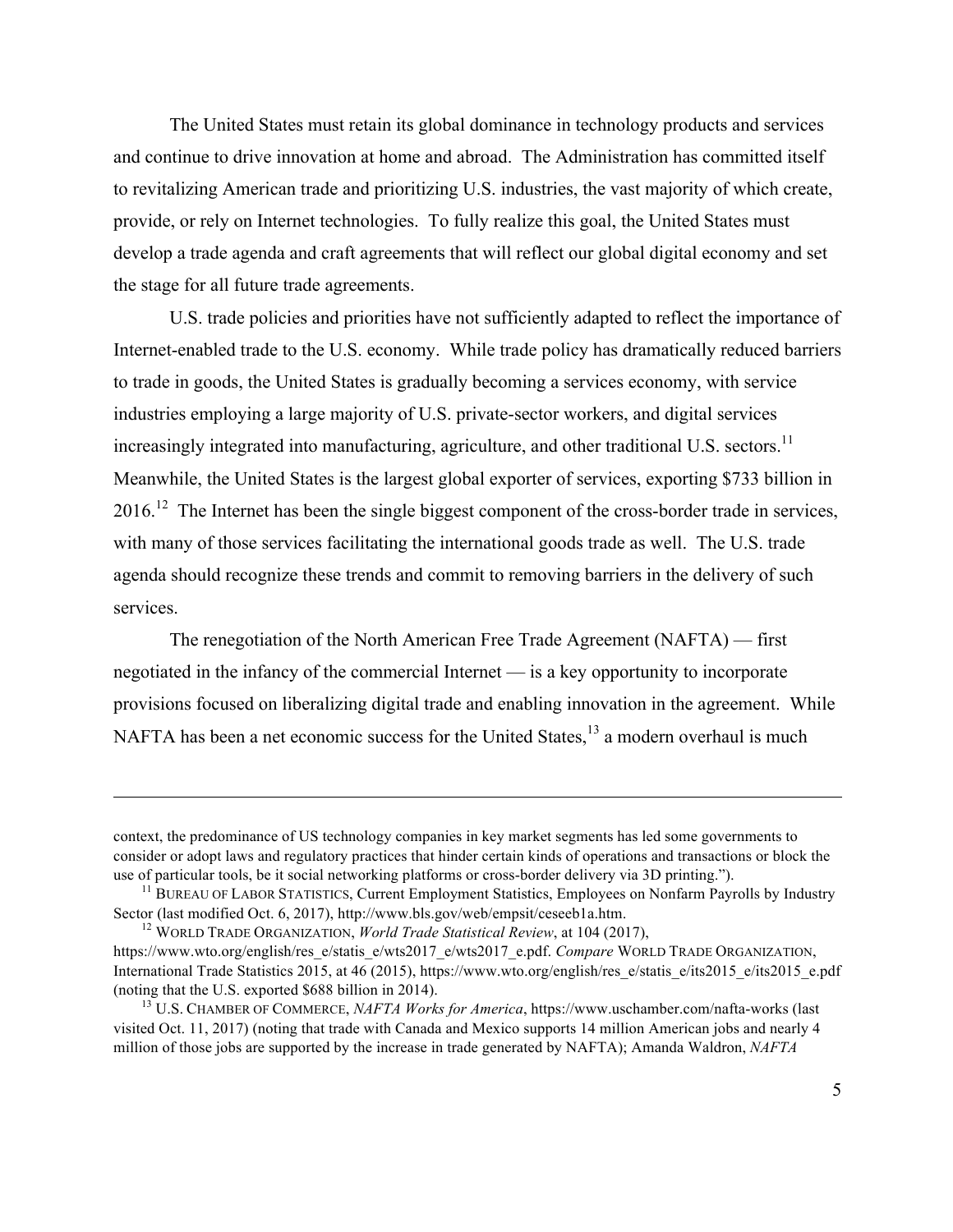The United States must retain its global dominance in technology products and services and continue to drive innovation at home and abroad. The Administration has committed itself to revitalizing American trade and prioritizing U.S. industries, the vast majority of which create, provide, or rely on Internet technologies. To fully realize this goal, the United States must develop a trade agenda and craft agreements that will reflect our global digital economy and set the stage for all future trade agreements.

U.S. trade policies and priorities have not sufficiently adapted to reflect the importance of Internet-enabled trade to the U.S. economy. While trade policy has dramatically reduced barriers to trade in goods, the United States is gradually becoming a services economy, with service industries employing a large majority of U.S. private-sector workers, and digital services increasingly integrated into manufacturing, agriculture, and other traditional U.S. sectors.[11] Meanwhile, the United States is the largest global exporter of services, exporting $733 billion in 2016.[12] The Internet has been the single biggest component of the cross-border trade in services, with many of those services facilitating the international goods trade as well. The U.S. trade agenda should recognize these trends and commit to removing barriers in the delivery of such services.

The renegotiation of the North American Free Trade Agreement (NAFTA) — first negotiated in the infancy of the commercial Internet — is a key opportunity to incorporate provisions focused on liberalizing digital trade and enabling innovation in the agreement. While NAFTA has been a net economic success for the United States,[13] a modern overhaul is much

---

context, the predominance of US technology companies in key market segments has led some governments to consider or adopt laws and regulatory practices that hinder certain kinds of operations and transactions or block the use of particular tools, be it social networking platforms or cross-border delivery via 3D printing.").

[11] BUREAU OF LABOR STATISTICS, Current Employment Statistics, Employees on Nonfarm Payrolls by Industry Sector (last modified Oct. 6, 2017), http://www.bls.gov/web/empsit/ceseeb1a.htm.

[12] WORLD TRADE ORGANIZATION, *World Trade Statistical Review*, at 104 (2017), https://www.wto.org/english/res_e/statis_e/wts2017_e/wts2017_e.pdf. *Compare* WORLD TRADE ORGANIZATION, International Trade Statistics 2015, at 46 (2015), https://www.wto.org/english/res_e/statis_e/its2015_e/its2015_e.pdf (noting that the U.S. exported $688 billion in 2014).

[13] U.S. CHAMBER OF COMMERCE, *NAFTA Works for America*, https://www.uschamber.com/nafta-works (last visited Oct. 11, 2017) (noting that trade with Canada and Mexico supports 14 million American jobs and nearly 4 million of those jobs are supported by the increase in trade generated by NAFTA); Amanda Waldron, *NAFTA*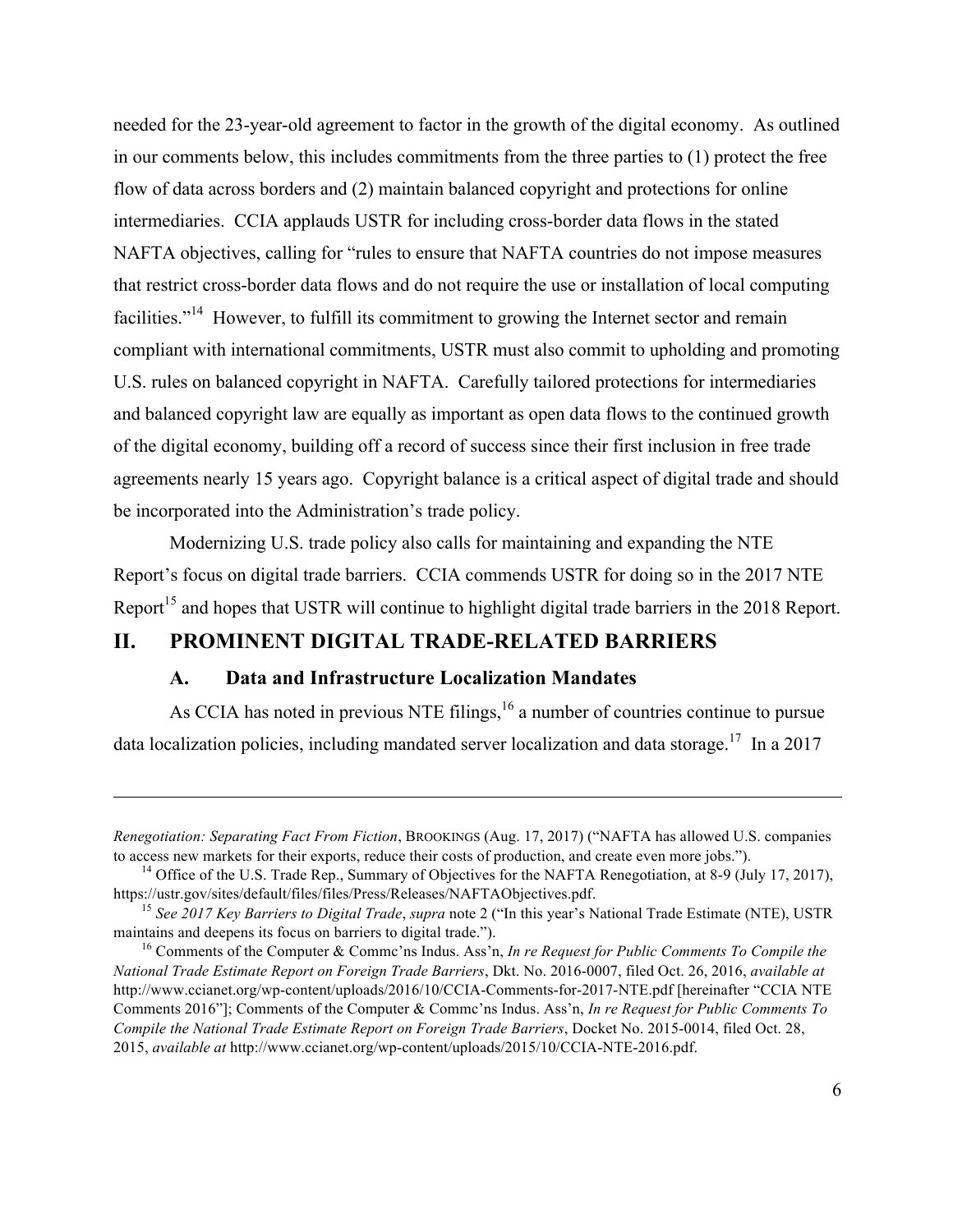needed for the 23-year-old agreement to factor in the growth of the digital economy. As outlined in our comments below, this includes commitments from the three parties to (1) protect the free flow of data across borders and (2) maintain balanced copyright and protections for online intermediaries. CCIA applauds USTR for including cross-border data flows in the stated NAFTA objectives, calling for "rules to ensure that NAFTA countries do not impose measures that restrict cross-border data flows and do not require the use or installation of local computing facilities."[14] However, to fulfill its commitment to growing the Internet sector and remain compliant with international commitments, USTR must also commit to upholding and promoting U.S. rules on balanced copyright in NAFTA. Carefully tailored protections for intermediaries and balanced copyright law are equally as important as open data flows to the continued growth of the digital economy, building off a record of success since their first inclusion in free trade agreements nearly 15 years ago. Copyright balance is a critical aspect of digital trade and should be incorporated into the Administration's trade policy.

Modernizing U.S. trade policy also calls for maintaining and expanding the NTE Report's focus on digital trade barriers. CCIA commends USTR for doing so in the 2017 NTE Report[15] and hopes that USTR will continue to highlight digital trade barriers in the 2018 Report.

## II. PROMINENT DIGITAL TRADE-RELATED BARRIERS

### A. Data and Infrastructure Localization Mandates

As CCIA has noted in previous NTE filings,[16] a number of countries continue to pursue data localization policies, including mandated server localization and data storage.[17] In a 2017

---

*Renegotiation: Separating Fact From Fiction*, BROOKINGS (Aug. 17, 2017) ("NAFTA has allowed U.S. companies to access new markets for their exports, reduce their costs of production, and create even more jobs.").

[14] Office of the U.S. Trade Rep., Summary of Objectives for the NAFTA Renegotiation, at 8-9 (July 17, 2017), https://ustr.gov/sites/default/files/files/Press/Releases/NAFTAObjectives.pdf.

[15] *See 2017 Key Barriers to Digital Trade*, *supra* note 2 ("In this year's National Trade Estimate (NTE), USTR maintains and deepens its focus on barriers to digital trade.").

[16] Comments of the Computer & Commc'ns Indus. Ass'n, *In re Request for Public Comments To Compile the National Trade Estimate Report on Foreign Trade Barriers*, Dkt. No. 2016-0007, filed Oct. 26, 2016, *available at* http://www.ccianet.org/wp-content/uploads/2016/10/CCIA-Comments-for-2017-NTE.pdf [hereinafter "CCIA NTE Comments 2016"]; Comments of the Computer & Commc'ns Indus. Ass'n, *In re Request for Public Comments To Compile the National Trade Estimate Report on Foreign Trade Barriers*, Docket No. 2015-0014, filed Oct. 28, 2015, *available at* http://www.ccianet.org/wp-content/uploads/2015/10/CCIA-NTE-2016.pdf.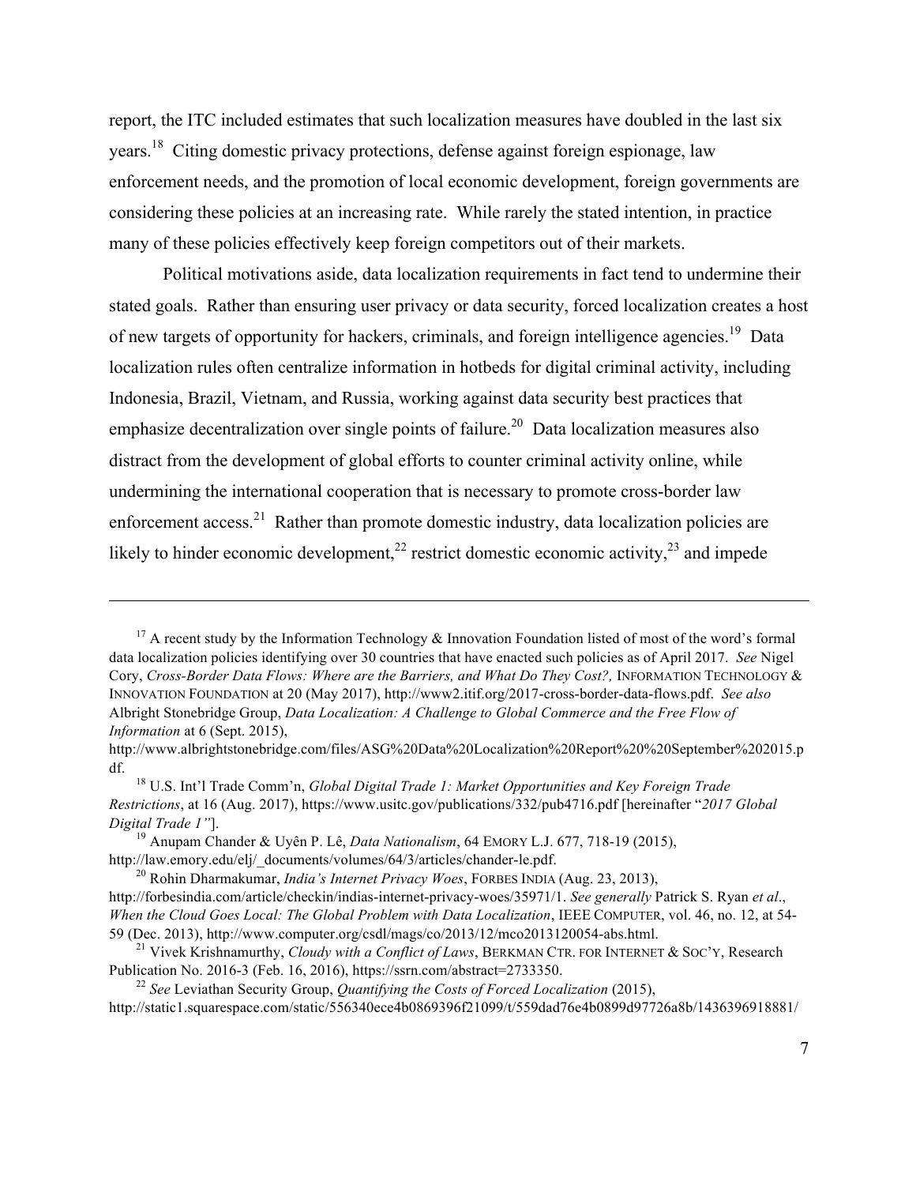report, the ITC included estimates that such localization measures have doubled in the last six years.[18] Citing domestic privacy protections, defense against foreign espionage, law enforcement needs, and the promotion of local economic development, foreign governments are considering these policies at an increasing rate. While rarely the stated intention, in practice many of these policies effectively keep foreign competitors out of their markets.

Political motivations aside, data localization requirements in fact tend to undermine their stated goals. Rather than ensuring user privacy or data security, forced localization creates a host of new targets of opportunity for hackers, criminals, and foreign intelligence agencies.[19] Data localization rules often centralize information in hotbeds for digital criminal activity, including Indonesia, Brazil, Vietnam, and Russia, working against data security best practices that emphasize decentralization over single points of failure.[20] Data localization measures also distract from the development of global efforts to counter criminal activity online, while undermining the international cooperation that is necessary to promote cross-border law enforcement access.[21] Rather than promote domestic industry, data localization policies are likely to hinder economic development,[22] restrict domestic economic activity,[23] and impede

---

[17] A recent study by the Information Technology & Innovation Foundation listed of most of the word's formal data localization policies identifying over 30 countries that have enacted such policies as of April 2017. *See* Nigel Cory, *Cross-Border Data Flows: Where are the Barriers, and What Do They Cost?,* INFORMATION TECHNOLOGY & INNOVATION FOUNDATION at 20 (May 2017), http://www2.itif.org/2017-cross-border-data-flows.pdf. *See also* Albright Stonebridge Group, *Data Localization: A Challenge to Global Commerce and the Free Flow of Information* at 6 (Sept. 2015), http://www.albrightstonebridge.com/files/ASG%20Data%20Localization%20Report%20%20September%202015.pdf.

[18] U.S. Int'l Trade Comm'n, *Global Digital Trade 1: Market Opportunities and Key Foreign Trade Restrictions*, at 16 (Aug. 2017), https://www.usitc.gov/publications/332/pub4716.pdf [hereinafter "*2017 Global Digital Trade 1"*].

[19] Anupam Chander & Uyên P. Lê, *Data Nationalism*, 64 EMORY L.J. 677, 718-19 (2015), http://law.emory.edu/elj/_documents/volumes/64/3/articles/chander-le.pdf.

[20] Rohin Dharmakumar, *India's Internet Privacy Woes*, FORBES INDIA (Aug. 23, 2013), http://forbesindia.com/article/checkin/indias-internet-privacy-woes/35971/1. *See generally* Patrick S. Ryan *et al*., *When the Cloud Goes Local: The Global Problem with Data Localization*, IEEE COMPUTER, vol. 46, no. 12, at 54-59 (Dec. 2013), http://www.computer.org/csdl/mags/co/2013/12/mco2013120054-abs.html.

[21] Vivek Krishnamurthy, *Cloudy with a Conflict of Laws*, BERKMAN CTR. FOR INTERNET & SOC'Y, Research Publication No. 2016-3 (Feb. 16, 2016), https://ssrn.com/abstract=2733350.

[22] *See* Leviathan Security Group, *Quantifying the Costs of Forced Localization* (2015), http://static1.squarespace.com/static/556340ece4b0869396f21099/t/559dad76e4b0899d97726a8b/1436396918881/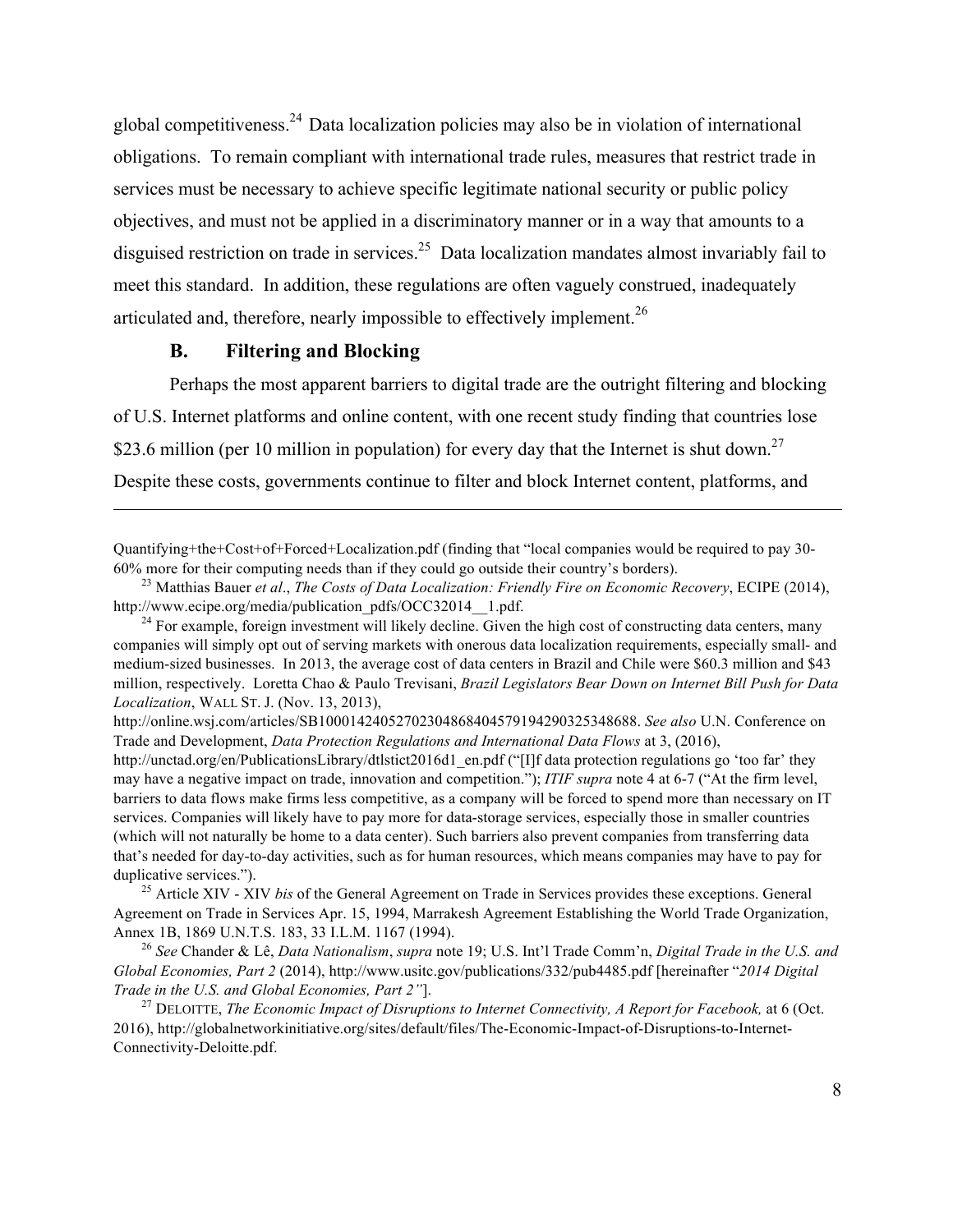global competitiveness.[24] Data localization policies may also be in violation of international obligations. To remain compliant with international trade rules, measures that restrict trade in services must be necessary to achieve specific legitimate national security or public policy objectives, and must not be applied in a discriminatory manner or in a way that amounts to a disguised restriction on trade in services.[25] Data localization mandates almost invariably fail to meet this standard. In addition, these regulations are often vaguely construed, inadequately articulated and, therefore, nearly impossible to effectively implement.[26]

### B. Filtering and Blocking

Perhaps the most apparent barriers to digital trade are the outright filtering and blocking of U.S. Internet platforms and online content, with one recent study finding that countries lose $23.6 million (per 10 million in population) for every day that the Internet is shut down.[27] Despite these costs, governments continue to filter and block Internet content, platforms, and

---

Quantifying+the+Cost+of+Forced+Localization.pdf (finding that "local companies would be required to pay 30-60% more for their computing needs than if they could go outside their country's borders).

[23] Matthias Bauer *et al*., *The Costs of Data Localization: Friendly Fire on Economic Recovery*, ECIPE (2014), http://www.ecipe.org/media/publication_pdfs/OCC32014__1.pdf.

[24] For example, foreign investment will likely decline. Given the high cost of constructing data centers, many companies will simply opt out of serving markets with onerous data localization requirements, especially small- and medium-sized businesses. In 2013, the average cost of data centers in Brazil and Chile were $60.3 million and $43 million, respectively. Loretta Chao & Paulo Trevisani, *Brazil Legislators Bear Down on Internet Bill Push for Data Localization*, WALL ST. J. (Nov. 13, 2013), http://online.wsj.com/articles/SB10001424052702304868404579194290325348688. *See also* U.N. Conference on Trade and Development, *Data Protection Regulations and International Data Flows* at 3, (2016), http://unctad.org/en/PublicationsLibrary/dtlstict2016d1_en.pdf ("[I]f data protection regulations go 'too far' they may have a negative impact on trade, innovation and competition."); *ITIF supra* note 4 at 6-7 ("At the firm level, barriers to data flows make firms less competitive, as a company will be forced to spend more than necessary on IT services. Companies will likely have to pay more for data-storage services, especially those in smaller countries (which will not naturally be home to a data center). Such barriers also prevent companies from transferring data that's needed for day-to-day activities, such as for human resources, which means companies may have to pay for duplicative services.").

[25] Article XIV - XIV *bis* of the General Agreement on Trade in Services provides these exceptions. General Agreement on Trade in Services Apr. 15, 1994, Marrakesh Agreement Establishing the World Trade Organization, Annex 1B, 1869 U.N.T.S. 183, 33 I.L.M. 1167 (1994).

[26] *See* Chander & Lê, *Data Nationalism*, *supra* note 19; U.S. Int'l Trade Comm'n, *Digital Trade in the U.S. and Global Economies, Part 2* (2014), http://www.usitc.gov/publications/332/pub4485.pdf [hereinafter "*2014 Digital Trade in the U.S. and Global Economies, Part 2"*].

[27] DELOITTE, *The Economic Impact of Disruptions to Internet Connectivity, A Report for Facebook,* at 6 (Oct. 2016), http://globalnetworkinitiative.org/sites/default/files/The-Economic-Impact-of-Disruptions-to-Internet-Connectivity-Deloitte.pdf.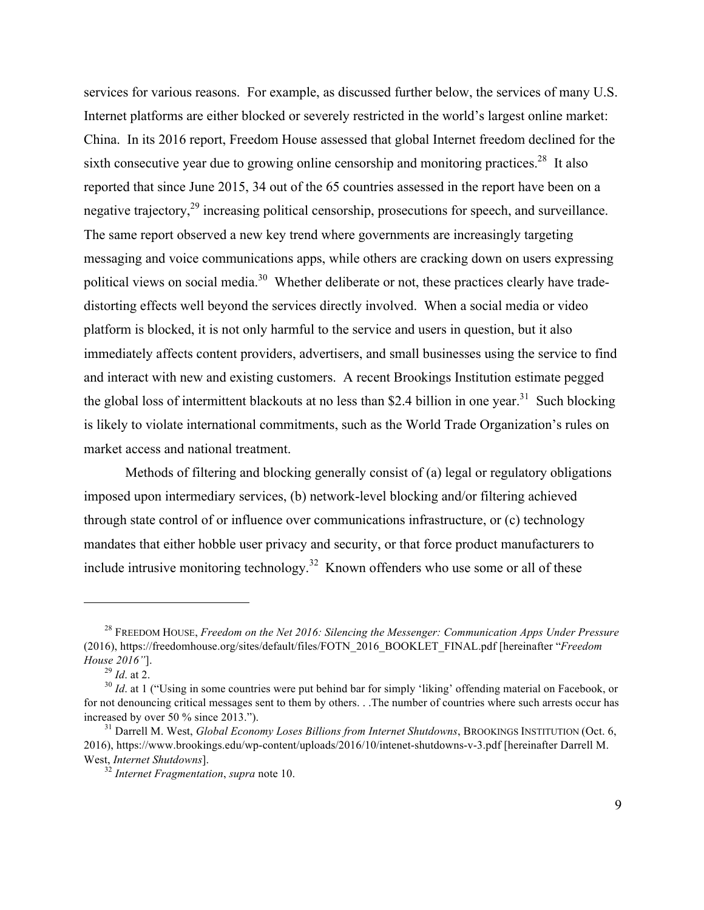services for various reasons. For example, as discussed further below, the services of many U.S. Internet platforms are either blocked or severely restricted in the world's largest online market: China. In its 2016 report, Freedom House assessed that global Internet freedom declined for the sixth consecutive year due to growing online censorship and monitoring practices.[28] It also reported that since June 2015, 34 out of the 65 countries assessed in the report have been on a negative trajectory,[29] increasing political censorship, prosecutions for speech, and surveillance. The same report observed a new key trend where governments are increasingly targeting messaging and voice communications apps, while others are cracking down on users expressing political views on social media.[30] Whether deliberate or not, these practices clearly have trade-distorting effects well beyond the services directly involved. When a social media or video platform is blocked, it is not only harmful to the service and users in question, but it also immediately affects content providers, advertisers, and small businesses using the service to find and interact with new and existing customers. A recent Brookings Institution estimate pegged the global loss of intermittent blackouts at no less than $2.4 billion in one year.[31] Such blocking is likely to violate international commitments, such as the World Trade Organization's rules on market access and national treatment.

Methods of filtering and blocking generally consist of (a) legal or regulatory obligations imposed upon intermediary services, (b) network-level blocking and/or filtering achieved through state control of or influence over communications infrastructure, or (c) technology mandates that either hobble user privacy and security, or that force product manufacturers to include intrusive monitoring technology.[32] Known offenders who use some or all of these

---

[28] FREEDOM HOUSE, *Freedom on the Net 2016: Silencing the Messenger: Communication Apps Under Pressure* (2016), https://freedomhouse.org/sites/default/files/FOTN_2016_BOOKLET_FINAL.pdf [hereinafter "*Freedom House 2016"*].

[29] *Id*. at 2.

[30] *Id*. at 1 ("Using in some countries were put behind bar for simply 'liking' offending material on Facebook, or for not denouncing critical messages sent to them by others. . .The number of countries where such arrests occur has increased by over 50 % since 2013.").

[31] Darrell M. West, *Global Economy Loses Billions from Internet Shutdowns*, BROOKINGS INSTITUTION (Oct. 6, 2016), https://www.brookings.edu/wp-content/uploads/2016/10/intenet-shutdowns-v-3.pdf [hereinafter Darrell M. West, *Internet Shutdowns*].

[32] *Internet Fragmentation*, *supra* note 10.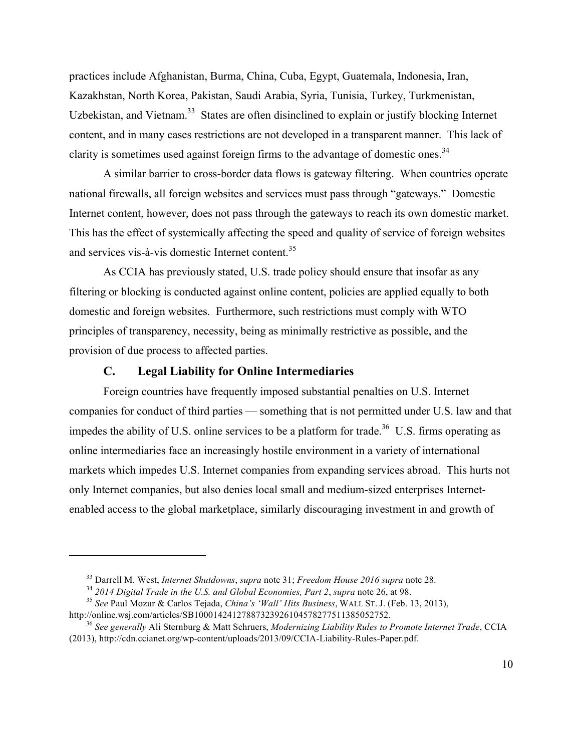practices include Afghanistan, Burma, China, Cuba, Egypt, Guatemala, Indonesia, Iran, Kazakhstan, North Korea, Pakistan, Saudi Arabia, Syria, Tunisia, Turkey, Turkmenistan, Uzbekistan, and Vietnam.[33] States are often disinclined to explain or justify blocking Internet content, and in many cases restrictions are not developed in a transparent manner. This lack of clarity is sometimes used against foreign firms to the advantage of domestic ones.[34]

A similar barrier to cross-border data flows is gateway filtering. When countries operate national firewalls, all foreign websites and services must pass through "gateways." Domestic Internet content, however, does not pass through the gateways to reach its own domestic market. This has the effect of systemically affecting the speed and quality of service of foreign websites and services vis-à-vis domestic Internet content.[35]

As CCIA has previously stated, U.S. trade policy should ensure that insofar as any filtering or blocking is conducted against online content, policies are applied equally to both domestic and foreign websites. Furthermore, such restrictions must comply with WTO principles of transparency, necessity, being as minimally restrictive as possible, and the provision of due process to affected parties.

### C. Legal Liability for Online Intermediaries

Foreign countries have frequently imposed substantial penalties on U.S. Internet companies for conduct of third parties — something that is not permitted under U.S. law and that impedes the ability of U.S. online services to be a platform for trade.[36] U.S. firms operating as online intermediaries face an increasingly hostile environment in a variety of international markets which impedes U.S. Internet companies from expanding services abroad. This hurts not only Internet companies, but also denies local small and medium-sized enterprises Internet-enabled access to the global marketplace, similarly discouraging investment in and growth of

---

[33] Darrell M. West, *Internet Shutdowns*, *supra* note 31; *Freedom House 2016 supra* note 28.

[34] *2014 Digital Trade in the U.S. and Global Economies, Part 2*, *supra* note 26, at 98.

[35] *See* Paul Mozur & Carlos Tejada, *China's 'Wall' Hits Business*, WALL ST. J. (Feb. 13, 2013), http://online.wsj.com/articles/SB10001424127887323926104578277511385052752.

[36] *See generally* Ali Sternburg & Matt Schruers, *Modernizing Liability Rules to Promote Internet Trade*, CCIA (2013), http://cdn.ccianet.org/wp-content/uploads/2013/09/CCIA-Liability-Rules-Paper.pdf.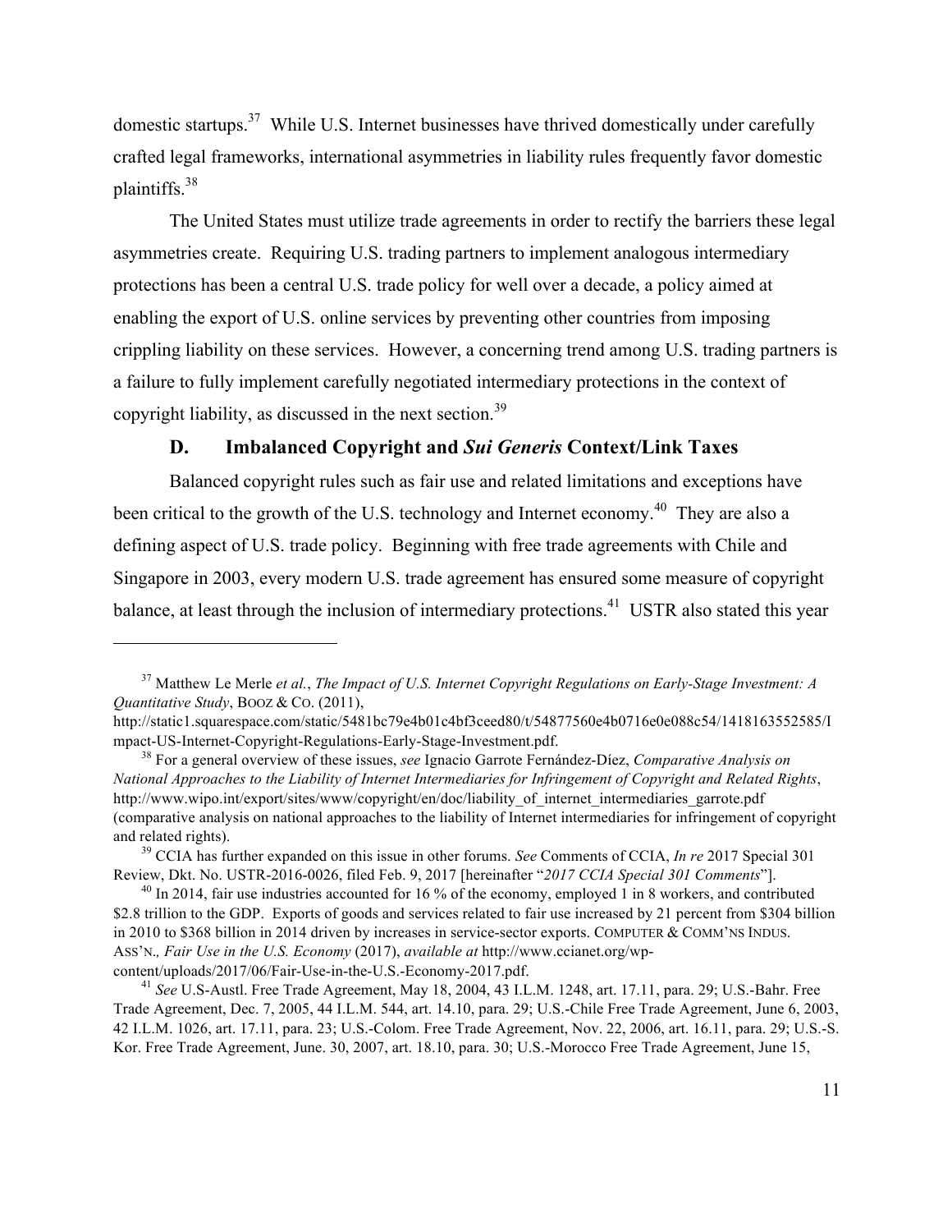domestic startups.[37] While U.S. Internet businesses have thrived domestically under carefully crafted legal frameworks, international asymmetries in liability rules frequently favor domestic plaintiffs.[38]

The United States must utilize trade agreements in order to rectify the barriers these legal asymmetries create. Requiring U.S. trading partners to implement analogous intermediary protections has been a central U.S. trade policy for well over a decade, a policy aimed at enabling the export of U.S. online services by preventing other countries from imposing crippling liability on these services. However, a concerning trend among U.S. trading partners is a failure to fully implement carefully negotiated intermediary protections in the context of copyright liability, as discussed in the next section.[39]

### D. Imbalanced Copyright and *Sui Generis* Context/Link Taxes

Balanced copyright rules such as fair use and related limitations and exceptions have been critical to the growth of the U.S. technology and Internet economy.[40] They are also a defining aspect of U.S. trade policy. Beginning with free trade agreements with Chile and Singapore in 2003, every modern U.S. trade agreement has ensured some measure of copyright balance, at least through the inclusion of intermediary protections.[41] USTR also stated this year

---

[37] Matthew Le Merle *et al.*, *The Impact of U.S. Internet Copyright Regulations on Early-Stage Investment: A Quantitative Study*, Booz & Co. (2011), http://static1.squarespace.com/static/5481bc79e4b01c4bf3ceed80/t/54877560e4b0716e0e088c54/1418163552585/Impact-US-Internet-Copyright-Regulations-Early-Stage-Investment.pdf.

[38] For a general overview of these issues, *see* Ignacio Garrote Fernández-Díez, *Comparative Analysis on National Approaches to the Liability of Internet Intermediaries for Infringement of Copyright and Related Rights*, http://www.wipo.int/export/sites/www/copyright/en/doc/liability_of_internet_intermediaries_garrote.pdf (comparative analysis on national approaches to the liability of Internet intermediaries for infringement of copyright and related rights).

[39] CCIA has further expanded on this issue in other forums. *See* Comments of CCIA, *In re* 2017 Special 301 Review, Dkt. No. USTR-2016-0026, filed Feb. 9, 2017 [hereinafter "*2017 CCIA Special 301 Comments*"].

[40] In 2014, fair use industries accounted for 16 % of the economy, employed 1 in 8 workers, and contributed $2.8 trillion to the GDP. Exports of goods and services related to fair use increased by 21 percent from $304 billion in 2010 to $368 billion in 2014 driven by increases in service-sector exports. Computer & Comm'ns Indus. Ass'n., *Fair Use in the U.S. Economy* (2017), *available at* http://www.ccianet.org/wp-content/uploads/2017/06/Fair-Use-in-the-U.S.-Economy-2017.pdf.

[41] *See* U.S-Austl. Free Trade Agreement, May 18, 2004, 43 I.L.M. 1248, art. 17.11, para. 29; U.S.-Bahr. Free Trade Agreement, Dec. 7, 2005, 44 I.L.M. 544, art. 14.10, para. 29; U.S.-Chile Free Trade Agreement, June 6, 2003, 42 I.L.M. 1026, art. 17.11, para. 23; U.S.-Colom. Free Trade Agreement, Nov. 22, 2006, art. 16.11, para. 29; U.S.-S. Kor. Free Trade Agreement, June. 30, 2007, art. 18.10, para. 30; U.S.-Morocco Free Trade Agreement, June 15,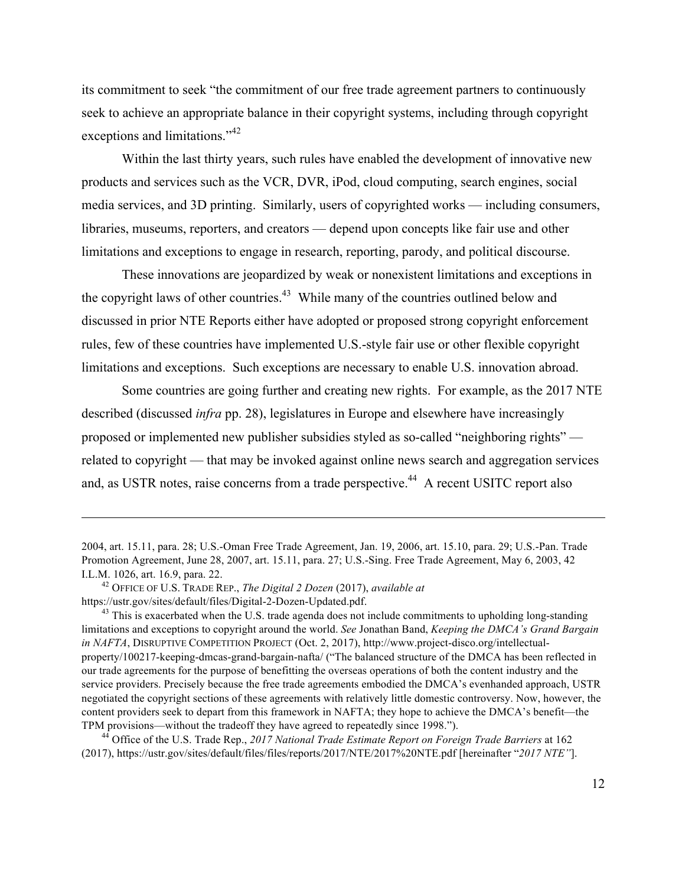its commitment to seek "the commitment of our free trade agreement partners to continuously seek to achieve an appropriate balance in their copyright systems, including through copyright exceptions and limitations."[42]

Within the last thirty years, such rules have enabled the development of innovative new products and services such as the VCR, DVR, iPod, cloud computing, search engines, social media services, and 3D printing. Similarly, users of copyrighted works — including consumers, libraries, museums, reporters, and creators — depend upon concepts like fair use and other limitations and exceptions to engage in research, reporting, parody, and political discourse.

These innovations are jeopardized by weak or nonexistent limitations and exceptions in the copyright laws of other countries.[43] While many of the countries outlined below and discussed in prior NTE Reports either have adopted or proposed strong copyright enforcement rules, few of these countries have implemented U.S.-style fair use or other flexible copyright limitations and exceptions. Such exceptions are necessary to enable U.S. innovation abroad.

Some countries are going further and creating new rights. For example, as the 2017 NTE described (discussed *infra* pp. 28), legislatures in Europe and elsewhere have increasingly proposed or implemented new publisher subsidies styled as so-called "neighboring rights" — related to copyright — that may be invoked against online news search and aggregation services and, as USTR notes, raise concerns from a trade perspective.[44] A recent USITC report also

---

2004, art. 15.11, para. 28; U.S.-Oman Free Trade Agreement, Jan. 19, 2006, art. 15.10, para. 29; U.S.-Pan. Trade Promotion Agreement, June 28, 2007, art. 15.11, para. 27; U.S.-Sing. Free Trade Agreement, May 6, 2003, 42 I.L.M. 1026, art. 16.9, para. 22.

[42] OFFICE OF U.S. TRADE REP., *The Digital 2 Dozen* (2017), *available at* https://ustr.gov/sites/default/files/Digital-2-Dozen-Updated.pdf.

[43] This is exacerbated when the U.S. trade agenda does not include commitments to upholding long-standing limitations and exceptions to copyright around the world. *See* Jonathan Band, *Keeping the DMCA's Grand Bargain in NAFTA*, DISRUPTIVE COMPETITION PROJECT (Oct. 2, 2017), http://www.project-disco.org/intellectual-property/100217-keeping-dmcas-grand-bargain-nafta/ ("The balanced structure of the DMCA has been reflected in our trade agreements for the purpose of benefitting the overseas operations of both the content industry and the service providers. Precisely because the free trade agreements embodied the DMCA's evenhanded approach, USTR negotiated the copyright sections of these agreements with relatively little domestic controversy. Now, however, the content providers seek to depart from this framework in NAFTA; they hope to achieve the DMCA's benefit—the TPM provisions—without the tradeoff they have agreed to repeatedly since 1998.").

[44] Office of the U.S. Trade Rep., *2017 National Trade Estimate Report on Foreign Trade Barriers* at 162 (2017), https://ustr.gov/sites/default/files/files/reports/2017/NTE/2017%20NTE.pdf [hereinafter "*2017 NTE"*].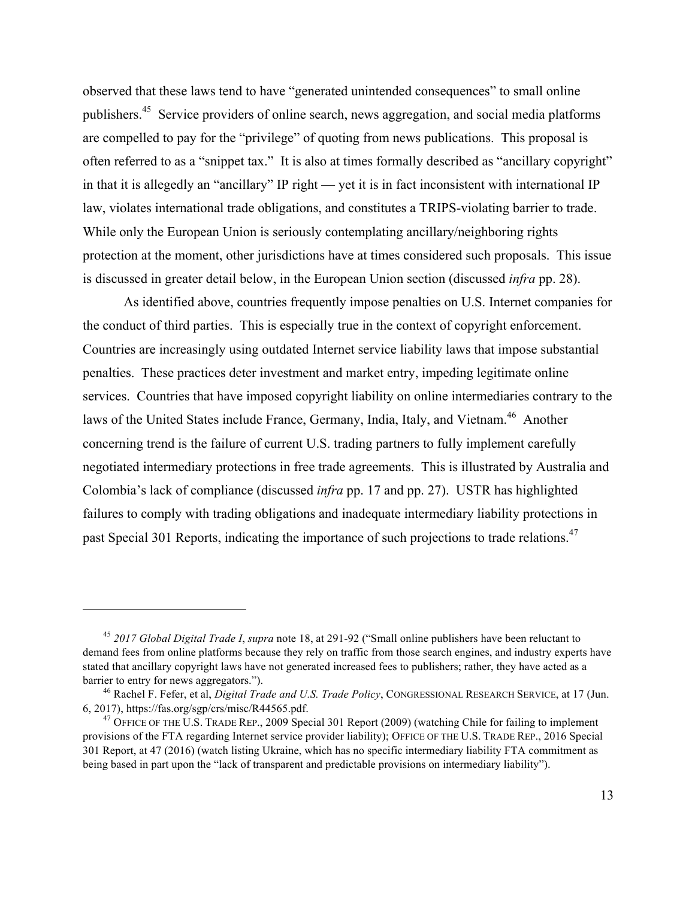observed that these laws tend to have "generated unintended consequences" to small online publishers.[45] Service providers of online search, news aggregation, and social media platforms are compelled to pay for the "privilege" of quoting from news publications. This proposal is often referred to as a "snippet tax." It is also at times formally described as "ancillary copyright" in that it is allegedly an "ancillary" IP right — yet it is in fact inconsistent with international IP law, violates international trade obligations, and constitutes a TRIPS-violating barrier to trade. While only the European Union is seriously contemplating ancillary/neighboring rights protection at the moment, other jurisdictions have at times considered such proposals. This issue is discussed in greater detail below, in the European Union section (discussed *infra* pp. 28).

As identified above, countries frequently impose penalties on U.S. Internet companies for the conduct of third parties. This is especially true in the context of copyright enforcement. Countries are increasingly using outdated Internet service liability laws that impose substantial penalties. These practices deter investment and market entry, impeding legitimate online services. Countries that have imposed copyright liability on online intermediaries contrary to the laws of the United States include France, Germany, India, Italy, and Vietnam.[46] Another concerning trend is the failure of current U.S. trading partners to fully implement carefully negotiated intermediary protections in free trade agreements. This is illustrated by Australia and Colombia's lack of compliance (discussed *infra* pp. 17 and pp. 27). USTR has highlighted failures to comply with trading obligations and inadequate intermediary liability protections in past Special 301 Reports, indicating the importance of such projections to trade relations.[47]

---

[45] *2017 Global Digital Trade I*, *supra* note 18, at 291-92 ("Small online publishers have been reluctant to demand fees from online platforms because they rely on traffic from those search engines, and industry experts have stated that ancillary copyright laws have not generated increased fees to publishers; rather, they have acted as a barrier to entry for news aggregators.").

[46] Rachel F. Fefer, et al, *Digital Trade and U.S. Trade Policy*, CONGRESSIONAL RESEARCH SERVICE, at 17 (Jun. 6, 2017), https://fas.org/sgp/crs/misc/R44565.pdf.

[47] OFFICE OF THE U.S. TRADE REP., 2009 Special 301 Report (2009) (watching Chile for failing to implement provisions of the FTA regarding Internet service provider liability); OFFICE OF THE U.S. TRADE REP., 2016 Special 301 Report, at 47 (2016) (watch listing Ukraine, which has no specific intermediary liability FTA commitment as being based in part upon the "lack of transparent and predictable provisions on intermediary liability").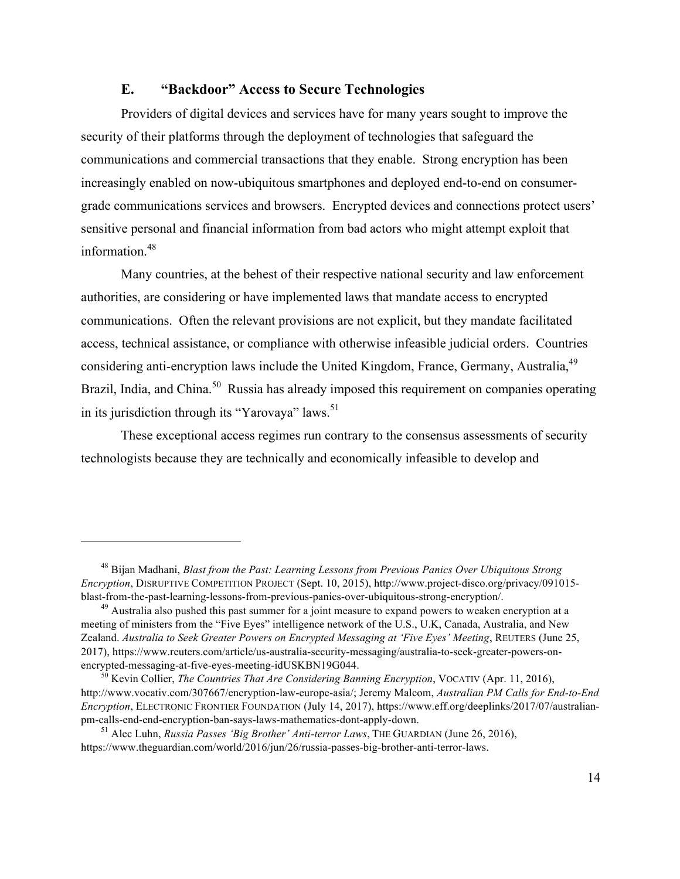### E. "Backdoor" Access to Secure Technologies

Providers of digital devices and services have for many years sought to improve the security of their platforms through the deployment of technologies that safeguard the communications and commercial transactions that they enable. Strong encryption has been increasingly enabled on now-ubiquitous smartphones and deployed end-to-end on consumer-grade communications services and browsers. Encrypted devices and connections protect users' sensitive personal and financial information from bad actors who might attempt exploit that information.[48]

Many countries, at the behest of their respective national security and law enforcement authorities, are considering or have implemented laws that mandate access to encrypted communications. Often the relevant provisions are not explicit, but they mandate facilitated access, technical assistance, or compliance with otherwise infeasible judicial orders. Countries considering anti-encryption laws include the United Kingdom, France, Germany, Australia,[49] Brazil, India, and China.[50] Russia has already imposed this requirement on companies operating in its jurisdiction through its "Yarovaya" laws.[51]

These exceptional access regimes run contrary to the consensus assessments of security technologists because they are technically and economically infeasible to develop and

---

[48] Bijan Madhani, *Blast from the Past: Learning Lessons from Previous Panics Over Ubiquitous Strong Encryption*, DISRUPTIVE COMPETITION PROJECT (Sept. 10, 2015), http://www.project-disco.org/privacy/091015-blast-from-the-past-learning-lessons-from-previous-panics-over-ubiquitous-strong-encryption/.

[49] Australia also pushed this past summer for a joint measure to expand powers to weaken encryption at a meeting of ministers from the "Five Eyes" intelligence network of the U.S., U.K, Canada, Australia, and New Zealand. *Australia to Seek Greater Powers on Encrypted Messaging at 'Five Eyes' Meeting*, REUTERS (June 25, 2017), https://www.reuters.com/article/us-australia-security-messaging/australia-to-seek-greater-powers-on-encrypted-messaging-at-five-eyes-meeting-idUSKBN19G044.

[50] Kevin Collier, *The Countries That Are Considering Banning Encryption*, VOCATIV (Apr. 11, 2016), http://www.vocativ.com/307667/encryption-law-europe-asia/; Jeremy Malcom, *Australian PM Calls for End-to-End Encryption*, ELECTRONIC FRONTIER FOUNDATION (July 14, 2017), https://www.eff.org/deeplinks/2017/07/australian-pm-calls-end-end-encryption-ban-says-laws-mathematics-dont-apply-down.

[51] Alec Luhn, *Russia Passes 'Big Brother' Anti-terror Laws*, THE GUARDIAN (June 26, 2016), https://www.theguardian.com/world/2016/jun/26/russia-passes-big-brother-anti-terror-laws.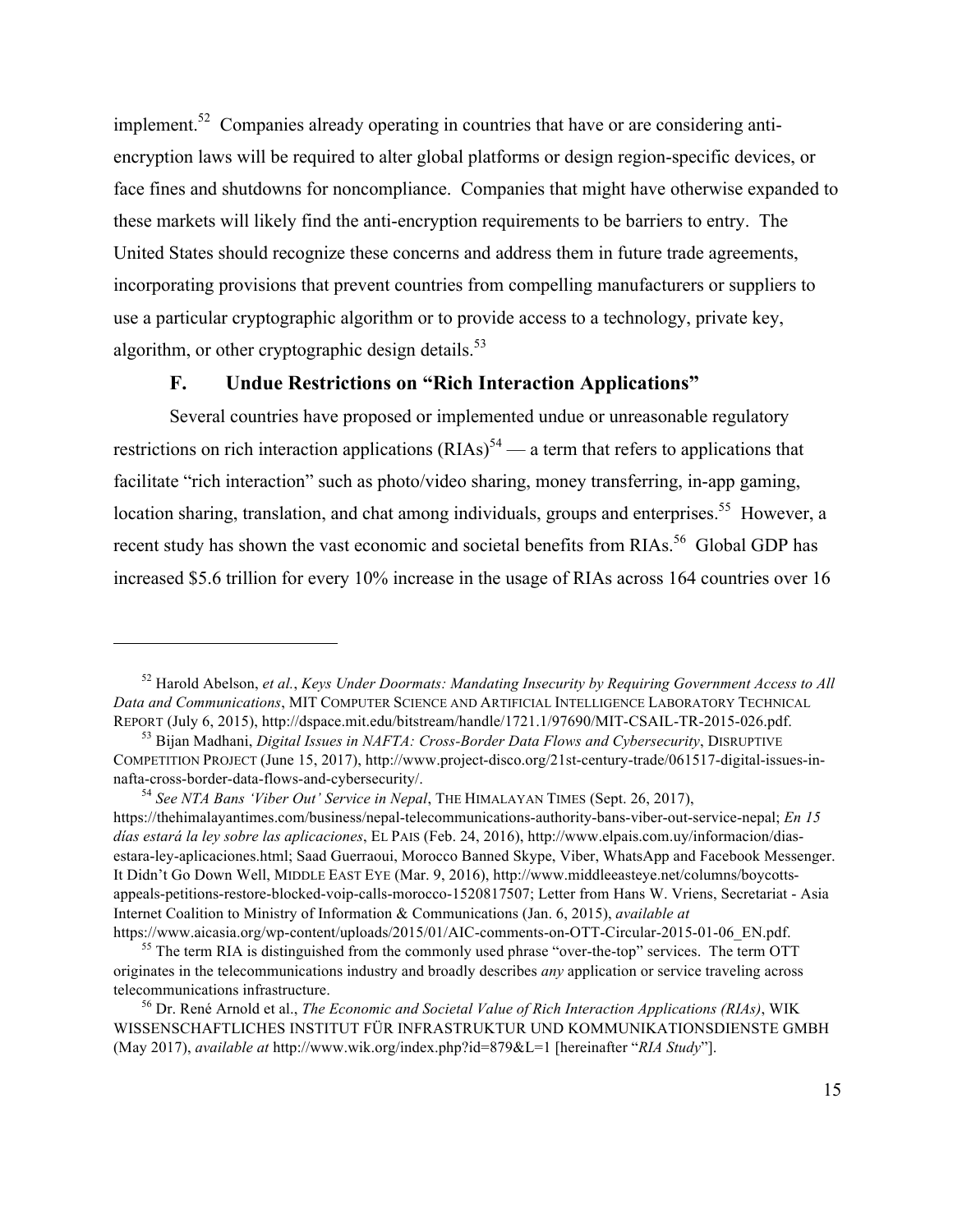implement.[52] Companies already operating in countries that have or are considering anti-encryption laws will be required to alter global platforms or design region-specific devices, or face fines and shutdowns for noncompliance. Companies that might have otherwise expanded to these markets will likely find the anti-encryption requirements to be barriers to entry. The United States should recognize these concerns and address them in future trade agreements, incorporating provisions that prevent countries from compelling manufacturers or suppliers to use a particular cryptographic algorithm or to provide access to a technology, private key, algorithm, or other cryptographic design details.[53]

### F. Undue Restrictions on "Rich Interaction Applications"

Several countries have proposed or implemented undue or unreasonable regulatory restrictions on rich interaction applications (RIAs)[54] — a term that refers to applications that facilitate "rich interaction" such as photo/video sharing, money transferring, in-app gaming, location sharing, translation, and chat among individuals, groups and enterprises.[55] However, a recent study has shown the vast economic and societal benefits from RIAs.[56] Global GDP has increased $5.6 trillion for every 10% increase in the usage of RIAs across 164 countries over 16

---

[52] Harold Abelson, *et al.*, *Keys Under Doormats: Mandating Insecurity by Requiring Government Access to All Data and Communications*, MIT COMPUTER SCIENCE AND ARTIFICIAL INTELLIGENCE LABORATORY TECHNICAL REPORT (July 6, 2015), http://dspace.mit.edu/bitstream/handle/1721.1/97690/MIT-CSAIL-TR-2015-026.pdf.

[53] Bijan Madhani, *Digital Issues in NAFTA: Cross-Border Data Flows and Cybersecurity*, DISRUPTIVE COMPETITION PROJECT (June 15, 2017), http://www.project-disco.org/21st-century-trade/061517-digital-issues-in-nafta-cross-border-data-flows-and-cybersecurity/.

[54] *See NTA Bans 'Viber Out' Service in Nepal*, THE HIMALAYAN TIMES (Sept. 26, 2017), https://thehimalayantimes.com/business/nepal-telecommunications-authority-bans-viber-out-service-nepal; *En 15 días estará la ley sobre las aplicaciones*, EL PAIS (Feb. 24, 2016), http://www.elpais.com.uy/informacion/dias-estara-ley-aplicaciones.html; Saad Guerraoui, Morocco Banned Skype, Viber, WhatsApp and Facebook Messenger. It Didn't Go Down Well, MIDDLE EAST EYE (Mar. 9, 2016), http://www.middleeasteye.net/columns/boycotts-appeals-petitions-restore-blocked-voip-calls-morocco-1520817507; Letter from Hans W. Vriens, Secretariat - Asia Internet Coalition to Ministry of Information & Communications (Jan. 6, 2015), *available at* https://www.aicasia.org/wp-content/uploads/2015/01/AIC-comments-on-OTT-Circular-2015-01-06_EN.pdf.

[55] The term RIA is distinguished from the commonly used phrase "over-the-top" services. The term OTT originates in the telecommunications industry and broadly describes *any* application or service traveling across telecommunications infrastructure.

[56] Dr. René Arnold et al., *The Economic and Societal Value of Rich Interaction Applications (RIAs)*, WIK WISSENSCHAFTLICHES INSTITUT FÜR INFRASTRUKTUR UND KOMMUNIKATIONSDIENSTE GMBH (May 2017), *available at* http://www.wik.org/index.php?id=879&L=1 [hereinafter "*RIA Study*"].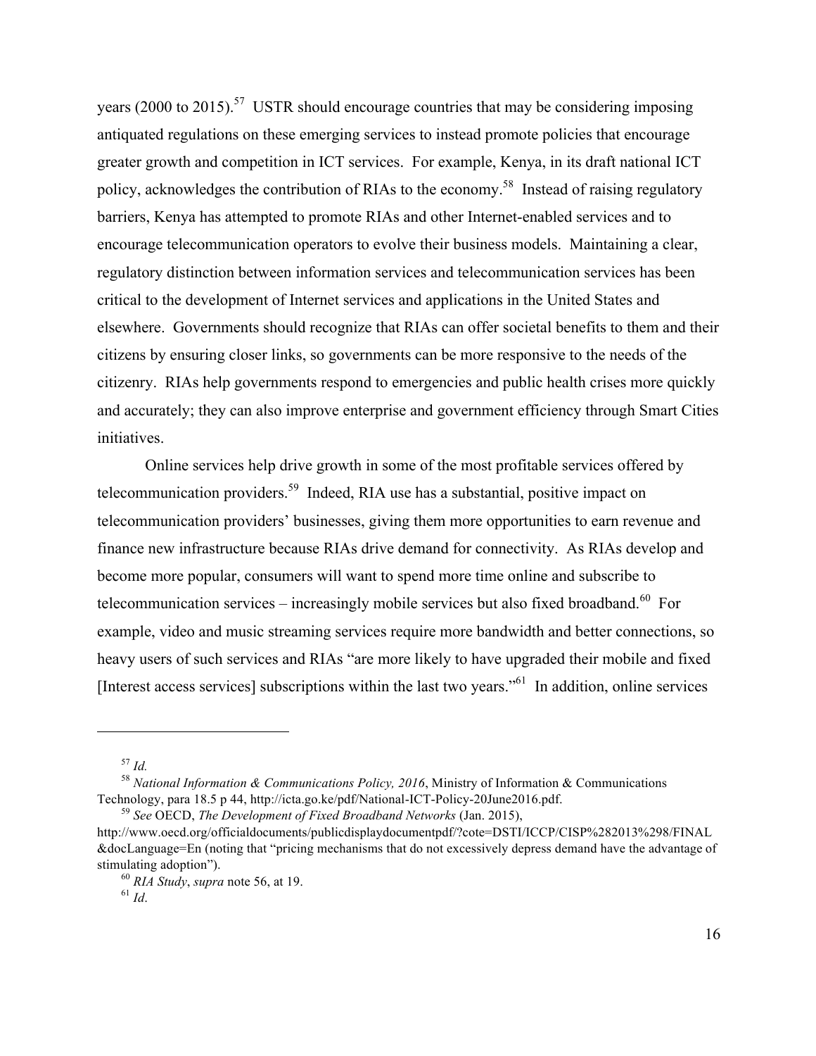years (2000 to 2015).[57] USTR should encourage countries that may be considering imposing antiquated regulations on these emerging services to instead promote policies that encourage greater growth and competition in ICT services. For example, Kenya, in its draft national ICT policy, acknowledges the contribution of RIAs to the economy.[58] Instead of raising regulatory barriers, Kenya has attempted to promote RIAs and other Internet-enabled services and to encourage telecommunication operators to evolve their business models. Maintaining a clear, regulatory distinction between information services and telecommunication services has been critical to the development of Internet services and applications in the United States and elsewhere. Governments should recognize that RIAs can offer societal benefits to them and their citizens by ensuring closer links, so governments can be more responsive to the needs of the citizenry. RIAs help governments respond to emergencies and public health crises more quickly and accurately; they can also improve enterprise and government efficiency through Smart Cities initiatives.

Online services help drive growth in some of the most profitable services offered by telecommunication providers.[59] Indeed, RIA use has a substantial, positive impact on telecommunication providers' businesses, giving them more opportunities to earn revenue and finance new infrastructure because RIAs drive demand for connectivity. As RIAs develop and become more popular, consumers will want to spend more time online and subscribe to telecommunication services – increasingly mobile services but also fixed broadband.[60] For example, video and music streaming services require more bandwidth and better connections, so heavy users of such services and RIAs "are more likely to have upgraded their mobile and fixed [Interest access services] subscriptions within the last two years."[61] In addition, online services

---

[57] *Id.*

[58] *National Information & Communications Policy, 2016*, Ministry of Information & Communications Technology, para 18.5 p 44, http://icta.go.ke/pdf/National-ICT-Policy-20June2016.pdf.

[59] *See* OECD, *The Development of Fixed Broadband Networks* (Jan. 2015), http://www.oecd.org/officialdocuments/publicdisplaydocumentpdf/?cote=DSTI/ICCP/CISP%282013%298/FINAL&docLanguage=En (noting that "pricing mechanisms that do not excessively depress demand have the advantage of stimulating adoption").

[60] *RIA Study*, *supra* note 56, at 19.

[61] *Id*.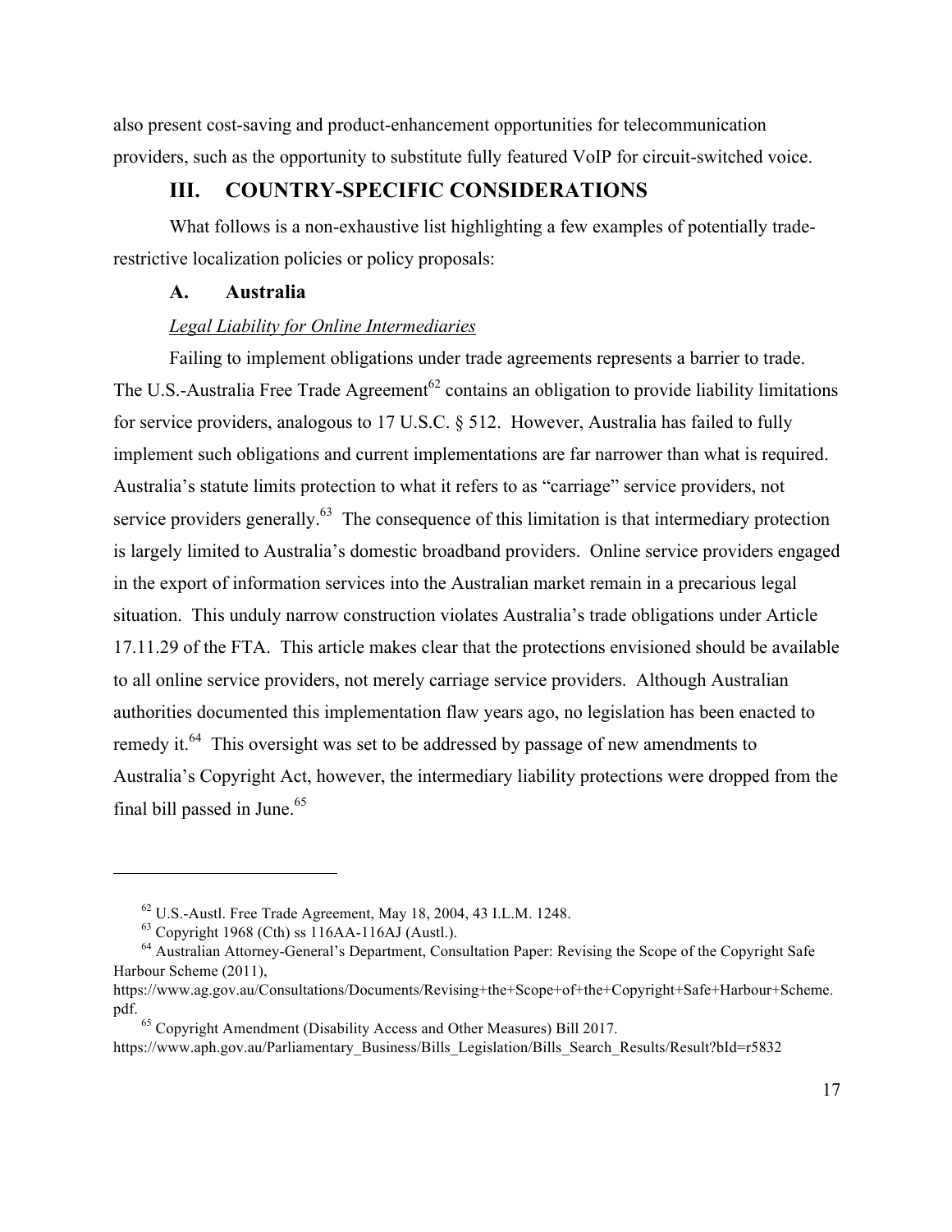also present cost-saving and product-enhancement opportunities for telecommunication providers, such as the opportunity to substitute fully featured VoIP for circuit-switched voice.

## III. COUNTRY-SPECIFIC CONSIDERATIONS

What follows is a non-exhaustive list highlighting a few examples of potentially trade-restrictive localization policies or policy proposals:

### A. Australia

*Legal Liability for Online Intermediaries*

Failing to implement obligations under trade agreements represents a barrier to trade. The U.S.-Australia Free Trade Agreement[62] contains an obligation to provide liability limitations for service providers, analogous to 17 U.S.C. § 512. However, Australia has failed to fully implement such obligations and current implementations are far narrower than what is required. Australia's statute limits protection to what it refers to as "carriage" service providers, not service providers generally.[63] The consequence of this limitation is that intermediary protection is largely limited to Australia's domestic broadband providers. Online service providers engaged in the export of information services into the Australian market remain in a precarious legal situation. This unduly narrow construction violates Australia's trade obligations under Article 17.11.29 of the FTA. This article makes clear that the protections envisioned should be available to all online service providers, not merely carriage service providers. Although Australian authorities documented this implementation flaw years ago, no legislation has been enacted to remedy it.[64] This oversight was set to be addressed by passage of new amendments to Australia's Copyright Act, however, the intermediary liability protections were dropped from the final bill passed in June.[65]

---

[62] U.S.-Austl. Free Trade Agreement, May 18, 2004, 43 I.L.M. 1248.

[63] Copyright 1968 (Cth) ss 116AA-116AJ (Austl.).

[64] Australian Attorney-General's Department, Consultation Paper: Revising the Scope of the Copyright Safe Harbour Scheme (2011), https://www.ag.gov.au/Consultations/Documents/Revising+the+Scope+of+the+Copyright+Safe+Harbour+Scheme.pdf.

[65] Copyright Amendment (Disability Access and Other Measures) Bill 2017. https://www.aph.gov.au/Parliamentary_Business/Bills_Legislation/Bills_Search_Results/Result?bId=r5832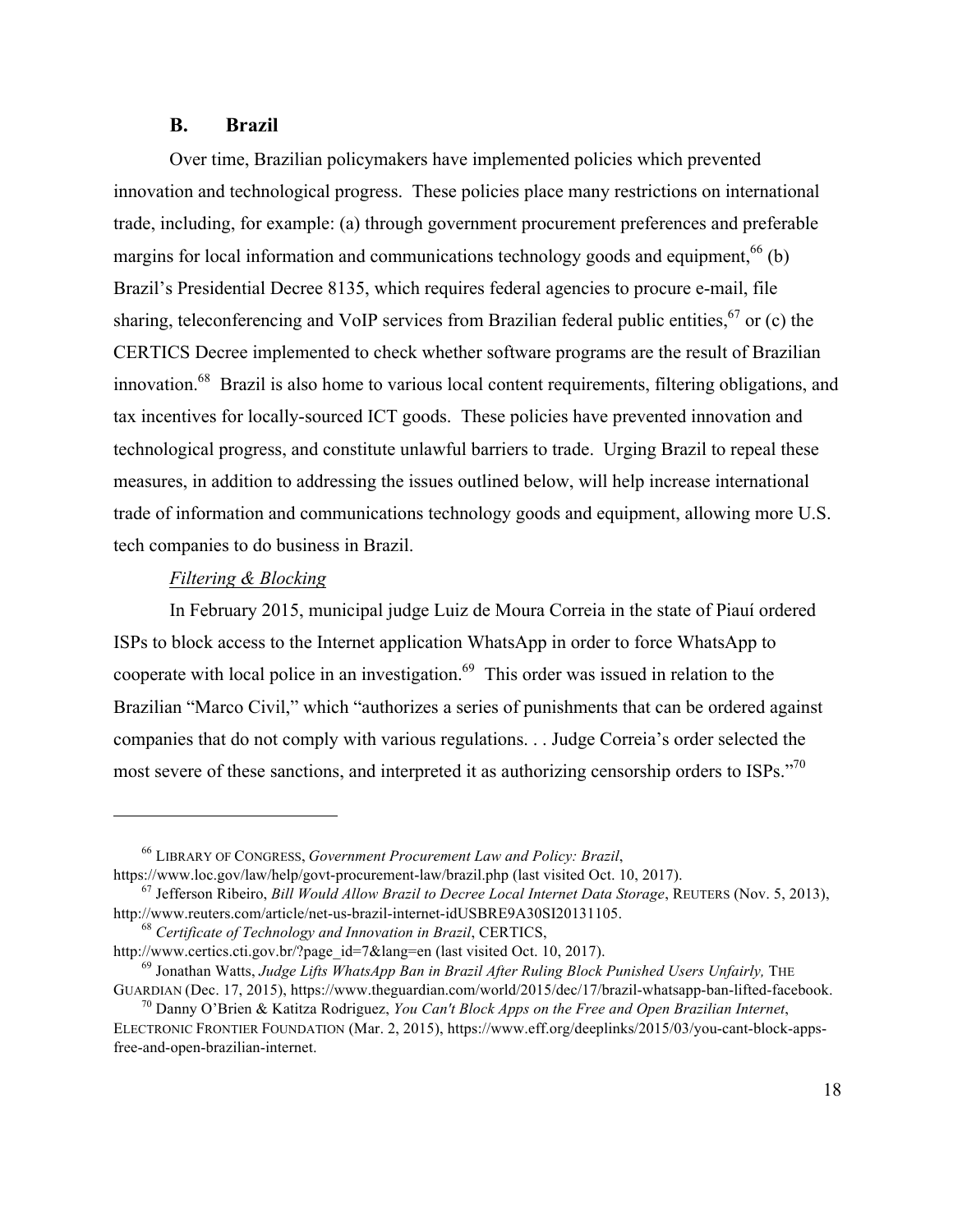### B. Brazil

Over time, Brazilian policymakers have implemented policies which prevented innovation and technological progress. These policies place many restrictions on international trade, including, for example: (a) through government procurement preferences and preferable margins for local information and communications technology goods and equipment,[66] (b) Brazil's Presidential Decree 8135, which requires federal agencies to procure e-mail, file sharing, teleconferencing and VoIP services from Brazilian federal public entities,[67] or (c) the CERTICS Decree implemented to check whether software programs are the result of Brazilian innovation.[68] Brazil is also home to various local content requirements, filtering obligations, and tax incentives for locally-sourced ICT goods. These policies have prevented innovation and technological progress, and constitute unlawful barriers to trade. Urging Brazil to repeal these measures, in addition to addressing the issues outlined below, will help increase international trade of information and communications technology goods and equipment, allowing more U.S. tech companies to do business in Brazil.

*Filtering & Blocking*

In February 2015, municipal judge Luiz de Moura Correia in the state of Piauí ordered ISPs to block access to the Internet application WhatsApp in order to force WhatsApp to cooperate with local police in an investigation.[69] This order was issued in relation to the Brazilian "Marco Civil," which "authorizes a series of punishments that can be ordered against companies that do not comply with various regulations. . . Judge Correia's order selected the most severe of these sanctions, and interpreted it as authorizing censorship orders to ISPs."[70]

---

[66] LIBRARY OF CONGRESS, *Government Procurement Law and Policy: Brazil*, https://www.loc.gov/law/help/govt-procurement-law/brazil.php (last visited Oct. 10, 2017).

[67] Jefferson Ribeiro, *Bill Would Allow Brazil to Decree Local Internet Data Storage*, REUTERS (Nov. 5, 2013), http://www.reuters.com/article/net-us-brazil-internet-idUSBRE9A30SI20131105.

[68] *Certificate of Technology and Innovation in Brazil*, CERTICS, http://www.certics.cti.gov.br/?page_id=7&lang=en (last visited Oct. 10, 2017).

[69] Jonathan Watts, *Judge Lifts WhatsApp Ban in Brazil After Ruling Block Punished Users Unfairly,* THE GUARDIAN (Dec. 17, 2015), https://www.theguardian.com/world/2015/dec/17/brazil-whatsapp-ban-lifted-facebook.

[70] Danny O'Brien & Katitza Rodriguez, *You Can't Block Apps on the Free and Open Brazilian Internet*, ELECTRONIC FRONTIER FOUNDATION (Mar. 2, 2015), https://www.eff.org/deeplinks/2015/03/you-cant-block-apps-free-and-open-brazilian-internet.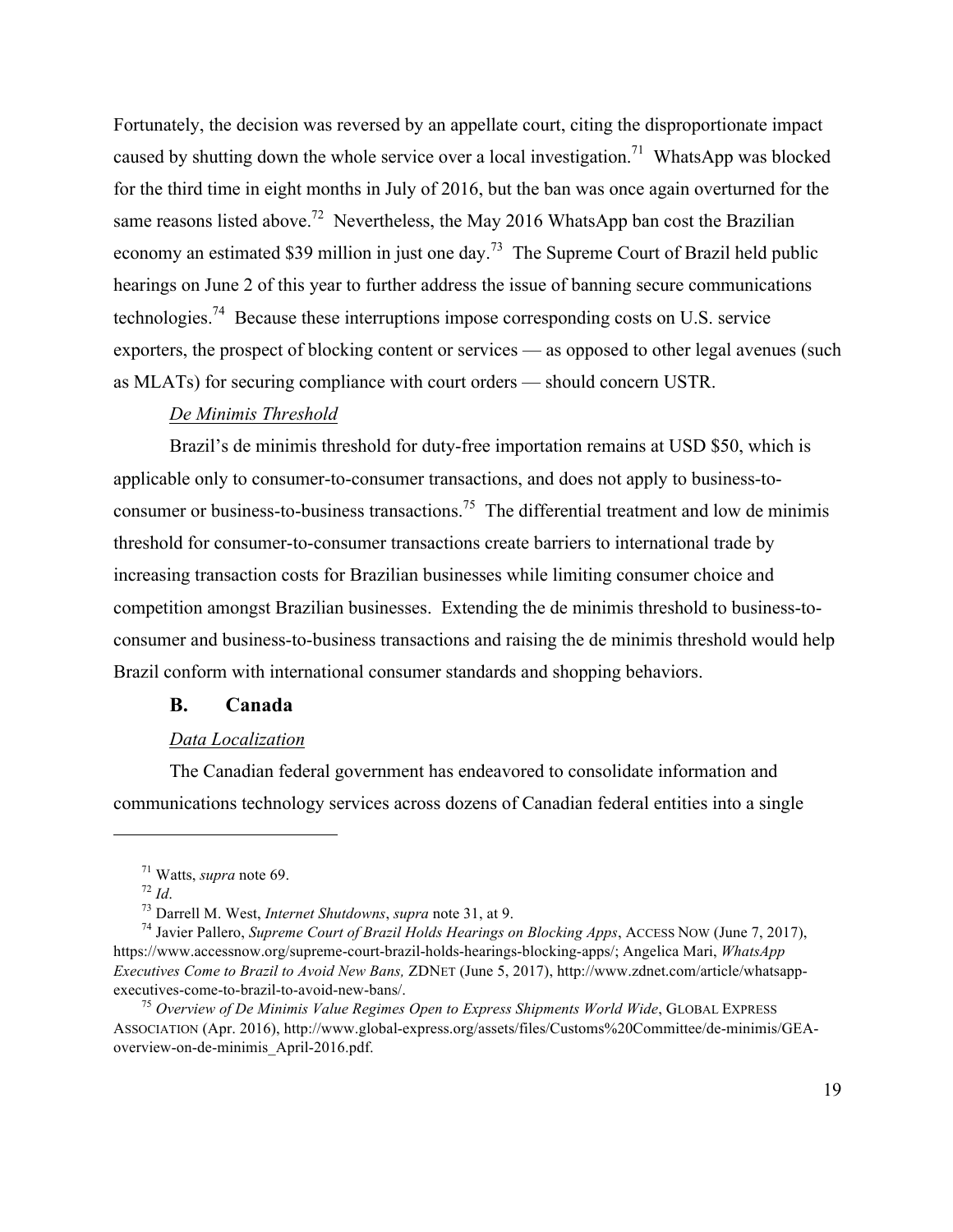Fortunately, the decision was reversed by an appellate court, citing the disproportionate impact caused by shutting down the whole service over a local investigation.[71] WhatsApp was blocked for the third time in eight months in July of 2016, but the ban was once again overturned for the same reasons listed above.[72] Nevertheless, the May 2016 WhatsApp ban cost the Brazilian economy an estimated $39 million in just one day.[73] The Supreme Court of Brazil held public hearings on June 2 of this year to further address the issue of banning secure communications technologies.[74] Because these interruptions impose corresponding costs on U.S. service exporters, the prospect of blocking content or services — as opposed to other legal avenues (such as MLATs) for securing compliance with court orders — should concern USTR.

*De Minimis Threshold*

Brazil's de minimis threshold for duty-free importation remains at USD $50, which is applicable only to consumer-to-consumer transactions, and does not apply to business-to-consumer or business-to-business transactions.[75] The differential treatment and low de minimis threshold for consumer-to-consumer transactions create barriers to international trade by increasing transaction costs for Brazilian businesses while limiting consumer choice and competition amongst Brazilian businesses. Extending the de minimis threshold to business-to-consumer and business-to-business transactions and raising the de minimis threshold would help Brazil conform with international consumer standards and shopping behaviors.

### B. Canada

*Data Localization*

The Canadian federal government has endeavored to consolidate information and communications technology services across dozens of Canadian federal entities into a single

---

[71] Watts, *supra* note 69.

[72] *Id*.

[73] Darrell M. West, *Internet Shutdowns*, *supra* note 31, at 9.

[74] Javier Pallero, *Supreme Court of Brazil Holds Hearings on Blocking Apps*, ACCESS NOW (June 7, 2017), https://www.accessnow.org/supreme-court-brazil-holds-hearings-blocking-apps/; Angelica Mari, *WhatsApp Executives Come to Brazil to Avoid New Bans,* ZDNET (June 5, 2017), http://www.zdnet.com/article/whatsapp-executives-come-to-brazil-to-avoid-new-bans/.

[75] *Overview of De Minimis Value Regimes Open to Express Shipments World Wide*, GLOBAL EXPRESS ASSOCIATION (Apr. 2016), http://www.global-express.org/assets/files/Customs%20Committee/de-minimis/GEA-overview-on-de-minimis_April-2016.pdf.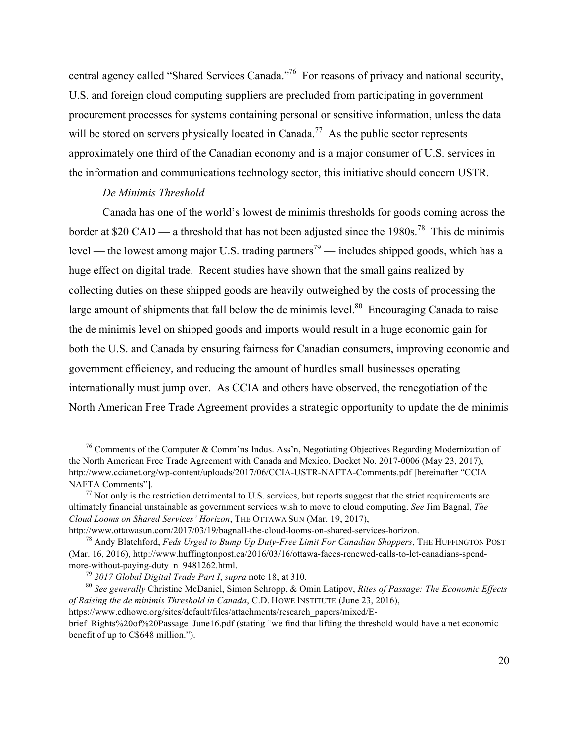central agency called "Shared Services Canada."[76] For reasons of privacy and national security, U.S. and foreign cloud computing suppliers are precluded from participating in government procurement processes for systems containing personal or sensitive information, unless the data will be stored on servers physically located in Canada.[77] As the public sector represents approximately one third of the Canadian economy and is a major consumer of U.S. services in the information and communications technology sector, this initiative should concern USTR.

*De Minimis Threshold*

Canada has one of the world's lowest de minimis thresholds for goods coming across the border at $20 CAD — a threshold that has not been adjusted since the 1980s.[78] This de minimis level — the lowest among major U.S. trading partners[79] — includes shipped goods, which has a huge effect on digital trade. Recent studies have shown that the small gains realized by collecting duties on these shipped goods are heavily outweighed by the costs of processing the large amount of shipments that fall below the de minimis level.[80] Encouraging Canada to raise the de minimis level on shipped goods and imports would result in a huge economic gain for both the U.S. and Canada by ensuring fairness for Canadian consumers, improving economic and government efficiency, and reducing the amount of hurdles small businesses operating internationally must jump over. As CCIA and others have observed, the renegotiation of the North American Free Trade Agreement provides a strategic opportunity to update the de minimis

---

[76] Comments of the Computer & Comm'ns Indus. Ass'n, Negotiating Objectives Regarding Modernization of the North American Free Trade Agreement with Canada and Mexico, Docket No. 2017-0006 (May 23, 2017), http://www.ccianet.org/wp-content/uploads/2017/06/CCIA-USTR-NAFTA-Comments.pdf [hereinafter "CCIA NAFTA Comments"].

[77] Not only is the restriction detrimental to U.S. services, but reports suggest that the strict requirements are ultimately financial unstainable as government services wish to move to cloud computing. *See* Jim Bagnal, *The Cloud Looms on Shared Services' Horizon*, THE OTTAWA SUN (Mar. 19, 2017), http://www.ottawasun.com/2017/03/19/bagnall-the-cloud-looms-on-shared-services-horizon.

[78] Andy Blatchford, *Feds Urged to Bump Up Duty-Free Limit For Canadian Shoppers*, THE HUFFINGTON POST (Mar. 16, 2016), http://www.huffingtonpost.ca/2016/03/16/ottawa-faces-renewed-calls-to-let-canadians-spend-more-without-paying-duty_n_9481262.html.

[79] *2017 Global Digital Trade Part I*, *supra* note 18, at 310.

[80] *See generally* Christine McDaniel, Simon Schropp, & Omin Latipov, *Rites of Passage: The Economic Effects of Raising the de minimis Threshold in Canada*, C.D. HOWE INSTITUTE (June 23, 2016), https://www.cdhowe.org/sites/default/files/attachments/research_papers/mixed/E-brief_Rights%20of%20Passage_June16.pdf (stating "we find that lifting the threshold would have a net economic benefit of up to C$648 million.").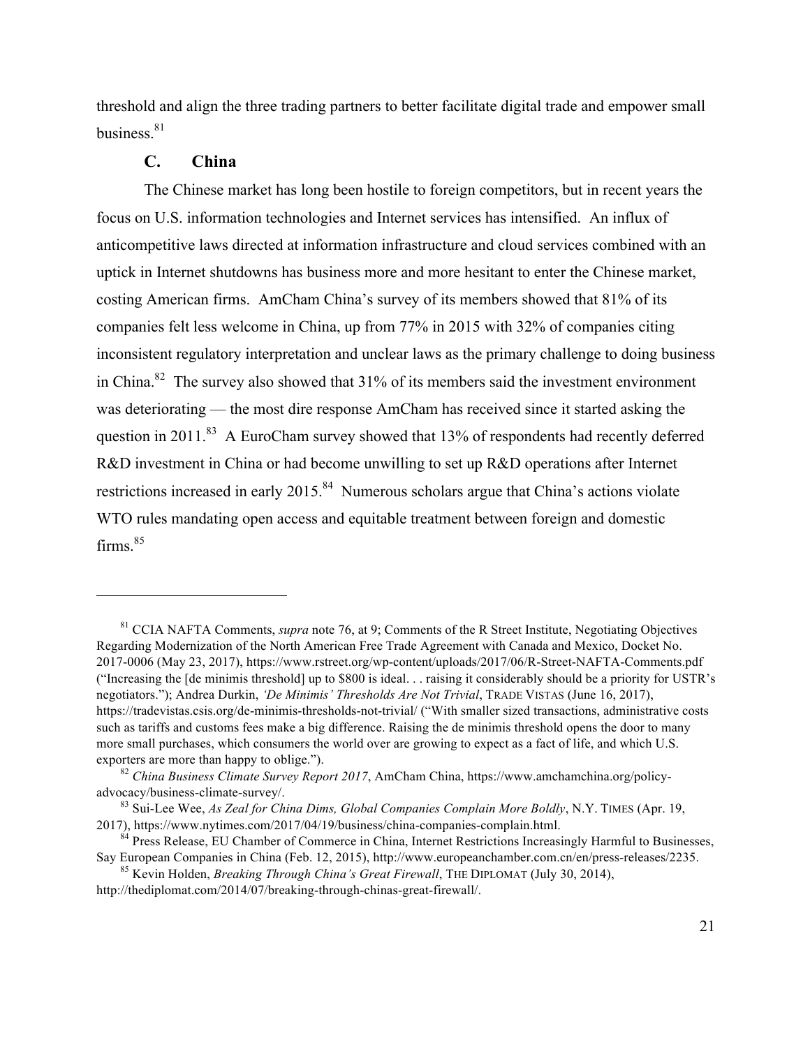threshold and align the three trading partners to better facilitate digital trade and empower small business.[81]

### C. China

The Chinese market has long been hostile to foreign competitors, but in recent years the focus on U.S. information technologies and Internet services has intensified. An influx of anticompetitive laws directed at information infrastructure and cloud services combined with an uptick in Internet shutdowns has business more and more hesitant to enter the Chinese market, costing American firms. AmCham China's survey of its members showed that 81% of its companies felt less welcome in China, up from 77% in 2015 with 32% of companies citing inconsistent regulatory interpretation and unclear laws as the primary challenge to doing business in China.[82] The survey also showed that 31% of its members said the investment environment was deteriorating — the most dire response AmCham has received since it started asking the question in 2011.[83] A EuroCham survey showed that 13% of respondents had recently deferred R&D investment in China or had become unwilling to set up R&D operations after Internet restrictions increased in early 2015.[84] Numerous scholars argue that China's actions violate WTO rules mandating open access and equitable treatment between foreign and domestic firms.[85]

---

[81] CCIA NAFTA Comments, *supra* note 76, at 9; Comments of the R Street Institute, Negotiating Objectives Regarding Modernization of the North American Free Trade Agreement with Canada and Mexico, Docket No. 2017-0006 (May 23, 2017), https://www.rstreet.org/wp-content/uploads/2017/06/R-Street-NAFTA-Comments.pdf ("Increasing the [de minimis threshold] up to $800 is ideal. . . raising it considerably should be a priority for USTR's negotiators."); Andrea Durkin, *'De Minimis' Thresholds Are Not Trivial*, TRADE VISTAS (June 16, 2017), https://tradevistas.csis.org/de-minimis-thresholds-not-trivial/ ("With smaller sized transactions, administrative costs such as tariffs and customs fees make a big difference. Raising the de minimis threshold opens the door to many more small purchases, which consumers the world over are growing to expect as a fact of life, and which U.S. exporters are more than happy to oblige.").

[82] *China Business Climate Survey Report 2017*, AmCham China, https://www.amchamchina.org/policy-advocacy/business-climate-survey/.

[83] Sui-Lee Wee, *As Zeal for China Dims, Global Companies Complain More Boldly*, N.Y. TIMES (Apr. 19, 2017), https://www.nytimes.com/2017/04/19/business/china-companies-complain.html.

[84] Press Release, EU Chamber of Commerce in China, Internet Restrictions Increasingly Harmful to Businesses, Say European Companies in China (Feb. 12, 2015), http://www.europeanchamber.com.cn/en/press-releases/2235.

[85] Kevin Holden, *Breaking Through China's Great Firewall*, THE DIPLOMAT (July 30, 2014), http://thediplomat.com/2014/07/breaking-through-chinas-great-firewall/.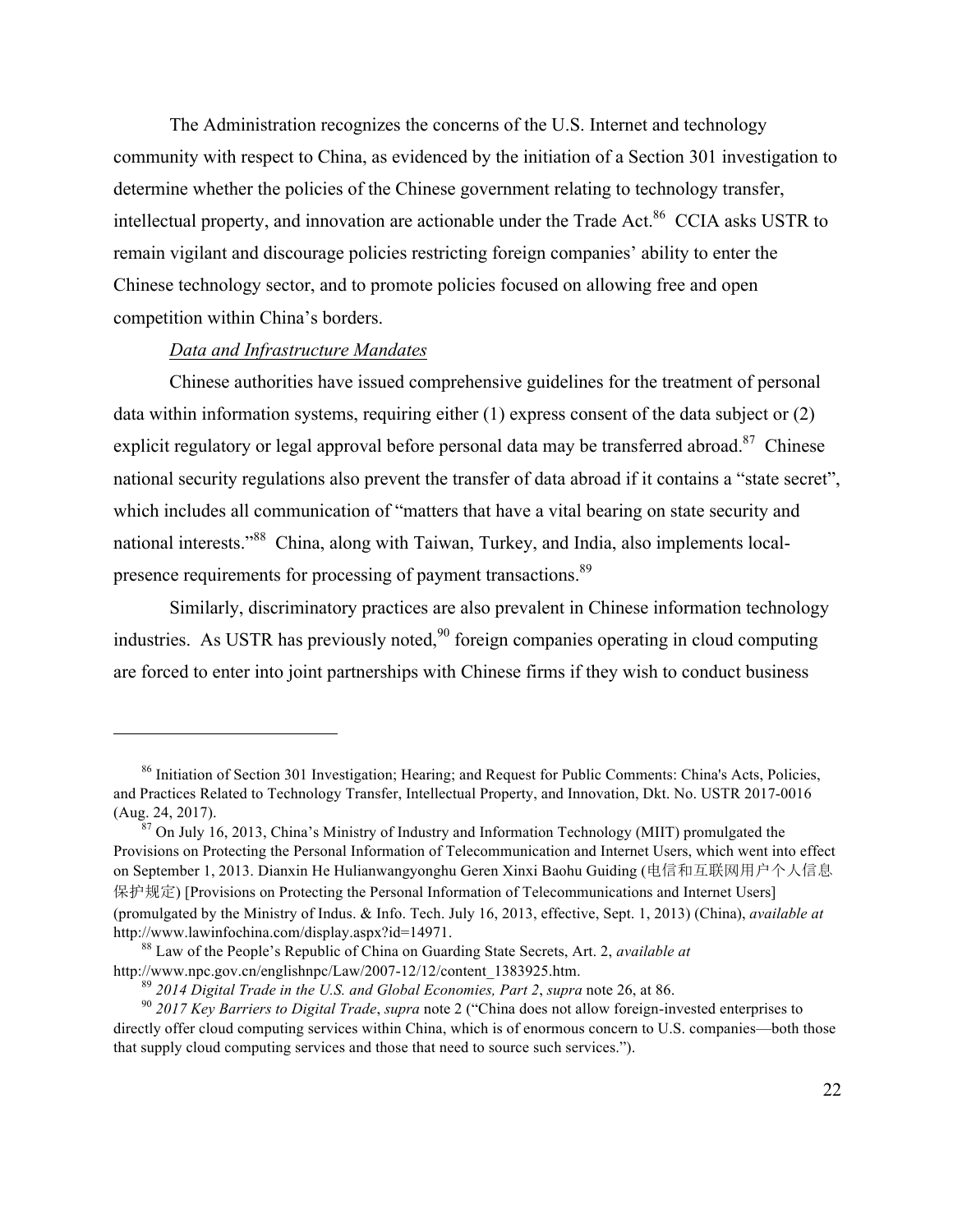The Administration recognizes the concerns of the U.S. Internet and technology community with respect to China, as evidenced by the initiation of a Section 301 investigation to determine whether the policies of the Chinese government relating to technology transfer, intellectual property, and innovation are actionable under the Trade Act.[86] CCIA asks USTR to remain vigilant and discourage policies restricting foreign companies' ability to enter the Chinese technology sector, and to promote policies focused on allowing free and open competition within China's borders.

*Data and Infrastructure Mandates*

Chinese authorities have issued comprehensive guidelines for the treatment of personal data within information systems, requiring either (1) express consent of the data subject or (2) explicit regulatory or legal approval before personal data may be transferred abroad.[87] Chinese national security regulations also prevent the transfer of data abroad if it contains a "state secret", which includes all communication of "matters that have a vital bearing on state security and national interests."[88] China, along with Taiwan, Turkey, and India, also implements local-presence requirements for processing of payment transactions.[89]

Similarly, discriminatory practices are also prevalent in Chinese information technology industries. As USTR has previously noted,[90] foreign companies operating in cloud computing are forced to enter into joint partnerships with Chinese firms if they wish to conduct business

---

[86] Initiation of Section 301 Investigation; Hearing; and Request for Public Comments: China's Acts, Policies, and Practices Related to Technology Transfer, Intellectual Property, and Innovation, Dkt. No. USTR 2017-0016 (Aug. 24, 2017).

[87] On July 16, 2013, China's Ministry of Industry and Information Technology (MIIT) promulgated the Provisions on Protecting the Personal Information of Telecommunication and Internet Users, which went into effect on September 1, 2013. Dianxin He Hulianwangyonghu Geren Xinxi Baohu Guiding (电信和互联网用户个人信息保护规定) [Provisions on Protecting the Personal Information of Telecommunications and Internet Users] (promulgated by the Ministry of Indus. & Info. Tech. July 16, 2013, effective, Sept. 1, 2013) (China), *available at* http://www.lawinfochina.com/display.aspx?id=14971.

[88] Law of the People's Republic of China on Guarding State Secrets, Art. 2, *available at* http://www.npc.gov.cn/englishnpc/Law/2007-12/12/content_1383925.htm.

[89] *2014 Digital Trade in the U.S. and Global Economies, Part 2*, *supra* note 26, at 86.

[90] *2017 Key Barriers to Digital Trade*, *supra* note 2 ("China does not allow foreign-invested enterprises to directly offer cloud computing services within China, which is of enormous concern to U.S. companies—both those that supply cloud computing services and those that need to source such services.").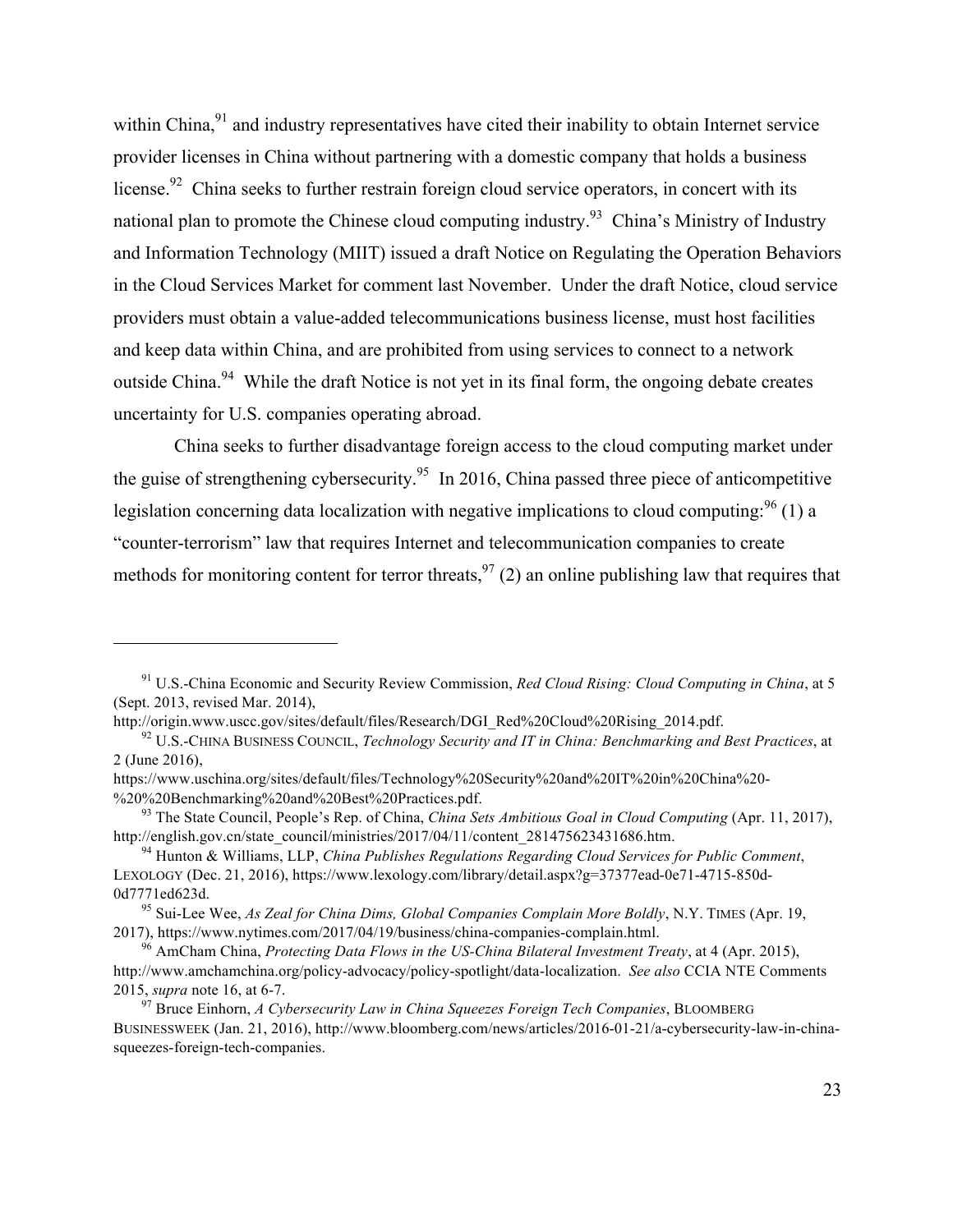within China,[91] and industry representatives have cited their inability to obtain Internet service provider licenses in China without partnering with a domestic company that holds a business license.[92] China seeks to further restrain foreign cloud service operators, in concert with its national plan to promote the Chinese cloud computing industry.[93] China's Ministry of Industry and Information Technology (MIIT) issued a draft Notice on Regulating the Operation Behaviors in the Cloud Services Market for comment last November. Under the draft Notice, cloud service providers must obtain a value-added telecommunications business license, must host facilities and keep data within China, and are prohibited from using services to connect to a network outside China.[94] While the draft Notice is not yet in its final form, the ongoing debate creates uncertainty for U.S. companies operating abroad.

China seeks to further disadvantage foreign access to the cloud computing market under the guise of strengthening cybersecurity.[95] In 2016, China passed three piece of anticompetitive legislation concerning data localization with negative implications to cloud computing:[96] (1) a "counter-terrorism" law that requires Internet and telecommunication companies to create methods for monitoring content for terror threats,[97] (2) an online publishing law that requires that

---

[91] U.S.-China Economic and Security Review Commission, *Red Cloud Rising: Cloud Computing in China*, at 5 (Sept. 2013, revised Mar. 2014), http://origin.www.uscc.gov/sites/default/files/Research/DGI_Red%20Cloud%20Rising_2014.pdf.

[92] U.S.-CHINA BUSINESS COUNCIL, *Technology Security and IT in China: Benchmarking and Best Practices*, at 2 (June 2016), https://www.uschina.org/sites/default/files/Technology%20Security%20and%20IT%20in%20China%20-%20%20Benchmarking%20and%20Best%20Practices.pdf.

[93] The State Council, People's Rep. of China, *China Sets Ambitious Goal in Cloud Computing* (Apr. 11, 2017), http://english.gov.cn/state_council/ministries/2017/04/11/content_281475623431686.htm.

[94] Hunton & Williams, LLP, *China Publishes Regulations Regarding Cloud Services for Public Comment*, LEXOLOGY (Dec. 21, 2016), https://www.lexology.com/library/detail.aspx?g=37377ead-0e71-4715-850d-0d7771ed623d.

[95] Sui-Lee Wee, *As Zeal for China Dims, Global Companies Complain More Boldly*, N.Y. TIMES (Apr. 19, 2017), https://www.nytimes.com/2017/04/19/business/china-companies-complain.html.

[96] AmCham China, *Protecting Data Flows in the US-China Bilateral Investment Treaty*, at 4 (Apr. 2015), http://www.amchamchina.org/policy-advocacy/policy-spotlight/data-localization. *See also* CCIA NTE Comments 2015, *supra* note 16, at 6-7.

[97] Bruce Einhorn, *A Cybersecurity Law in China Squeezes Foreign Tech Companies*, BLOOMBERG BUSINESSWEEK (Jan. 21, 2016), http://www.bloomberg.com/news/articles/2016-01-21/a-cybersecurity-law-in-china-squeezes-foreign-tech-companies.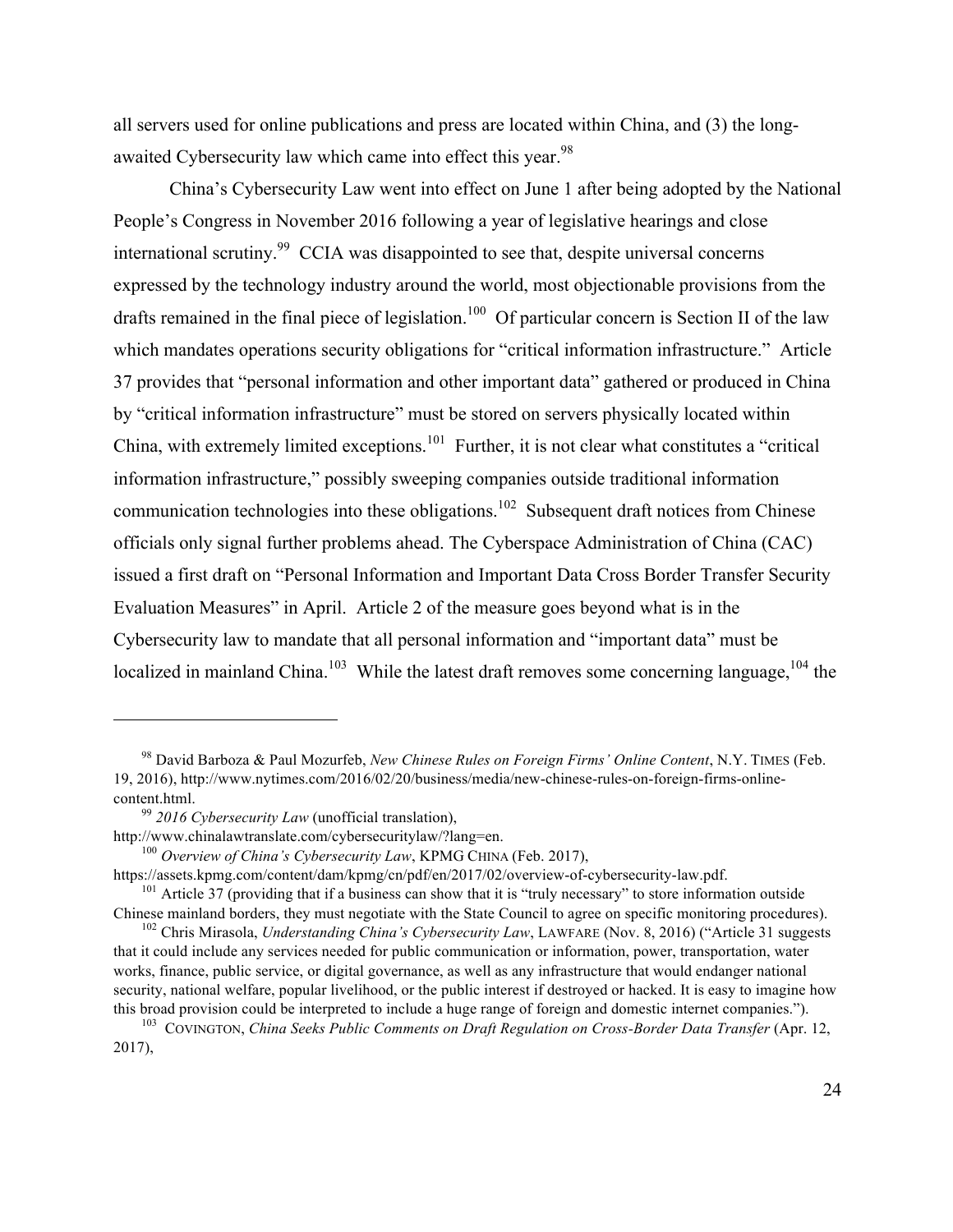all servers used for online publications and press are located within China, and (3) the long-awaited Cybersecurity law which came into effect this year.[98]

China's Cybersecurity Law went into effect on June 1 after being adopted by the National People's Congress in November 2016 following a year of legislative hearings and close international scrutiny.[99] CCIA was disappointed to see that, despite universal concerns expressed by the technology industry around the world, most objectionable provisions from the drafts remained in the final piece of legislation.[100] Of particular concern is Section II of the law which mandates operations security obligations for "critical information infrastructure." Article 37 provides that "personal information and other important data" gathered or produced in China by "critical information infrastructure" must be stored on servers physically located within China, with extremely limited exceptions.[101] Further, it is not clear what constitutes a "critical information infrastructure," possibly sweeping companies outside traditional information communication technologies into these obligations.[102] Subsequent draft notices from Chinese officials only signal further problems ahead. The Cyberspace Administration of China (CAC) issued a first draft on "Personal Information and Important Data Cross Border Transfer Security Evaluation Measures" in April. Article 2 of the measure goes beyond what is in the Cybersecurity law to mandate that all personal information and "important data" must be localized in mainland China.[103] While the latest draft removes some concerning language,[104] the

---

[98] David Barboza & Paul Mozurfeb, *New Chinese Rules on Foreign Firms' Online Content*, N.Y. TIMES (Feb. 19, 2016), http://www.nytimes.com/2016/02/20/business/media/new-chinese-rules-on-foreign-firms-online-content.html.

[99] *2016 Cybersecurity Law* (unofficial translation), http://www.chinalawtranslate.com/cybersecuritylaw/?lang=en.

[100] *Overview of China's Cybersecurity Law*, KPMG CHINA (Feb. 2017), https://assets.kpmg.com/content/dam/kpmg/cn/pdf/en/2017/02/overview-of-cybersecurity-law.pdf.

[101] Article 37 (providing that if a business can show that it is "truly necessary" to store information outside Chinese mainland borders, they must negotiate with the State Council to agree on specific monitoring procedures).

[102] Chris Mirasola, *Understanding China's Cybersecurity Law*, LAWFARE (Nov. 8, 2016) ("Article 31 suggests that it could include any services needed for public communication or information, power, transportation, water works, finance, public service, or digital governance, as well as any infrastructure that would endanger national security, national welfare, popular livelihood, or the public interest if destroyed or hacked. It is easy to imagine how this broad provision could be interpreted to include a huge range of foreign and domestic internet companies.").

[103] COVINGTON, *China Seeks Public Comments on Draft Regulation on Cross-Border Data Transfer* (Apr. 12, 2017),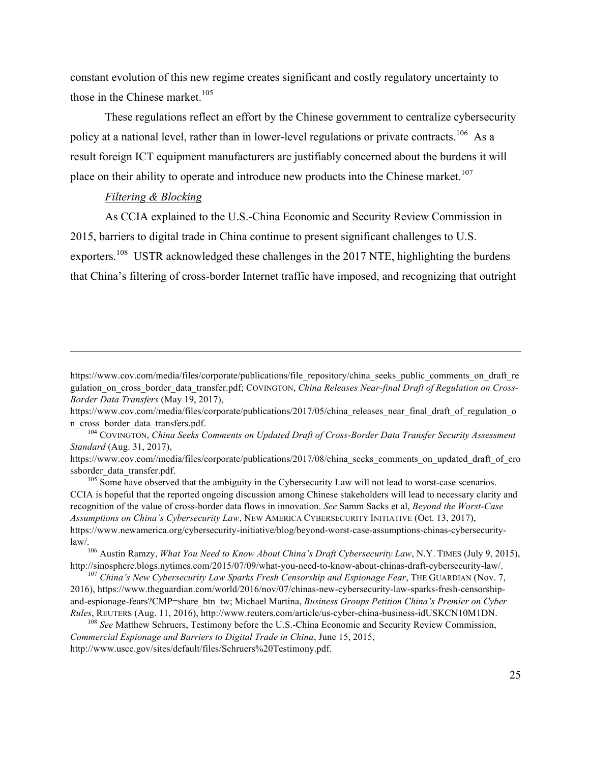constant evolution of this new regime creates significant and costly regulatory uncertainty to those in the Chinese market.[105]

These regulations reflect an effort by the Chinese government to centralize cybersecurity policy at a national level, rather than in lower-level regulations or private contracts.[106] As a result foreign ICT equipment manufacturers are justifiably concerned about the burdens it will place on their ability to operate and introduce new products into the Chinese market.[107]

*Filtering & Blocking*

As CCIA explained to the U.S.-China Economic and Security Review Commission in 2015, barriers to digital trade in China continue to present significant challenges to U.S. exporters.[108] USTR acknowledged these challenges in the 2017 NTE, highlighting the burdens that China's filtering of cross-border Internet traffic have imposed, and recognizing that outright

---

https://www.cov.com/media/files/corporate/publications/file_repository/china_seeks_public_comments_on_draft_regulation_on_cross_border_data_transfer.pdf; COVINGTON, *China Releases Near-final Draft of Regulation on Cross-Border Data Transfers* (May 19, 2017), https://www.cov.com//media/files/corporate/publications/2017/05/china_releases_near_final_draft_of_regulation_on_cross_border_data_transfers.pdf.

[104] COVINGTON, *China Seeks Comments on Updated Draft of Cross-Border Data Transfer Security Assessment Standard* (Aug. 31, 2017), https://www.cov.com//media/files/corporate/publications/2017/08/china_seeks_comments_on_updated_draft_of_crossborder_data_transfer.pdf.

[105] Some have observed that the ambiguity in the Cybersecurity Law will not lead to worst-case scenarios. CCIA is hopeful that the reported ongoing discussion among Chinese stakeholders will lead to necessary clarity and recognition of the value of cross-border data flows in innovation. *See* Samm Sacks et al, *Beyond the Worst-Case Assumptions on China's Cybersecurity Law*, NEW AMERICA CYBERSECURITY INITIATIVE (Oct. 13, 2017), https://www.newamerica.org/cybersecurity-initiative/blog/beyond-worst-case-assumptions-chinas-cybersecurity-law/.

[106] Austin Ramzy, *What You Need to Know About China's Draft Cybersecurity Law*, N.Y. TIMES (July 9, 2015), http://sinosphere.blogs.nytimes.com/2015/07/09/what-you-need-to-know-about-chinas-draft-cybersecurity-law/.

[107] *China's New Cybersecurity Law Sparks Fresh Censorship and Espionage Fear*, THE GUARDIAN (Nov. 7, 2016), https://www.theguardian.com/world/2016/nov/07/chinas-new-cybersecurity-law-sparks-fresh-censorship-and-espionage-fears?CMP=share_btn_tw; Michael Martina, *Business Groups Petition China's Premier on Cyber Rules*, REUTERS (Aug. 11, 2016), http://www.reuters.com/article/us-cyber-china-business-idUSKCN10M1DN.

[108] *See* Matthew Schruers, Testimony before the U.S.-China Economic and Security Review Commission, *Commercial Espionage and Barriers to Digital Trade in China*, June 15, 2015, http://www.uscc.gov/sites/default/files/Schruers%20Testimony.pdf.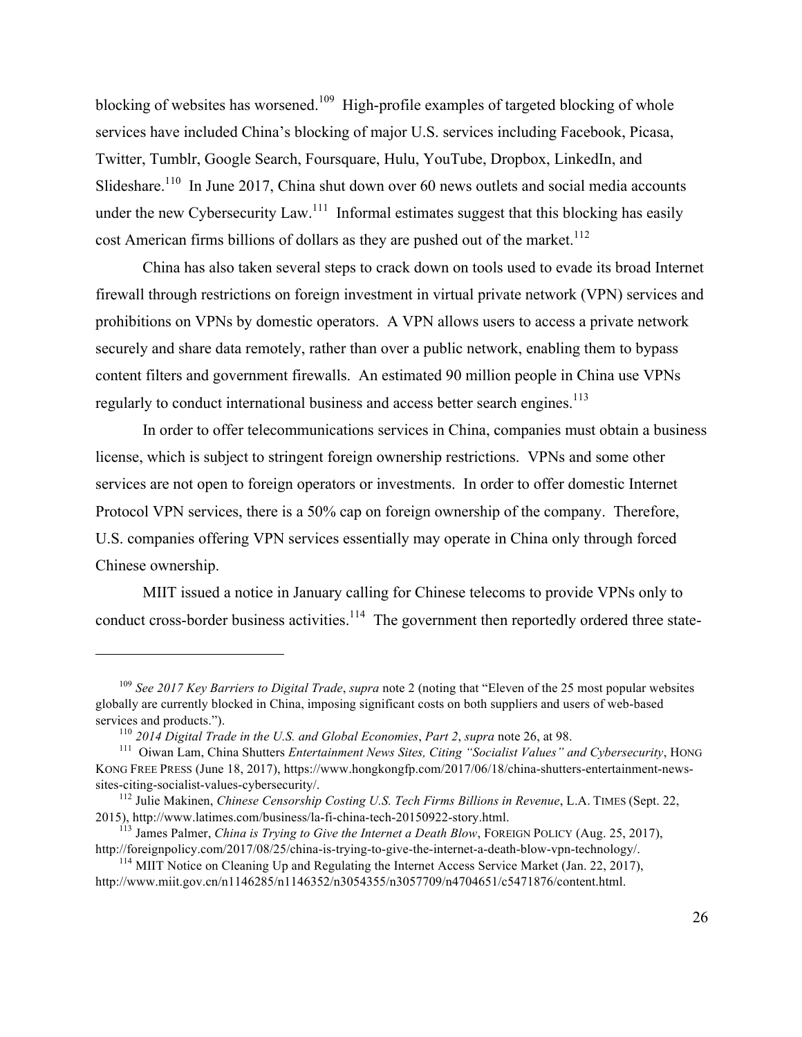blocking of websites has worsened.[109] High-profile examples of targeted blocking of whole services have included China's blocking of major U.S. services including Facebook, Picasa, Twitter, Tumblr, Google Search, Foursquare, Hulu, YouTube, Dropbox, LinkedIn, and Slideshare.[110] In June 2017, China shut down over 60 news outlets and social media accounts under the new Cybersecurity Law.[111] Informal estimates suggest that this blocking has easily cost American firms billions of dollars as they are pushed out of the market.[112]

China has also taken several steps to crack down on tools used to evade its broad Internet firewall through restrictions on foreign investment in virtual private network (VPN) services and prohibitions on VPNs by domestic operators. A VPN allows users to access a private network securely and share data remotely, rather than over a public network, enabling them to bypass content filters and government firewalls. An estimated 90 million people in China use VPNs regularly to conduct international business and access better search engines.[113]

In order to offer telecommunications services in China, companies must obtain a business license, which is subject to stringent foreign ownership restrictions. VPNs and some other services are not open to foreign operators or investments. In order to offer domestic Internet Protocol VPN services, there is a 50% cap on foreign ownership of the company. Therefore, U.S. companies offering VPN services essentially may operate in China only through forced Chinese ownership.

MIIT issued a notice in January calling for Chinese telecoms to provide VPNs only to conduct cross-border business activities.[114] The government then reportedly ordered three state-

---

[109] *See 2017 Key Barriers to Digital Trade*, *supra* note 2 (noting that "Eleven of the 25 most popular websites globally are currently blocked in China, imposing significant costs on both suppliers and users of web-based services and products.").

[110] *2014 Digital Trade in the U.S. and Global Economies*, *Part 2*, *supra* note 26, at 98.

[111] Oiwan Lam, China Shutters *Entertainment News Sites, Citing "Socialist Values" and Cybersecurity*, HONG KONG FREE PRESS (June 18, 2017), https://www.hongkongfp.com/2017/06/18/china-shutters-entertainment-news-sites-citing-socialist-values-cybersecurity/.

[112] Julie Makinen, *Chinese Censorship Costing U.S. Tech Firms Billions in Revenue*, L.A. TIMES (Sept. 22, 2015), http://www.latimes.com/business/la-fi-china-tech-20150922-story.html.

[113] James Palmer, *China is Trying to Give the Internet a Death Blow*, FOREIGN POLICY (Aug. 25, 2017), http://foreignpolicy.com/2017/08/25/china-is-trying-to-give-the-internet-a-death-blow-vpn-technology/.

[114] MIIT Notice on Cleaning Up and Regulating the Internet Access Service Market (Jan. 22, 2017), http://www.miit.gov.cn/n1146285/n1146352/n3054355/n3057709/n4704651/c5471876/content.html.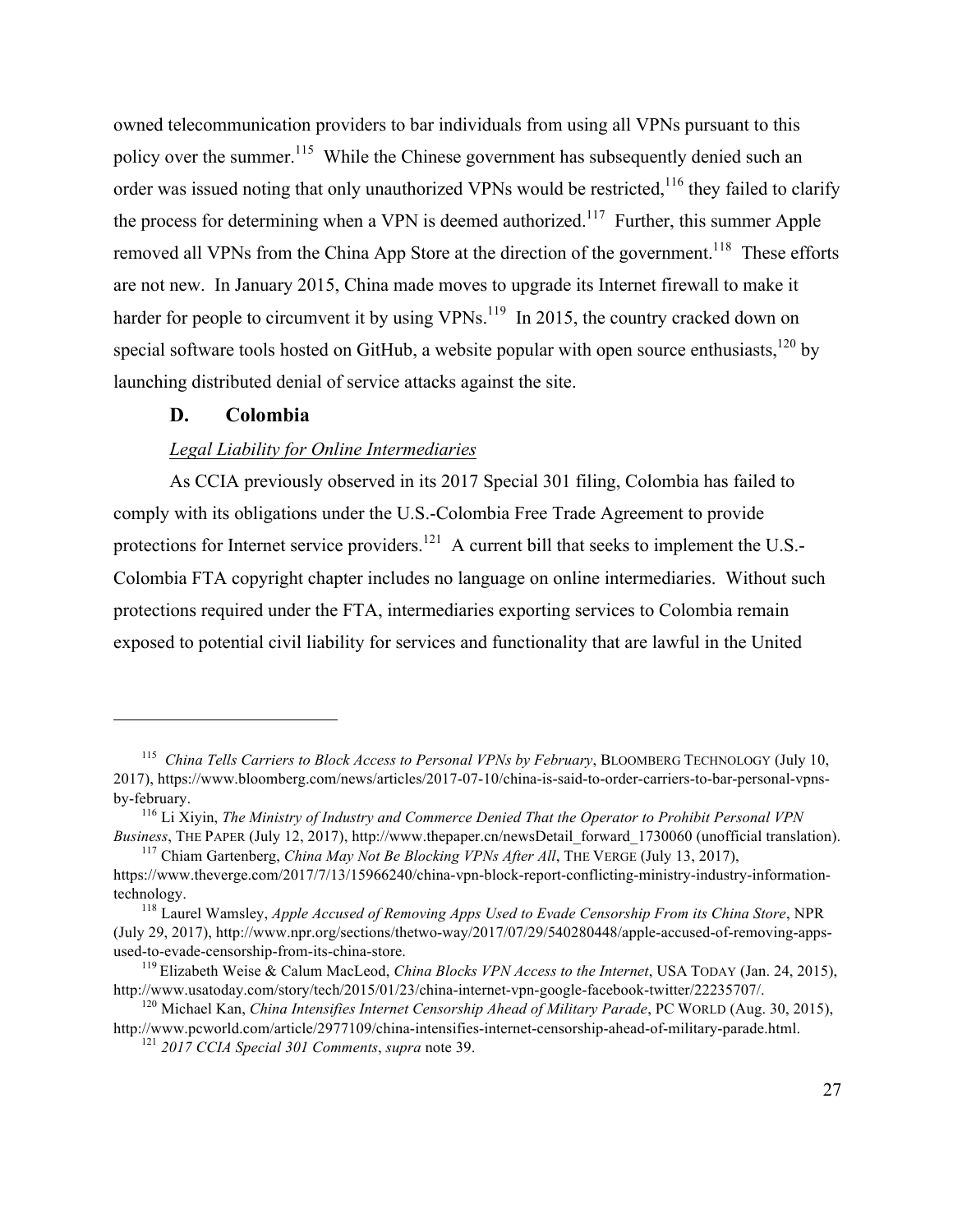owned telecommunication providers to bar individuals from using all VPNs pursuant to this policy over the summer.[115] While the Chinese government has subsequently denied such an order was issued noting that only unauthorized VPNs would be restricted,[116] they failed to clarify the process for determining when a VPN is deemed authorized.[117] Further, this summer Apple removed all VPNs from the China App Store at the direction of the government.[118] These efforts are not new. In January 2015, China made moves to upgrade its Internet firewall to make it harder for people to circumvent it by using VPNs.[119] In 2015, the country cracked down on special software tools hosted on GitHub, a website popular with open source enthusiasts,[120] by launching distributed denial of service attacks against the site.

### D. Colombia

*Legal Liability for Online Intermediaries*

As CCIA previously observed in its 2017 Special 301 filing, Colombia has failed to comply with its obligations under the U.S.-Colombia Free Trade Agreement to provide protections for Internet service providers.[121] A current bill that seeks to implement the U.S.-Colombia FTA copyright chapter includes no language on online intermediaries. Without such protections required under the FTA, intermediaries exporting services to Colombia remain exposed to potential civil liability for services and functionality that are lawful in the United

---

[115] *China Tells Carriers to Block Access to Personal VPNs by February*, BLOOMBERG TECHNOLOGY (July 10, 2017), https://www.bloomberg.com/news/articles/2017-07-10/china-is-said-to-order-carriers-to-bar-personal-vpns-by-february.

[116] Li Xiyin, *The Ministry of Industry and Commerce Denied That the Operator to Prohibit Personal VPN Business*, THE PAPER (July 12, 2017), http://www.thepaper.cn/newsDetail_forward_1730060 (unofficial translation).

[117] Chiam Gartenberg, *China May Not Be Blocking VPNs After All*, THE VERGE (July 13, 2017), https://www.theverge.com/2017/7/13/15966240/china-vpn-block-report-conflicting-ministry-industry-information-technology.

[118] Laurel Wamsley, *Apple Accused of Removing Apps Used to Evade Censorship From its China Store*, NPR (July 29, 2017), http://www.npr.org/sections/thetwo-way/2017/07/29/540280448/apple-accused-of-removing-apps-used-to-evade-censorship-from-its-china-store.

[119] Elizabeth Weise & Calum MacLeod, *China Blocks VPN Access to the Internet*, USA TODAY (Jan. 24, 2015), http://www.usatoday.com/story/tech/2015/01/23/china-internet-vpn-google-facebook-twitter/22235707/.

[120] Michael Kan, *China Intensifies Internet Censorship Ahead of Military Parade*, PC WORLD (Aug. 30, 2015), http://www.pcworld.com/article/2977109/china-intensifies-internet-censorship-ahead-of-military-parade.html.

[121] *2017 CCIA Special 301 Comments*, *supra* note 39.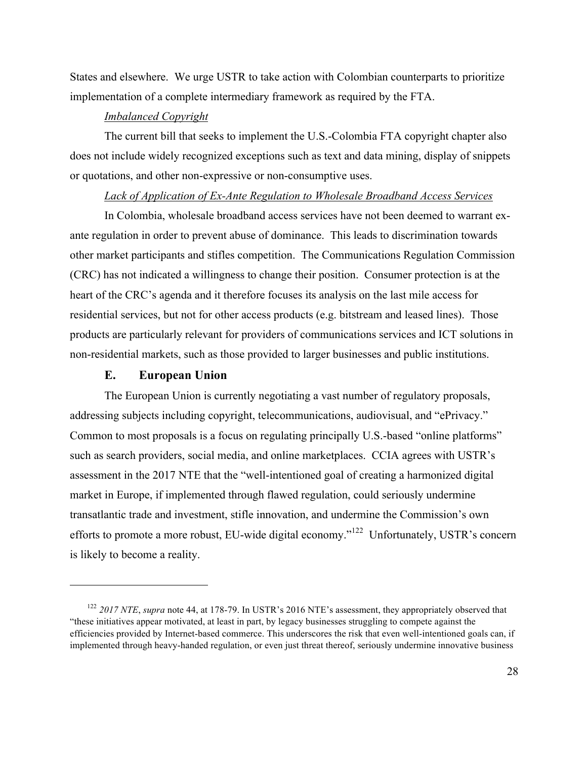States and elsewhere. We urge USTR to take action with Colombian counterparts to prioritize implementation of a complete intermediary framework as required by the FTA.

*Imbalanced Copyright*

The current bill that seeks to implement the U.S.-Colombia FTA copyright chapter also does not include widely recognized exceptions such as text and data mining, display of snippets or quotations, and other non-expressive or non-consumptive uses.

*Lack of Application of Ex-Ante Regulation to Wholesale Broadband Access Services*

In Colombia, wholesale broadband access services have not been deemed to warrant ex-ante regulation in order to prevent abuse of dominance. This leads to discrimination towards other market participants and stifles competition. The Communications Regulation Commission (CRC) has not indicated a willingness to change their position. Consumer protection is at the heart of the CRC's agenda and it therefore focuses its analysis on the last mile access for residential services, but not for other access products (e.g. bitstream and leased lines). Those products are particularly relevant for providers of communications services and ICT solutions in non-residential markets, such as those provided to larger businesses and public institutions.

## E. European Union

The European Union is currently negotiating a vast number of regulatory proposals, addressing subjects including copyright, telecommunications, audiovisual, and "ePrivacy." Common to most proposals is a focus on regulating principally U.S.-based "online platforms" such as search providers, social media, and online marketplaces. CCIA agrees with USTR's assessment in the 2017 NTE that the "well-intentioned goal of creating a harmonized digital market in Europe, if implemented through flawed regulation, could seriously undermine transatlantic trade and investment, stifle innovation, and undermine the Commission's own efforts to promote a more robust, EU-wide digital economy."[122] Unfortunately, USTR's concern is likely to become a reality.

---

[122] *2017 NTE*, *supra* note 44, at 178-79. In USTR's 2016 NTE's assessment, they appropriately observed that "these initiatives appear motivated, at least in part, by legacy businesses struggling to compete against the efficiencies provided by Internet-based commerce. This underscores the risk that even well-intentioned goals can, if implemented through heavy-handed regulation, or even just threat thereof, seriously undermine innovative business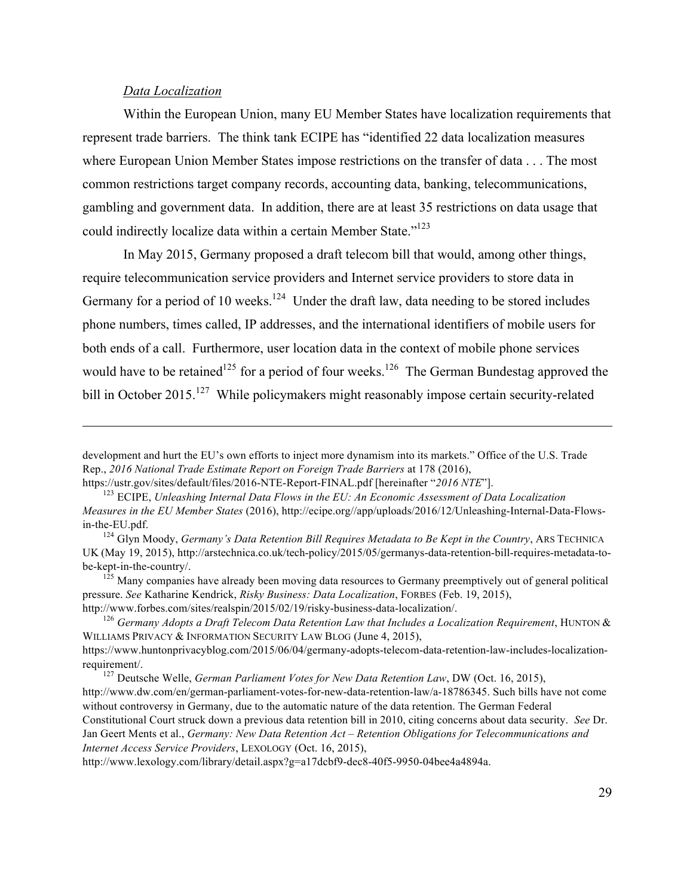*Data Localization*

Within the European Union, many EU Member States have localization requirements that represent trade barriers. The think tank ECIPE has "identified 22 data localization measures where European Union Member States impose restrictions on the transfer of data . . . The most common restrictions target company records, accounting data, banking, telecommunications, gambling and government data. In addition, there are at least 35 restrictions on data usage that could indirectly localize data within a certain Member State."[123]

In May 2015, Germany proposed a draft telecom bill that would, among other things, require telecommunication service providers and Internet service providers to store data in Germany for a period of 10 weeks.[124] Under the draft law, data needing to be stored includes phone numbers, times called, IP addresses, and the international identifiers of mobile users for both ends of a call. Furthermore, user location data in the context of mobile phone services would have to be retained[125] for a period of four weeks.[126] The German Bundestag approved the bill in October 2015.[127] While policymakers might reasonably impose certain security-related

---

development and hurt the EU's own efforts to inject more dynamism into its markets." Office of the U.S. Trade Rep., *2016 National Trade Estimate Report on Foreign Trade Barriers* at 178 (2016), https://ustr.gov/sites/default/files/2016-NTE-Report-FINAL.pdf [hereinafter "*2016 NTE*"].

[123] ECIPE, *Unleashing Internal Data Flows in the EU: An Economic Assessment of Data Localization Measures in the EU Member States* (2016), http://ecipe.org//app/uploads/2016/12/Unleashing-Internal-Data-Flows-in-the-EU.pdf.

[124] Glyn Moody, *Germany's Data Retention Bill Requires Metadata to Be Kept in the Country*, ARS TECHNICA UK (May 19, 2015), http://arstechnica.co.uk/tech-policy/2015/05/germanys-data-retention-bill-requires-metadata-to-be-kept-in-the-country/.

[125] Many companies have already been moving data resources to Germany preemptively out of general political pressure. *See* Katharine Kendrick, *Risky Business: Data Localization*, FORBES (Feb. 19, 2015), http://www.forbes.com/sites/realspin/2015/02/19/risky-business-data-localization/.

[126] *Germany Adopts a Draft Telecom Data Retention Law that Includes a Localization Requirement*, HUNTON & WILLIAMS PRIVACY & INFORMATION SECURITY LAW BLOG (June 4, 2015), https://www.huntonprivacyblog.com/2015/06/04/germany-adopts-telecom-data-retention-law-includes-localization-requirement/.

[127] Deutsche Welle, *German Parliament Votes for New Data Retention Law*, DW (Oct. 16, 2015), http://www.dw.com/en/german-parliament-votes-for-new-data-retention-law/a-18786345. Such bills have not come without controversy in Germany, due to the automatic nature of the data retention. The German Federal Constitutional Court struck down a previous data retention bill in 2010, citing concerns about data security. *See* Dr. Jan Geert Ments et al., *Germany: New Data Retention Act – Retention Obligations for Telecommunications and Internet Access Service Providers*, LEXOLOGY (Oct. 16, 2015), http://www.lexology.com/library/detail.aspx?g=a17dcbf9-dec8-40f5-9950-04bee4a4894a.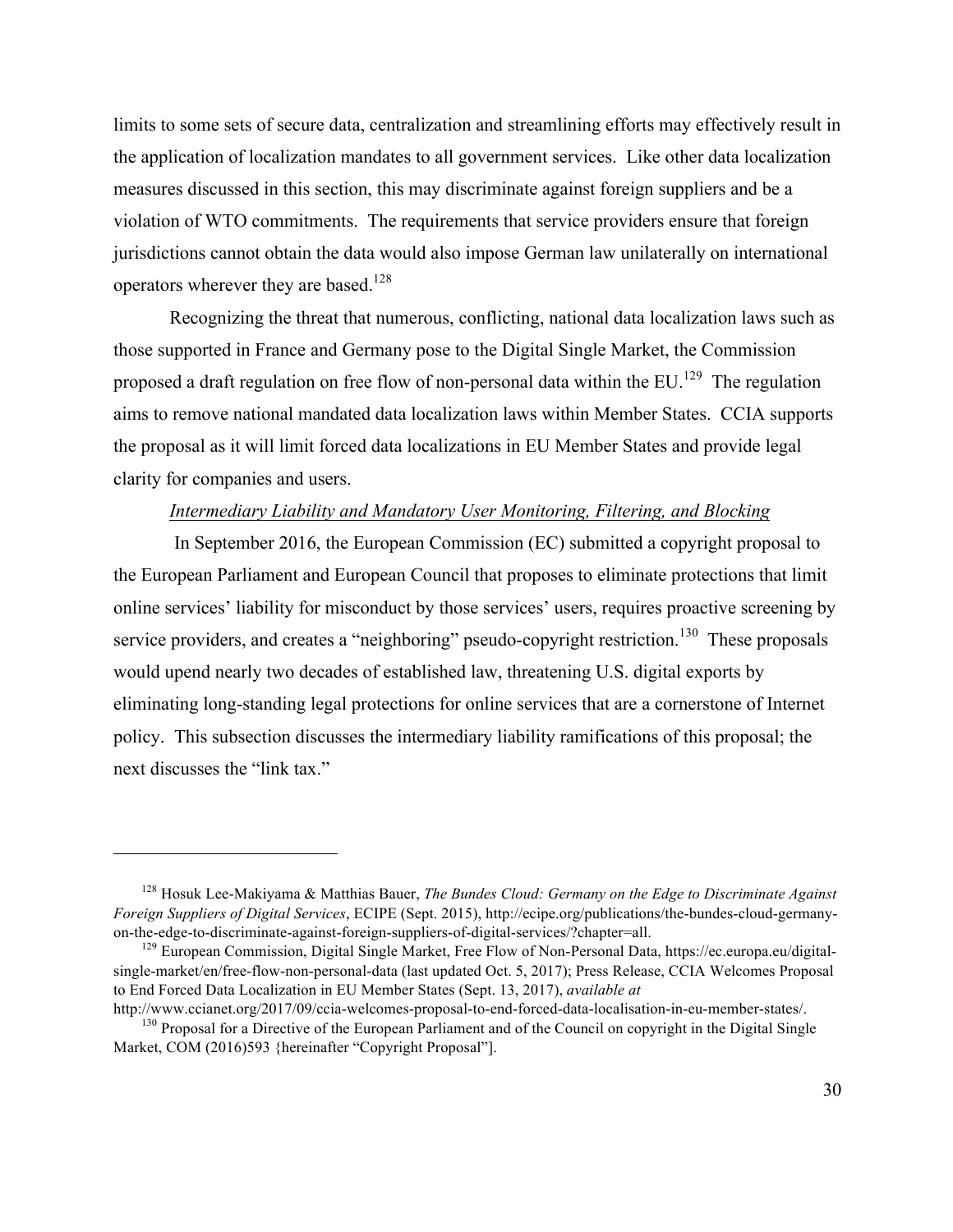limits to some sets of secure data, centralization and streamlining efforts may effectively result in the application of localization mandates to all government services. Like other data localization measures discussed in this section, this may discriminate against foreign suppliers and be a violation of WTO commitments. The requirements that service providers ensure that foreign jurisdictions cannot obtain the data would also impose German law unilaterally on international operators wherever they are based.[128]

Recognizing the threat that numerous, conflicting, national data localization laws such as those supported in France and Germany pose to the Digital Single Market, the Commission proposed a draft regulation on free flow of non-personal data within the EU.[129] The regulation aims to remove national mandated data localization laws within Member States. CCIA supports the proposal as it will limit forced data localizations in EU Member States and provide legal clarity for companies and users.

*Intermediary Liability and Mandatory User Monitoring, Filtering, and Blocking*

In September 2016, the European Commission (EC) submitted a copyright proposal to the European Parliament and European Council that proposes to eliminate protections that limit online services' liability for misconduct by those services' users, requires proactive screening by service providers, and creates a "neighboring" pseudo-copyright restriction.[130] These proposals would upend nearly two decades of established law, threatening U.S. digital exports by eliminating long-standing legal protections for online services that are a cornerstone of Internet policy. This subsection discusses the intermediary liability ramifications of this proposal; the next discusses the "link tax."

---

[128] Hosuk Lee-Makiyama & Matthias Bauer, *The Bundes Cloud: Germany on the Edge to Discriminate Against Foreign Suppliers of Digital Services*, ECIPE (Sept. 2015), http://ecipe.org/publications/the-bundes-cloud-germany-on-the-edge-to-discriminate-against-foreign-suppliers-of-digital-services/?chapter=all.

[129] European Commission, Digital Single Market, Free Flow of Non-Personal Data, https://ec.europa.eu/digital-single-market/en/free-flow-non-personal-data (last updated Oct. 5, 2017); Press Release, CCIA Welcomes Proposal to End Forced Data Localization in EU Member States (Sept. 13, 2017), *available at* http://www.ccianet.org/2017/09/ccia-welcomes-proposal-to-end-forced-data-localisation-in-eu-member-states/.

[130] Proposal for a Directive of the European Parliament and of the Council on copyright in the Digital Single Market, COM (2016)593 {hereinafter "Copyright Proposal"].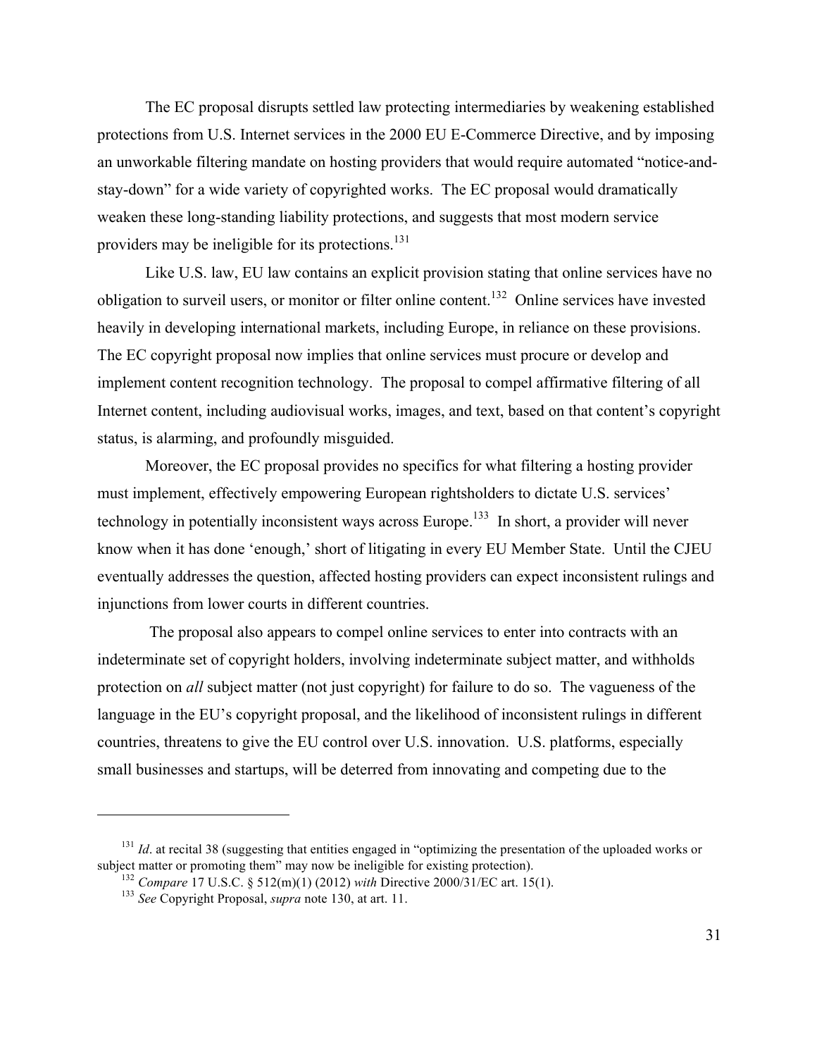The EC proposal disrupts settled law protecting intermediaries by weakening established protections from U.S. Internet services in the 2000 EU E-Commerce Directive, and by imposing an unworkable filtering mandate on hosting providers that would require automated "notice-and-stay-down" for a wide variety of copyrighted works. The EC proposal would dramatically weaken these long-standing liability protections, and suggests that most modern service providers may be ineligible for its protections.[131]

Like U.S. law, EU law contains an explicit provision stating that online services have no obligation to surveil users, or monitor or filter online content.[132] Online services have invested heavily in developing international markets, including Europe, in reliance on these provisions. The EC copyright proposal now implies that online services must procure or develop and implement content recognition technology. The proposal to compel affirmative filtering of all Internet content, including audiovisual works, images, and text, based on that content's copyright status, is alarming, and profoundly misguided.

Moreover, the EC proposal provides no specifics for what filtering a hosting provider must implement, effectively empowering European rightsholders to dictate U.S. services' technology in potentially inconsistent ways across Europe.[133] In short, a provider will never know when it has done 'enough,' short of litigating in every EU Member State. Until the CJEU eventually addresses the question, affected hosting providers can expect inconsistent rulings and injunctions from lower courts in different countries.

The proposal also appears to compel online services to enter into contracts with an indeterminate set of copyright holders, involving indeterminate subject matter, and withholds protection on *all* subject matter (not just copyright) for failure to do so. The vagueness of the language in the EU's copyright proposal, and the likelihood of inconsistent rulings in different countries, threatens to give the EU control over U.S. innovation. U.S. platforms, especially small businesses and startups, will be deterred from innovating and competing due to the

---

[131] *Id*. at recital 38 (suggesting that entities engaged in "optimizing the presentation of the uploaded works or subject matter or promoting them" may now be ineligible for existing protection).

[132] *Compare* 17 U.S.C. § 512(m)(1) (2012) *with* Directive 2000/31/EC art. 15(1).

[133] *See* Copyright Proposal, *supra* note 130, at art. 11.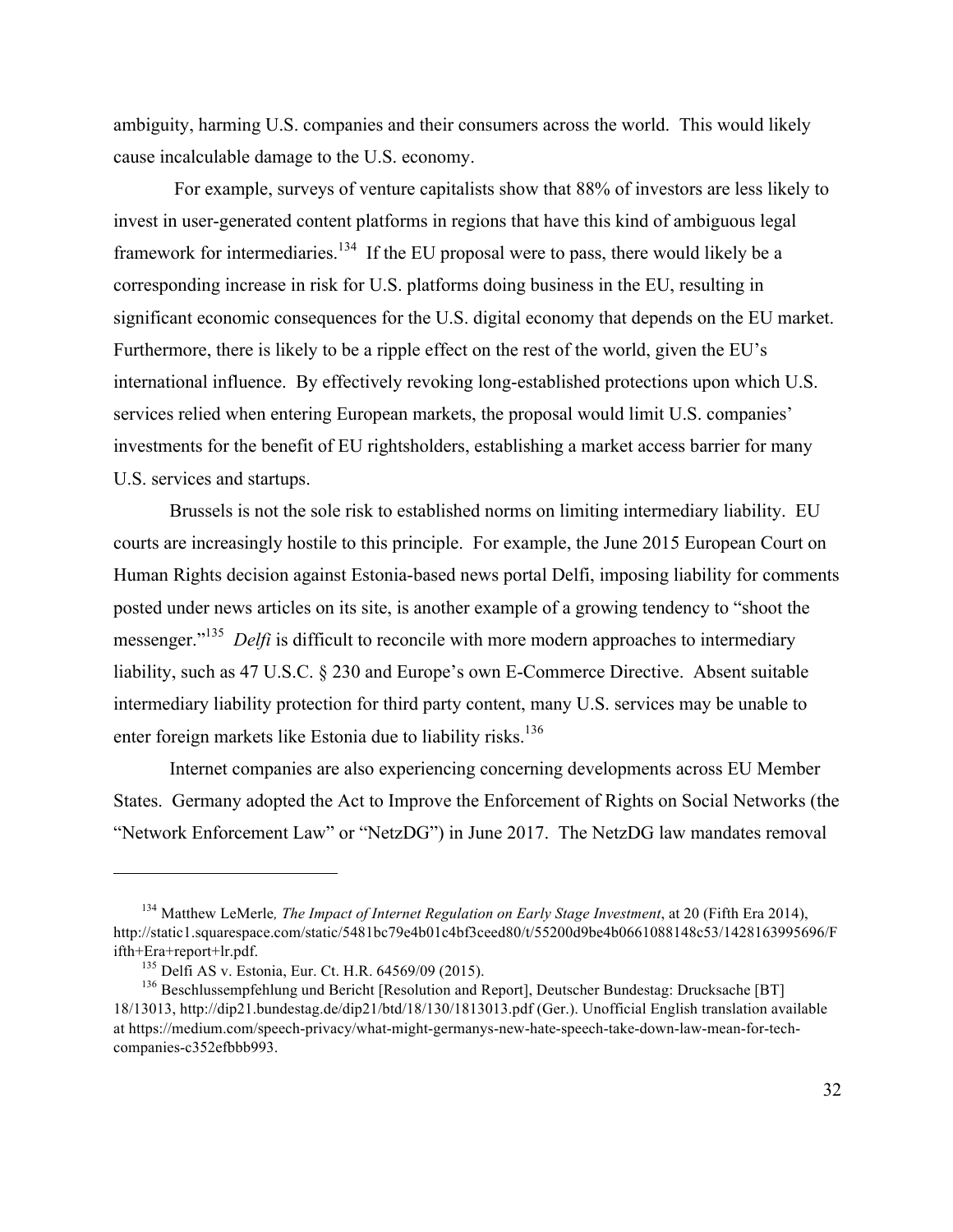ambiguity, harming U.S. companies and their consumers across the world. This would likely cause incalculable damage to the U.S. economy.

For example, surveys of venture capitalists show that 88% of investors are less likely to invest in user-generated content platforms in regions that have this kind of ambiguous legal framework for intermediaries.[134] If the EU proposal were to pass, there would likely be a corresponding increase in risk for U.S. platforms doing business in the EU, resulting in significant economic consequences for the U.S. digital economy that depends on the EU market. Furthermore, there is likely to be a ripple effect on the rest of the world, given the EU's international influence. By effectively revoking long-established protections upon which U.S. services relied when entering European markets, the proposal would limit U.S. companies' investments for the benefit of EU rightsholders, establishing a market access barrier for many U.S. services and startups.

Brussels is not the sole risk to established norms on limiting intermediary liability. EU courts are increasingly hostile to this principle. For example, the June 2015 European Court on Human Rights decision against Estonia-based news portal Delfi, imposing liability for comments posted under news articles on its site, is another example of a growing tendency to "shoot the messenger."[135] *Delfi* is difficult to reconcile with more modern approaches to intermediary liability, such as 47 U.S.C. § 230 and Europe's own E-Commerce Directive. Absent suitable intermediary liability protection for third party content, many U.S. services may be unable to enter foreign markets like Estonia due to liability risks.[136]

Internet companies are also experiencing concerning developments across EU Member States. Germany adopted the Act to Improve the Enforcement of Rights on Social Networks (the "Network Enforcement Law" or "NetzDG") in June 2017. The NetzDG law mandates removal

---

[134] Matthew LeMerle*, The Impact of Internet Regulation on Early Stage Investment*, at 20 (Fifth Era 2014), http://static1.squarespace.com/static/5481bc79e4b01c4bf3ceed80/t/55200d9be4b0661088148c53/1428163995696/Fifth+Era+report+lr.pdf.

[135] Delfi AS v. Estonia, Eur. Ct. H.R. 64569/09 (2015).

[136] Beschlussempfehlung und Bericht [Resolution and Report], Deutscher Bundestag: Drucksache [BT] 18/13013, http://dip21.bundestag.de/dip21/btd/18/130/1813013.pdf (Ger.). Unofficial English translation available at https://medium.com/speech-privacy/what-might-germanys-new-hate-speech-take-down-law-mean-for-tech-companies-c352efbbb993.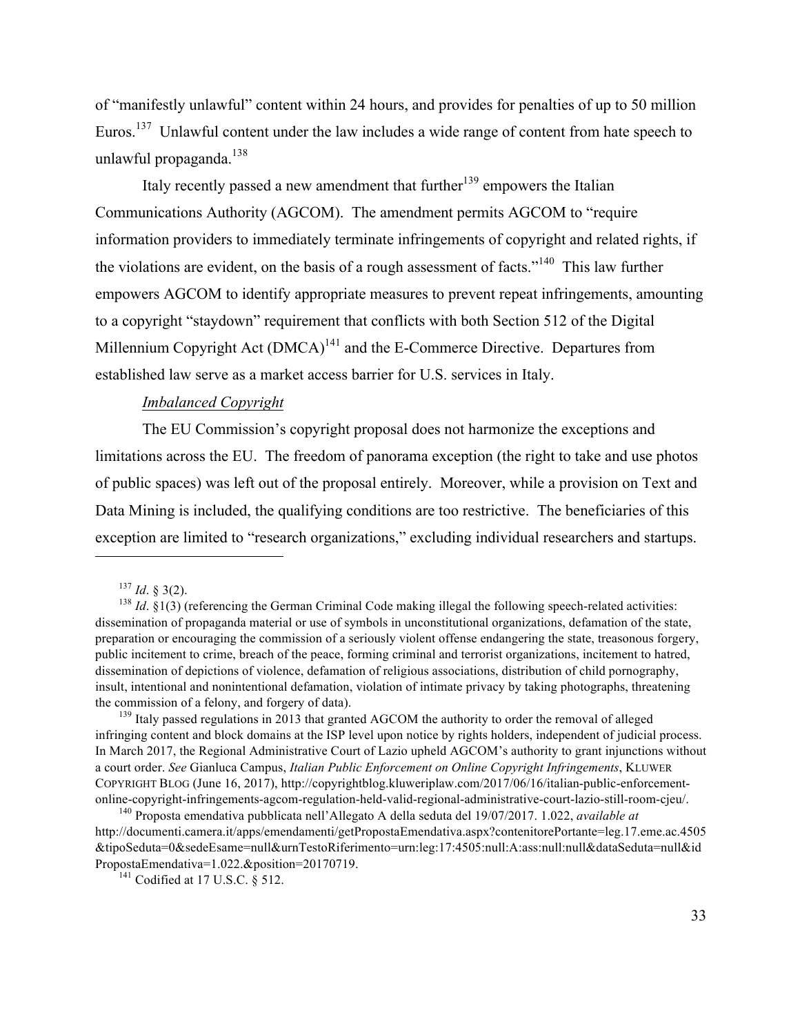of "manifestly unlawful" content within 24 hours, and provides for penalties of up to 50 million Euros.[137] Unlawful content under the law includes a wide range of content from hate speech to unlawful propaganda.[138]

Italy recently passed a new amendment that further[139] empowers the Italian Communications Authority (AGCOM). The amendment permits AGCOM to "require information providers to immediately terminate infringements of copyright and related rights, if the violations are evident, on the basis of a rough assessment of facts."[140] This law further empowers AGCOM to identify appropriate measures to prevent repeat infringements, amounting to a copyright "staydown" requirement that conflicts with both Section 512 of the Digital Millennium Copyright Act (DMCA)[141] and the E-Commerce Directive. Departures from established law serve as a market access barrier for U.S. services in Italy.

*Imbalanced Copyright*

The EU Commission's copyright proposal does not harmonize the exceptions and limitations across the EU. The freedom of panorama exception (the right to take and use photos of public spaces) was left out of the proposal entirely. Moreover, while a provision on Text and Data Mining is included, the qualifying conditions are too restrictive. The beneficiaries of this exception are limited to "research organizations," excluding individual researchers and startups.

---

[137] *Id*. § 3(2).

[138] *Id*. §1(3) (referencing the German Criminal Code making illegal the following speech-related activities: dissemination of propaganda material or use of symbols in unconstitutional organizations, defamation of the state, preparation or encouraging the commission of a seriously violent offense endangering the state, treasonous forgery, public incitement to crime, breach of the peace, forming criminal and terrorist organizations, incitement to hatred, dissemination of depictions of violence, defamation of religious associations, distribution of child pornography, insult, intentional and nonintentional defamation, violation of intimate privacy by taking photographs, threatening the commission of a felony, and forgery of data).

[139] Italy passed regulations in 2013 that granted AGCOM the authority to order the removal of alleged infringing content and block domains at the ISP level upon notice by rights holders, independent of judicial process. In March 2017, the Regional Administrative Court of Lazio upheld AGCOM's authority to grant injunctions without a court order. *See* Gianluca Campus, *Italian Public Enforcement on Online Copyright Infringements*, KLUWER COPYRIGHT BLOG (June 16, 2017), http://copyrightblog.kluweriplaw.com/2017/06/16/italian-public-enforcement-online-copyright-infringements-agcom-regulation-held-valid-regional-administrative-court-lazio-still-room-cjeu/.

[140] Proposta emendativa pubblicata nell'Allegato A della seduta del 19/07/2017. 1.022, *available at* http://documenti.camera.it/apps/emendamenti/getPropostaEmendativa.aspx?contenitorePortante=leg.17.eme.ac.4505&tipoSeduta=0&sedeEsame=null&urnTestoRiferimento=urn:leg:17:4505:null:A:ass:null:null&dataSeduta=null&idPropostaEmendativa=1.022.&position=20170719.

[141] Codified at 17 U.S.C. § 512.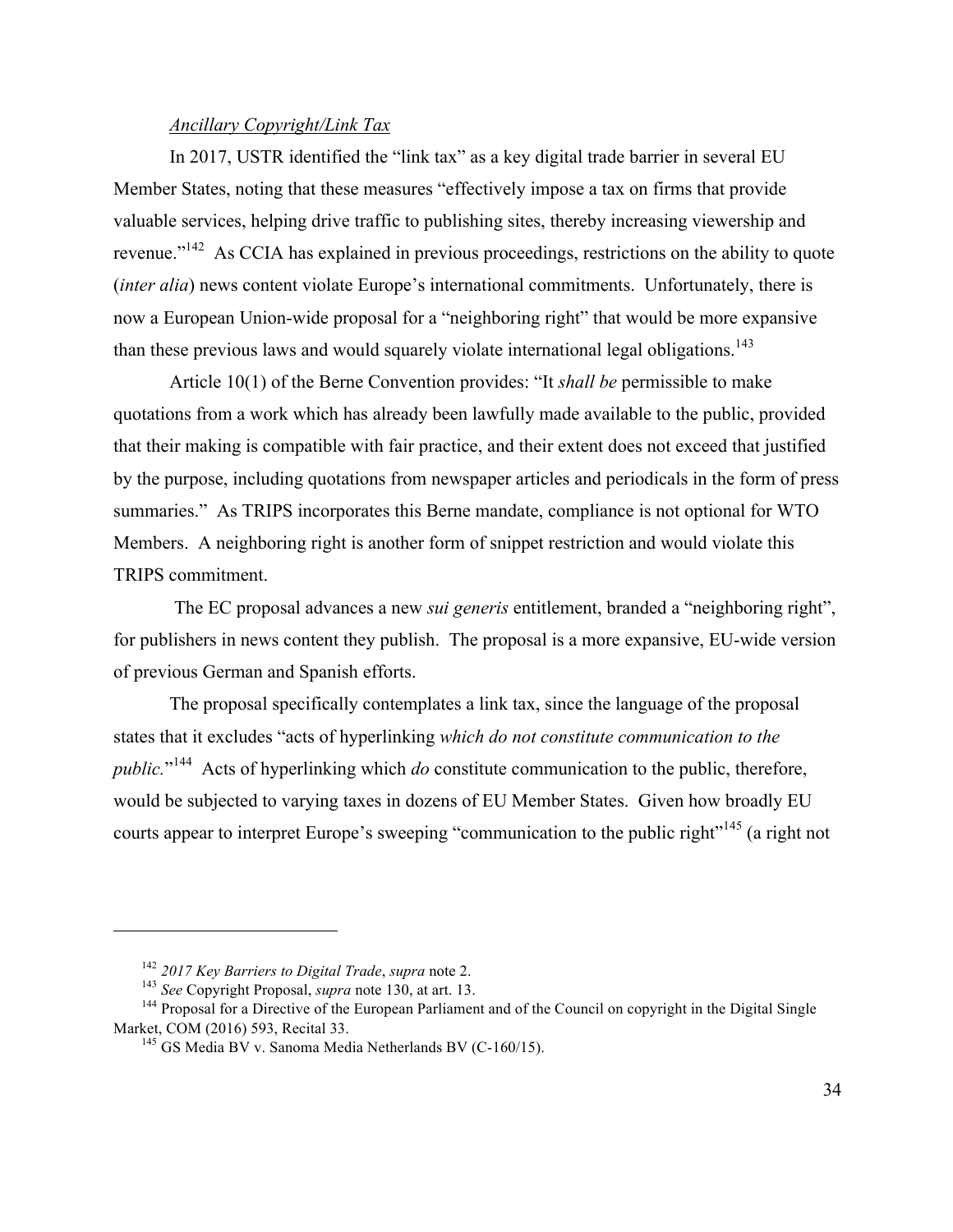*Ancillary Copyright/Link Tax*

In 2017, USTR identified the "link tax" as a key digital trade barrier in several EU Member States, noting that these measures "effectively impose a tax on firms that provide valuable services, helping drive traffic to publishing sites, thereby increasing viewership and revenue."[142] As CCIA has explained in previous proceedings, restrictions on the ability to quote (*inter alia*) news content violate Europe's international commitments. Unfortunately, there is now a European Union-wide proposal for a "neighboring right" that would be more expansive than these previous laws and would squarely violate international legal obligations.[143]

Article 10(1) of the Berne Convention provides: "It *shall be* permissible to make quotations from a work which has already been lawfully made available to the public, provided that their making is compatible with fair practice, and their extent does not exceed that justified by the purpose, including quotations from newspaper articles and periodicals in the form of press summaries." As TRIPS incorporates this Berne mandate, compliance is not optional for WTO Members. A neighboring right is another form of snippet restriction and would violate this TRIPS commitment.

The EC proposal advances a new *sui generis* entitlement, branded a "neighboring right", for publishers in news content they publish. The proposal is a more expansive, EU-wide version of previous German and Spanish efforts.

The proposal specifically contemplates a link tax, since the language of the proposal states that it excludes "acts of hyperlinking *which do not constitute communication to the public.*"[144] Acts of hyperlinking which *do* constitute communication to the public, therefore, would be subjected to varying taxes in dozens of EU Member States. Given how broadly EU courts appear to interpret Europe's sweeping "communication to the public right"[145] (a right not

---

[142] *2017 Key Barriers to Digital Trade*, *supra* note 2.

[143] *See* Copyright Proposal, *supra* note 130, at art. 13.

[144] Proposal for a Directive of the European Parliament and of the Council on copyright in the Digital Single Market, COM (2016) 593, Recital 33.

[145] GS Media BV v. Sanoma Media Netherlands BV (C-160/15).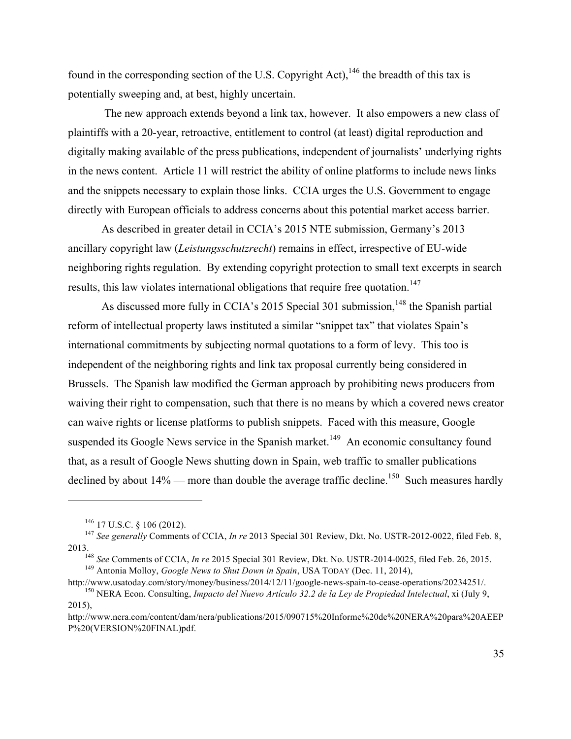found in the corresponding section of the U.S. Copyright Act),[146] the breadth of this tax is potentially sweeping and, at best, highly uncertain.

The new approach extends beyond a link tax, however. It also empowers a new class of plaintiffs with a 20-year, retroactive, entitlement to control (at least) digital reproduction and digitally making available of the press publications, independent of journalists' underlying rights in the news content. Article 11 will restrict the ability of online platforms to include news links and the snippets necessary to explain those links. CCIA urges the U.S. Government to engage directly with European officials to address concerns about this potential market access barrier.

As described in greater detail in CCIA's 2015 NTE submission, Germany's 2013 ancillary copyright law (*Leistungsschutzrecht*) remains in effect, irrespective of EU-wide neighboring rights regulation. By extending copyright protection to small text excerpts in search results, this law violates international obligations that require free quotation.[147]

As discussed more fully in CCIA's 2015 Special 301 submission,[148] the Spanish partial reform of intellectual property laws instituted a similar "snippet tax" that violates Spain's international commitments by subjecting normal quotations to a form of levy. This too is independent of the neighboring rights and link tax proposal currently being considered in Brussels. The Spanish law modified the German approach by prohibiting news producers from waiving their right to compensation, such that there is no means by which a covered news creator can waive rights or license platforms to publish snippets. Faced with this measure, Google suspended its Google News service in the Spanish market.[149] An economic consultancy found that, as a result of Google News shutting down in Spain, web traffic to smaller publications declined by about 14% — more than double the average traffic decline.[150] Such measures hardly

---

[146] 17 U.S.C. § 106 (2012).

[147] *See generally* Comments of CCIA, *In re* 2013 Special 301 Review, Dkt. No. USTR-2012-0022, filed Feb. 8, 2013.

[148] *See* Comments of CCIA, *In re* 2015 Special 301 Review, Dkt. No. USTR-2014-0025, filed Feb. 26, 2015.

[149] Antonia Molloy, *Google News to Shut Down in Spain*, USA TODAY (Dec. 11, 2014), http://www.usatoday.com/story/money/business/2014/12/11/google-news-spain-to-cease-operations/20234251/.

[150] NERA Econ. Consulting, *Impacto del Nuevo Artículo 32.2 de la Ley de Propiedad Intelectual*, xi (July 9, 2015), http://www.nera.com/content/dam/nera/publications/2015/090715%20Informe%20de%20NERA%20para%20AEEPP%20(VERSION%20FINAL)pdf.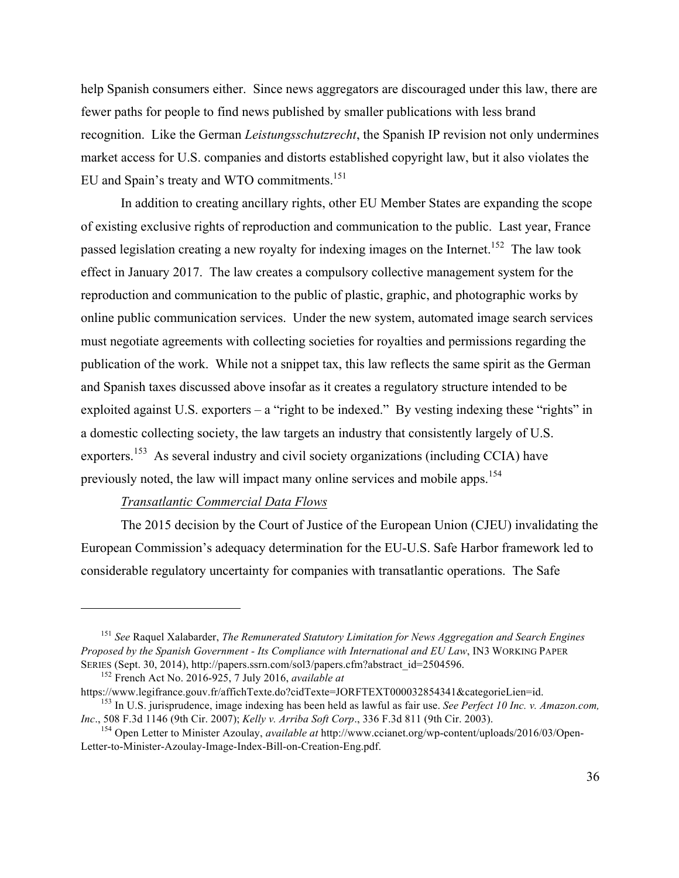help Spanish consumers either. Since news aggregators are discouraged under this law, there are fewer paths for people to find news published by smaller publications with less brand recognition. Like the German *Leistungsschutzrecht*, the Spanish IP revision not only undermines market access for U.S. companies and distorts established copyright law, but it also violates the EU and Spain's treaty and WTO commitments.[151]

In addition to creating ancillary rights, other EU Member States are expanding the scope of existing exclusive rights of reproduction and communication to the public. Last year, France passed legislation creating a new royalty for indexing images on the Internet.[152] The law took effect in January 2017. The law creates a compulsory collective management system for the reproduction and communication to the public of plastic, graphic, and photographic works by online public communication services. Under the new system, automated image search services must negotiate agreements with collecting societies for royalties and permissions regarding the publication of the work. While not a snippet tax, this law reflects the same spirit as the German and Spanish taxes discussed above insofar as it creates a regulatory structure intended to be exploited against U.S. exporters – a "right to be indexed." By vesting indexing these "rights" in a domestic collecting society, the law targets an industry that consistently largely of U.S. exporters.[153] As several industry and civil society organizations (including CCIA) have previously noted, the law will impact many online services and mobile apps.[154]

*Transatlantic Commercial Data Flows*

The 2015 decision by the Court of Justice of the European Union (CJEU) invalidating the European Commission's adequacy determination for the EU-U.S. Safe Harbor framework led to considerable regulatory uncertainty for companies with transatlantic operations. The Safe

---

[151] *See* Raquel Xalabarder, *The Remunerated Statutory Limitation for News Aggregation and Search Engines Proposed by the Spanish Government - Its Compliance with International and EU Law*, IN3 WORKING PAPER SERIES (Sept. 30, 2014), http://papers.ssrn.com/sol3/papers.cfm?abstract_id=2504596.

[152] French Act No. 2016-925, 7 July 2016, *available at* https://www.legifrance.gouv.fr/affichTexte.do?cidTexte=JORFTEXT000032854341&categorieLien=id.

[153] In U.S. jurisprudence, image indexing has been held as lawful as fair use. *See Perfect 10 Inc. v. Amazon.com, Inc*., 508 F.3d 1146 (9th Cir. 2007); *Kelly v. Arriba Soft Corp*., 336 F.3d 811 (9th Cir. 2003).

[154] Open Letter to Minister Azoulay, *available at* http://www.ccianet.org/wp-content/uploads/2016/03/Open-Letter-to-Minister-Azoulay-Image-Index-Bill-on-Creation-Eng.pdf.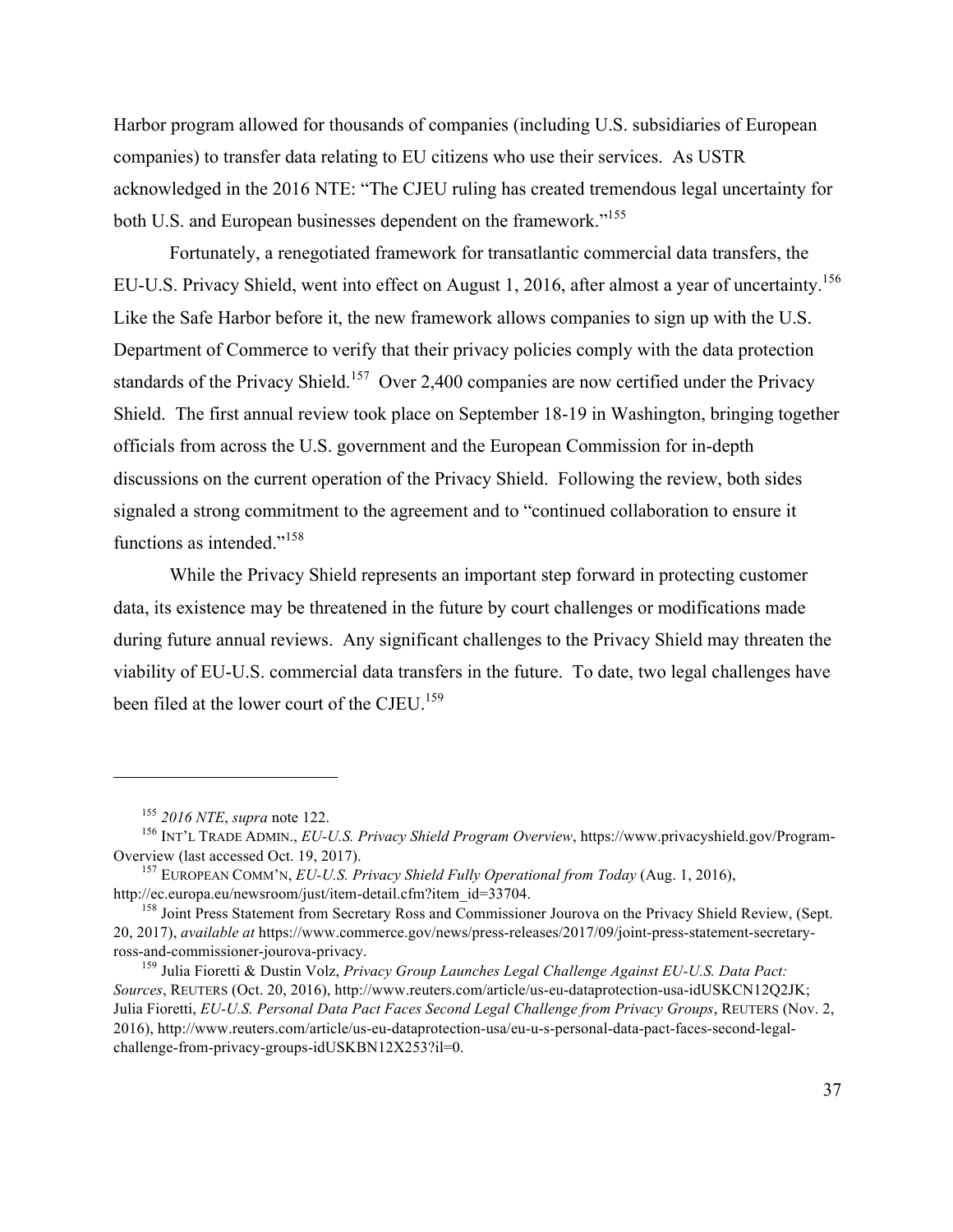Harbor program allowed for thousands of companies (including U.S. subsidiaries of European companies) to transfer data relating to EU citizens who use their services. As USTR acknowledged in the 2016 NTE: "The CJEU ruling has created tremendous legal uncertainty for both U.S. and European businesses dependent on the framework."[155]

Fortunately, a renegotiated framework for transatlantic commercial data transfers, the EU-U.S. Privacy Shield, went into effect on August 1, 2016, after almost a year of uncertainty.[156] Like the Safe Harbor before it, the new framework allows companies to sign up with the U.S. Department of Commerce to verify that their privacy policies comply with the data protection standards of the Privacy Shield.[157] Over 2,400 companies are now certified under the Privacy Shield. The first annual review took place on September 18-19 in Washington, bringing together officials from across the U.S. government and the European Commission for in-depth discussions on the current operation of the Privacy Shield. Following the review, both sides signaled a strong commitment to the agreement and to "continued collaboration to ensure it functions as intended."[158]

While the Privacy Shield represents an important step forward in protecting customer data, its existence may be threatened in the future by court challenges or modifications made during future annual reviews. Any significant challenges to the Privacy Shield may threaten the viability of EU-U.S. commercial data transfers in the future. To date, two legal challenges have been filed at the lower court of the CJEU.[159]

---

[155] *2016 NTE*, *supra* note 122.

[156] INT'L TRADE ADMIN., *EU-U.S. Privacy Shield Program Overview*, https://www.privacyshield.gov/Program-Overview (last accessed Oct. 19, 2017).

[157] EUROPEAN COMM'N, *EU-U.S. Privacy Shield Fully Operational from Today* (Aug. 1, 2016), http://ec.europa.eu/newsroom/just/item-detail.cfm?item_id=33704.

[158] Joint Press Statement from Secretary Ross and Commissioner Jourova on the Privacy Shield Review, (Sept. 20, 2017), *available at* https://www.commerce.gov/news/press-releases/2017/09/joint-press-statement-secretary-ross-and-commissioner-jourova-privacy.

[159] Julia Fioretti & Dustin Volz, *Privacy Group Launches Legal Challenge Against EU-U.S. Data Pact: Sources*, REUTERS (Oct. 20, 2016), http://www.reuters.com/article/us-eu-dataprotection-usa-idUSKCN12Q2JK; Julia Fioretti, *EU-U.S. Personal Data Pact Faces Second Legal Challenge from Privacy Groups*, REUTERS (Nov. 2, 2016), http://www.reuters.com/article/us-eu-dataprotection-usa/eu-u-s-personal-data-pact-faces-second-legal-challenge-from-privacy-groups-idUSKBN12X253?il=0.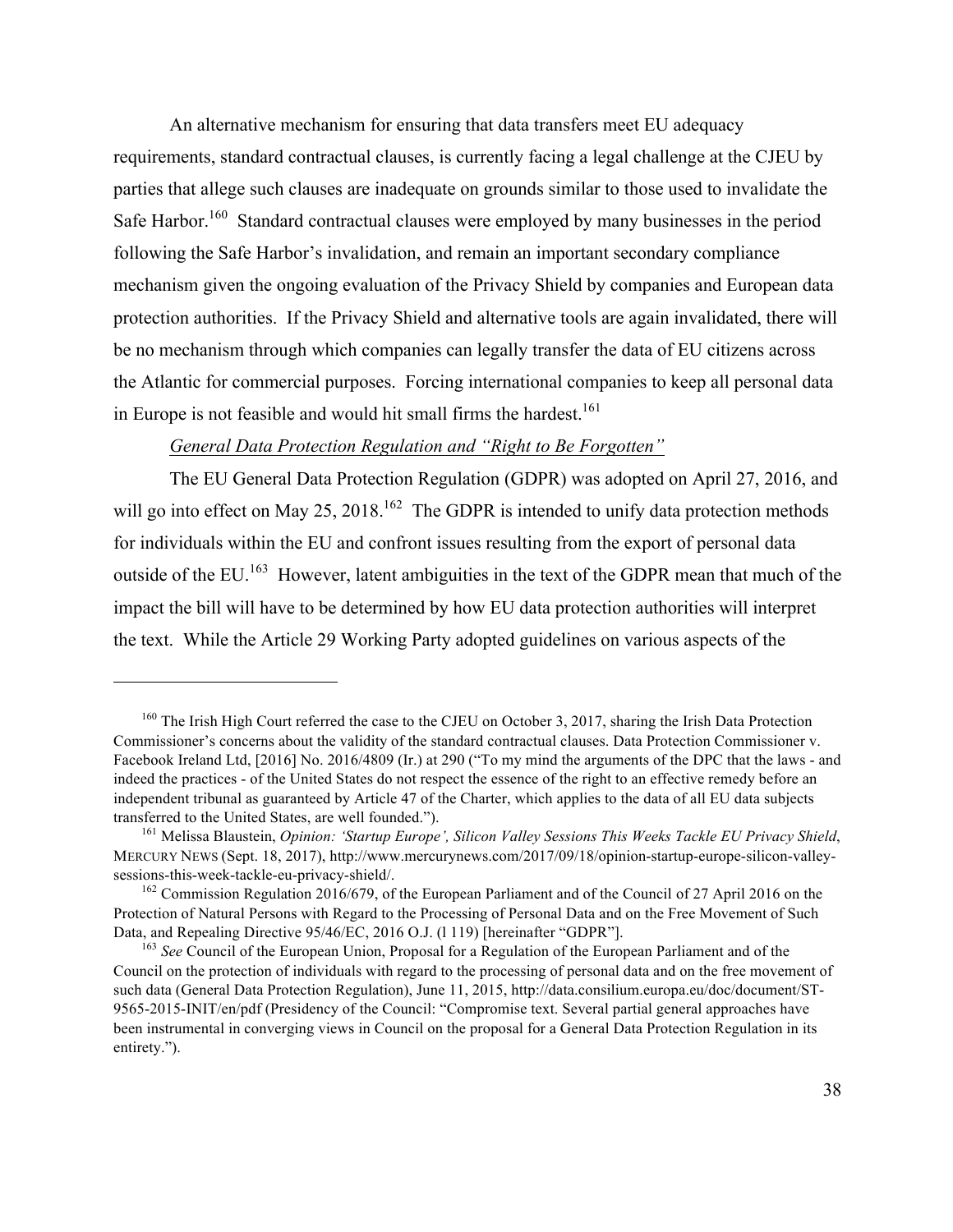An alternative mechanism for ensuring that data transfers meet EU adequacy requirements, standard contractual clauses, is currently facing a legal challenge at the CJEU by parties that allege such clauses are inadequate on grounds similar to those used to invalidate the Safe Harbor.[160] Standard contractual clauses were employed by many businesses in the period following the Safe Harbor's invalidation, and remain an important secondary compliance mechanism given the ongoing evaluation of the Privacy Shield by companies and European data protection authorities. If the Privacy Shield and alternative tools are again invalidated, there will be no mechanism through which companies can legally transfer the data of EU citizens across the Atlantic for commercial purposes. Forcing international companies to keep all personal data in Europe is not feasible and would hit small firms the hardest.[161]

*General Data Protection Regulation and "Right to Be Forgotten"*

The EU General Data Protection Regulation (GDPR) was adopted on April 27, 2016, and will go into effect on May 25, 2018.[162] The GDPR is intended to unify data protection methods for individuals within the EU and confront issues resulting from the export of personal data outside of the EU.[163] However, latent ambiguities in the text of the GDPR mean that much of the impact the bill will have to be determined by how EU data protection authorities will interpret the text. While the Article 29 Working Party adopted guidelines on various aspects of the

---

[160] The Irish High Court referred the case to the CJEU on October 3, 2017, sharing the Irish Data Protection Commissioner's concerns about the validity of the standard contractual clauses. Data Protection Commissioner v. Facebook Ireland Ltd, [2016] No. 2016/4809 (Ir.) at 290 ("To my mind the arguments of the DPC that the laws - and indeed the practices - of the United States do not respect the essence of the right to an effective remedy before an independent tribunal as guaranteed by Article 47 of the Charter, which applies to the data of all EU data subjects transferred to the United States, are well founded.").

[161] Melissa Blaustein, *Opinion: 'Startup Europe', Silicon Valley Sessions This Weeks Tackle EU Privacy Shield*, MERCURY NEWS (Sept. 18, 2017), http://www.mercurynews.com/2017/09/18/opinion-startup-europe-silicon-valley-sessions-this-week-tackle-eu-privacy-shield/.

[162] Commission Regulation 2016/679, of the European Parliament and of the Council of 27 April 2016 on the Protection of Natural Persons with Regard to the Processing of Personal Data and on the Free Movement of Such Data, and Repealing Directive 95/46/EC, 2016 O.J. (l 119) [hereinafter "GDPR"].

[163] *See* Council of the European Union, Proposal for a Regulation of the European Parliament and of the Council on the protection of individuals with regard to the processing of personal data and on the free movement of such data (General Data Protection Regulation), June 11, 2015, http://data.consilium.europa.eu/doc/document/ST-9565-2015-INIT/en/pdf (Presidency of the Council: "Compromise text. Several partial general approaches have been instrumental in converging views in Council on the proposal for a General Data Protection Regulation in its entirety.").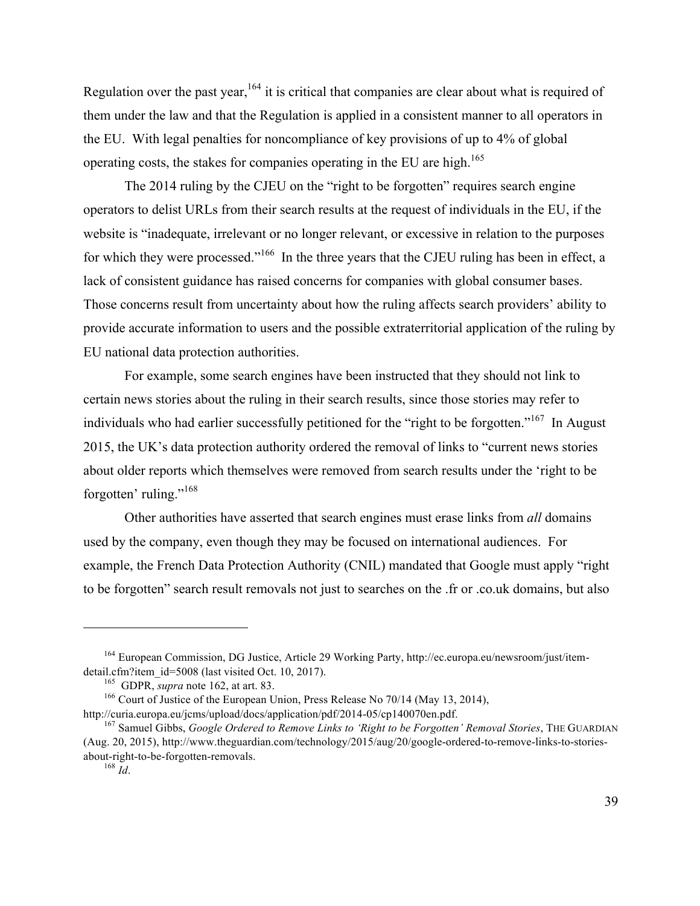Regulation over the past year,[164] it is critical that companies are clear about what is required of them under the law and that the Regulation is applied in a consistent manner to all operators in the EU. With legal penalties for noncompliance of key provisions of up to 4% of global operating costs, the stakes for companies operating in the EU are high.[165]

The 2014 ruling by the CJEU on the "right to be forgotten" requires search engine operators to delist URLs from their search results at the request of individuals in the EU, if the website is "inadequate, irrelevant or no longer relevant, or excessive in relation to the purposes for which they were processed."[166] In the three years that the CJEU ruling has been in effect, a lack of consistent guidance has raised concerns for companies with global consumer bases. Those concerns result from uncertainty about how the ruling affects search providers' ability to provide accurate information to users and the possible extraterritorial application of the ruling by EU national data protection authorities.

For example, some search engines have been instructed that they should not link to certain news stories about the ruling in their search results, since those stories may refer to individuals who had earlier successfully petitioned for the "right to be forgotten."[167] In August 2015, the UK's data protection authority ordered the removal of links to "current news stories about older reports which themselves were removed from search results under the 'right to be forgotten' ruling."[168]

Other authorities have asserted that search engines must erase links from *all* domains used by the company, even though they may be focused on international audiences. For example, the French Data Protection Authority (CNIL) mandated that Google must apply "right to be forgotten" search result removals not just to searches on the .fr or .co.uk domains, but also

---

[164] European Commission, DG Justice, Article 29 Working Party, http://ec.europa.eu/newsroom/just/item-detail.cfm?item_id=5008 (last visited Oct. 10, 2017).

[165] GDPR, *supra* note 162, at art. 83.

[166] Court of Justice of the European Union, Press Release No 70/14 (May 13, 2014), http://curia.europa.eu/jcms/upload/docs/application/pdf/2014-05/cp140070en.pdf.

[167] Samuel Gibbs, *Google Ordered to Remove Links to 'Right to be Forgotten' Removal Stories*, THE GUARDIAN (Aug. 20, 2015), http://www.theguardian.com/technology/2015/aug/20/google-ordered-to-remove-links-to-stories-about-right-to-be-forgotten-removals.

[168] *Id*.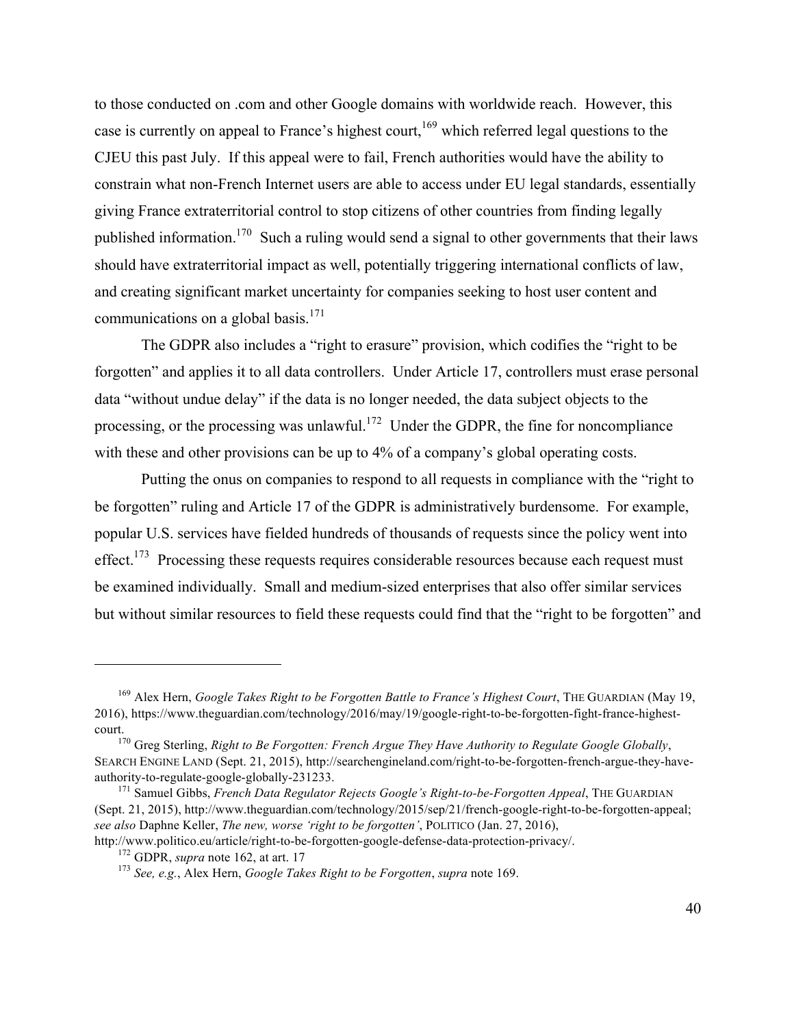to those conducted on .com and other Google domains with worldwide reach. However, this case is currently on appeal to France's highest court,[169] which referred legal questions to the CJEU this past July. If this appeal were to fail, French authorities would have the ability to constrain what non-French Internet users are able to access under EU legal standards, essentially giving France extraterritorial control to stop citizens of other countries from finding legally published information.[170] Such a ruling would send a signal to other governments that their laws should have extraterritorial impact as well, potentially triggering international conflicts of law, and creating significant market uncertainty for companies seeking to host user content and communications on a global basis.[171]

The GDPR also includes a "right to erasure" provision, which codifies the "right to be forgotten" and applies it to all data controllers. Under Article 17, controllers must erase personal data "without undue delay" if the data is no longer needed, the data subject objects to the processing, or the processing was unlawful.[172] Under the GDPR, the fine for noncompliance with these and other provisions can be up to 4% of a company's global operating costs.

Putting the onus on companies to respond to all requests in compliance with the "right to be forgotten" ruling and Article 17 of the GDPR is administratively burdensome. For example, popular U.S. services have fielded hundreds of thousands of requests since the policy went into effect.[173] Processing these requests requires considerable resources because each request must be examined individually. Small and medium-sized enterprises that also offer similar services but without similar resources to field these requests could find that the "right to be forgotten" and

---

[169] Alex Hern, *Google Takes Right to be Forgotten Battle to France's Highest Court*, THE GUARDIAN (May 19, 2016), https://www.theguardian.com/technology/2016/may/19/google-right-to-be-forgotten-fight-france-highest-court.

[170] Greg Sterling, *Right to Be Forgotten: French Argue They Have Authority to Regulate Google Globally*, SEARCH ENGINE LAND (Sept. 21, 2015), http://searchengineland.com/right-to-be-forgotten-french-argue-they-have-authority-to-regulate-google-globally-231233.

[171] Samuel Gibbs, *French Data Regulator Rejects Google's Right-to-be-Forgotten Appeal*, THE GUARDIAN (Sept. 21, 2015), http://www.theguardian.com/technology/2015/sep/21/french-google-right-to-be-forgotten-appeal; *see also* Daphne Keller, *The new, worse 'right to be forgotten'*, POLITICO (Jan. 27, 2016), http://www.politico.eu/article/right-to-be-forgotten-google-defense-data-protection-privacy/.

[172] GDPR, *supra* note 162, at art. 17

[173] *See, e.g.*, Alex Hern, *Google Takes Right to be Forgotten*, *supra* note 169.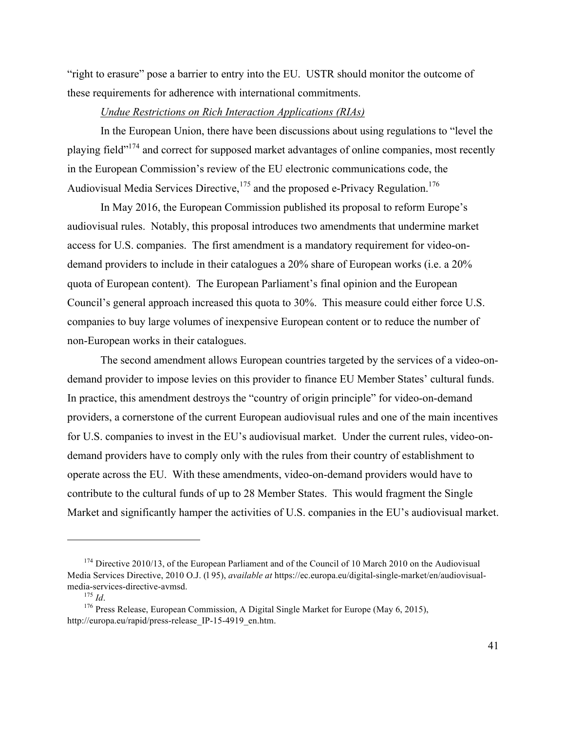"right to erasure" pose a barrier to entry into the EU. USTR should monitor the outcome of these requirements for adherence with international commitments.

*Undue Restrictions on Rich Interaction Applications (RIAs)*

In the European Union, there have been discussions about using regulations to "level the playing field"[174] and correct for supposed market advantages of online companies, most recently in the European Commission's review of the EU electronic communications code, the Audiovisual Media Services Directive,[175] and the proposed e-Privacy Regulation.[176]

In May 2016, the European Commission published its proposal to reform Europe's audiovisual rules. Notably, this proposal introduces two amendments that undermine market access for U.S. companies. The first amendment is a mandatory requirement for video-on-demand providers to include in their catalogues a 20% share of European works (i.e. a 20% quota of European content). The European Parliament's final opinion and the European Council's general approach increased this quota to 30%. This measure could either force U.S. companies to buy large volumes of inexpensive European content or to reduce the number of non-European works in their catalogues.

The second amendment allows European countries targeted by the services of a video-on-demand provider to impose levies on this provider to finance EU Member States' cultural funds. In practice, this amendment destroys the "country of origin principle" for video-on-demand providers, a cornerstone of the current European audiovisual rules and one of the main incentives for U.S. companies to invest in the EU's audiovisual market. Under the current rules, video-on-demand providers have to comply only with the rules from their country of establishment to operate across the EU. With these amendments, video-on-demand providers would have to contribute to the cultural funds of up to 28 Member States. This would fragment the Single Market and significantly hamper the activities of U.S. companies in the EU's audiovisual market.

---

[174] Directive 2010/13, of the European Parliament and of the Council of 10 March 2010 on the Audiovisual Media Services Directive, 2010 O.J. (l 95), *available at* https://ec.europa.eu/digital-single-market/en/audiovisual-media-services-directive-avmsd.

[175] *Id*.

[176] Press Release, European Commission, A Digital Single Market for Europe (May 6, 2015), http://europa.eu/rapid/press-release_IP-15-4919_en.htm.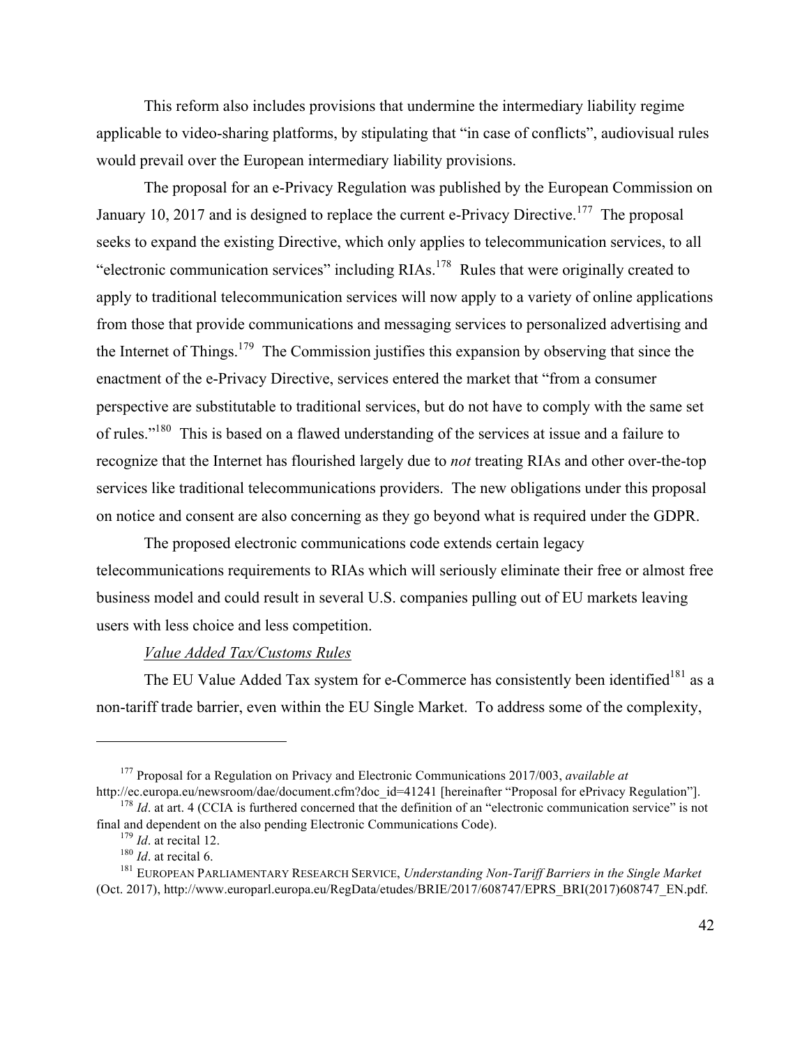This reform also includes provisions that undermine the intermediary liability regime applicable to video-sharing platforms, by stipulating that "in case of conflicts", audiovisual rules would prevail over the European intermediary liability provisions.

The proposal for an e-Privacy Regulation was published by the European Commission on January 10, 2017 and is designed to replace the current e-Privacy Directive.[177] The proposal seeks to expand the existing Directive, which only applies to telecommunication services, to all "electronic communication services" including RIAs.[178] Rules that were originally created to apply to traditional telecommunication services will now apply to a variety of online applications from those that provide communications and messaging services to personalized advertising and the Internet of Things.[179] The Commission justifies this expansion by observing that since the enactment of the e-Privacy Directive, services entered the market that "from a consumer perspective are substitutable to traditional services, but do not have to comply with the same set of rules."[180] This is based on a flawed understanding of the services at issue and a failure to recognize that the Internet has flourished largely due to *not* treating RIAs and other over-the-top services like traditional telecommunications providers. The new obligations under this proposal on notice and consent are also concerning as they go beyond what is required under the GDPR.

The proposed electronic communications code extends certain legacy telecommunications requirements to RIAs which will seriously eliminate their free or almost free business model and could result in several U.S. companies pulling out of EU markets leaving users with less choice and less competition.

*Value Added Tax/Customs Rules*

The EU Value Added Tax system for e-Commerce has consistently been identified[181] as a non-tariff trade barrier, even within the EU Single Market. To address some of the complexity,

---

[177] Proposal for a Regulation on Privacy and Electronic Communications 2017/003, *available at* http://ec.europa.eu/newsroom/dae/document.cfm?doc_id=41241 [hereinafter "Proposal for ePrivacy Regulation"].

[178] *Id*. at art. 4 (CCIA is furthered concerned that the definition of an "electronic communication service" is not final and dependent on the also pending Electronic Communications Code).

[179] *Id*. at recital 12.

[180] *Id*. at recital 6.

[181] European Parliamentary Research Service, *Understanding Non-Tariff Barriers in the Single Market* (Oct. 2017), http://www.europarl.europa.eu/RegData/etudes/BRIE/2017/608747/EPRS_BRI(2017)608747_EN.pdf.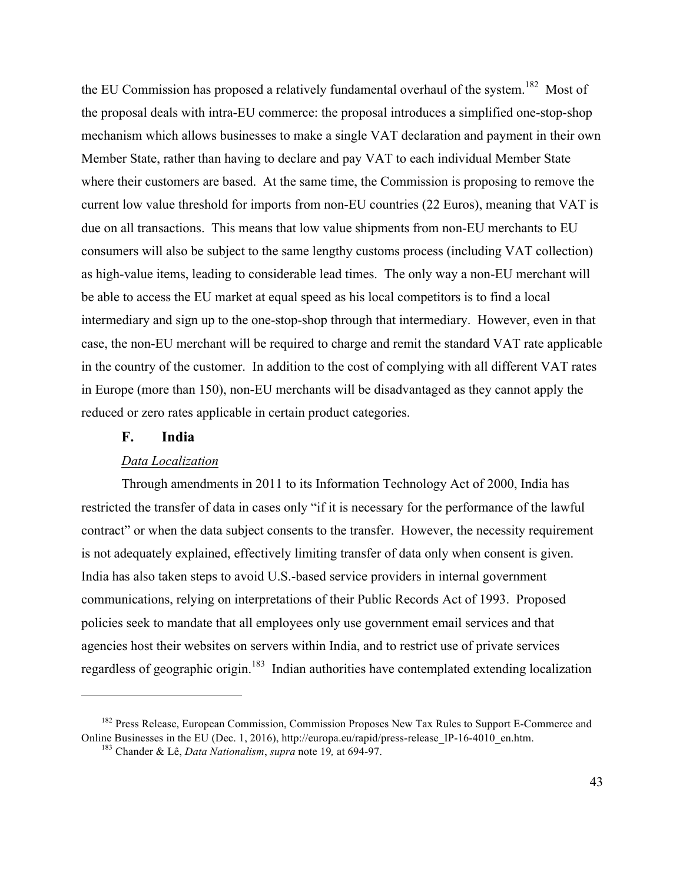the EU Commission has proposed a relatively fundamental overhaul of the system.[182] Most of the proposal deals with intra-EU commerce: the proposal introduces a simplified one-stop-shop mechanism which allows businesses to make a single VAT declaration and payment in their own Member State, rather than having to declare and pay VAT to each individual Member State where their customers are based. At the same time, the Commission is proposing to remove the current low value threshold for imports from non-EU countries (22 Euros), meaning that VAT is due on all transactions. This means that low value shipments from non-EU merchants to EU consumers will also be subject to the same lengthy customs process (including VAT collection) as high-value items, leading to considerable lead times. The only way a non-EU merchant will be able to access the EU market at equal speed as his local competitors is to find a local intermediary and sign up to the one-stop-shop through that intermediary. However, even in that case, the non-EU merchant will be required to charge and remit the standard VAT rate applicable in the country of the customer. In addition to the cost of complying with all different VAT rates in Europe (more than 150), non-EU merchants will be disadvantaged as they cannot apply the reduced or zero rates applicable in certain product categories.

### F. India

*Data Localization*

Through amendments in 2011 to its Information Technology Act of 2000, India has restricted the transfer of data in cases only "if it is necessary for the performance of the lawful contract" or when the data subject consents to the transfer. However, the necessity requirement is not adequately explained, effectively limiting transfer of data only when consent is given. India has also taken steps to avoid U.S.-based service providers in internal government communications, relying on interpretations of their Public Records Act of 1993. Proposed policies seek to mandate that all employees only use government email services and that agencies host their websites on servers within India, and to restrict use of private services regardless of geographic origin.[183] Indian authorities have contemplated extending localization

---

[182] Press Release, European Commission, Commission Proposes New Tax Rules to Support E-Commerce and Online Businesses in the EU (Dec. 1, 2016), http://europa.eu/rapid/press-release_IP-16-4010_en.htm.

[183] Chander & Lê, *Data Nationalism*, *supra* note 19, at 694-97.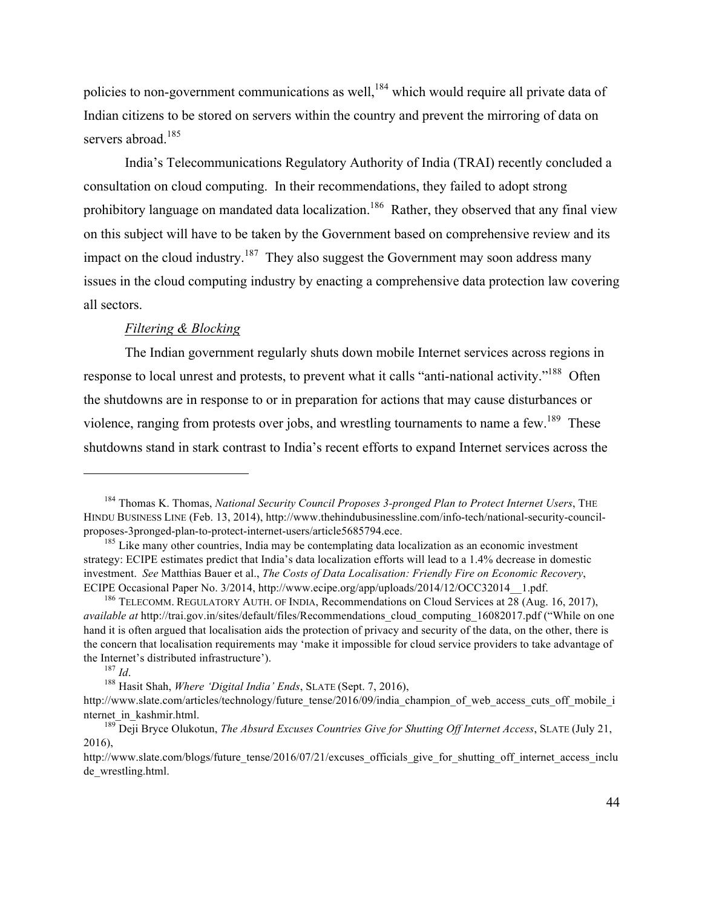policies to non-government communications as well,[184] which would require all private data of Indian citizens to be stored on servers within the country and prevent the mirroring of data on servers abroad.[185]

India's Telecommunications Regulatory Authority of India (TRAI) recently concluded a consultation on cloud computing. In their recommendations, they failed to adopt strong prohibitory language on mandated data localization.[186] Rather, they observed that any final view on this subject will have to be taken by the Government based on comprehensive review and its impact on the cloud industry.[187] They also suggest the Government may soon address many issues in the cloud computing industry by enacting a comprehensive data protection law covering all sectors.

*Filtering & Blocking*

The Indian government regularly shuts down mobile Internet services across regions in response to local unrest and protests, to prevent what it calls "anti-national activity."[188] Often the shutdowns are in response to or in preparation for actions that may cause disturbances or violence, ranging from protests over jobs, and wrestling tournaments to name a few.[189] These shutdowns stand in stark contrast to India's recent efforts to expand Internet services across the

---

[184] Thomas K. Thomas, *National Security Council Proposes 3-pronged Plan to Protect Internet Users*, THE HINDU BUSINESS LINE (Feb. 13, 2014), http://www.thehindubusinessline.com/info-tech/national-security-council-proposes-3pronged-plan-to-protect-internet-users/article5685794.ece.

[185] Like many other countries, India may be contemplating data localization as an economic investment strategy: ECIPE estimates predict that India's data localization efforts will lead to a 1.4% decrease in domestic investment. *See* Matthias Bauer et al., *The Costs of Data Localisation: Friendly Fire on Economic Recovery*, ECIPE Occasional Paper No. 3/2014, http://www.ecipe.org/app/uploads/2014/12/OCC32014__1.pdf.

[186] TELECOMM. REGULATORY AUTH. OF INDIA, Recommendations on Cloud Services at 28 (Aug. 16, 2017), *available at* http://trai.gov.in/sites/default/files/Recommendations_cloud_computing_16082017.pdf ("While on one hand it is often argued that localisation aids the protection of privacy and security of the data, on the other, there is the concern that localisation requirements may 'make it impossible for cloud service providers to take advantage of the Internet's distributed infrastructure').

[187] *Id*.

[188] Hasit Shah, *Where 'Digital India' Ends*, SLATE (Sept. 7, 2016), http://www.slate.com/articles/technology/future_tense/2016/09/india_champion_of_web_access_cuts_off_mobile_internet_in_kashmir.html.

[189] Deji Bryce Olukotun, *The Absurd Excuses Countries Give for Shutting Off Internet Access*, SLATE (July 21, 2016), http://www.slate.com/blogs/future_tense/2016/07/21/excuses_officials_give_for_shutting_off_internet_access_include_wrestling.html.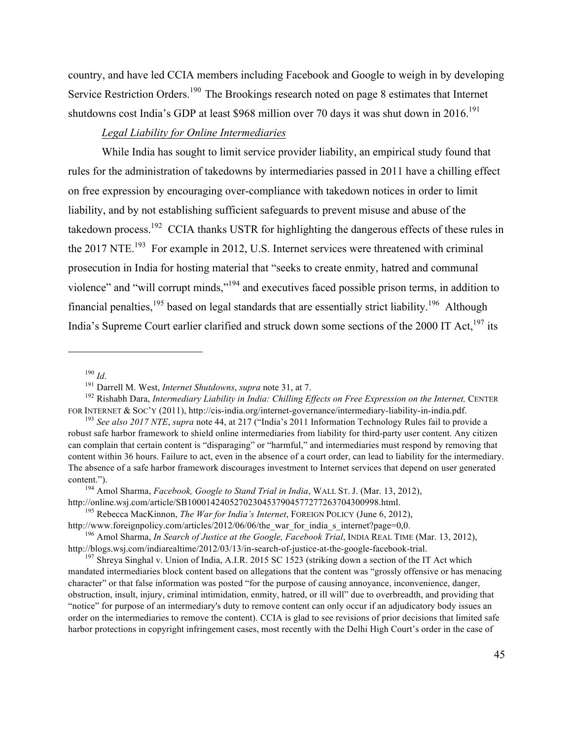country, and have led CCIA members including Facebook and Google to weigh in by developing Service Restriction Orders.[190] The Brookings research noted on page 8 estimates that Internet shutdowns cost India's GDP at least $968 million over 70 days it was shut down in 2016.[191]

*Legal Liability for Online Intermediaries*

While India has sought to limit service provider liability, an empirical study found that rules for the administration of takedowns by intermediaries passed in 2011 have a chilling effect on free expression by encouraging over-compliance with takedown notices in order to limit liability, and by not establishing sufficient safeguards to prevent misuse and abuse of the takedown process.[192] CCIA thanks USTR for highlighting the dangerous effects of these rules in the 2017 NTE.[193] For example in 2012, U.S. Internet services were threatened with criminal prosecution in India for hosting material that "seeks to create enmity, hatred and communal violence" and "will corrupt minds,"[194] and executives faced possible prison terms, in addition to financial penalties,[195] based on legal standards that are essentially strict liability.[196] Although India's Supreme Court earlier clarified and struck down some sections of the 2000 IT Act,[197] its

---

[190] *Id*.

[191] Darrell M. West, *Internet Shutdowns*, *supra* note 31, at 7.

[192] Rishabh Dara, *Intermediary Liability in India: Chilling Effects on Free Expression on the Internet,* CENTER FOR INTERNET & SOC'Y (2011), http://cis-india.org/internet-governance/intermediary-liability-in-india.pdf.

[193] *See also 2017 NTE*, *supra* note 44, at 217 ("India's 2011 Information Technology Rules fail to provide a robust safe harbor framework to shield online intermediaries from liability for third-party user content. Any citizen can complain that certain content is "disparaging" or "harmful," and intermediaries must respond by removing that content within 36 hours. Failure to act, even in the absence of a court order, can lead to liability for the intermediary. The absence of a safe harbor framework discourages investment to Internet services that depend on user generated content.").

[194] Amol Sharma, *Facebook, Google to Stand Trial in India*, WALL ST. J. (Mar. 13, 2012), http://online.wsj.com/article/SB10001424052702304537904577277263704300998.html.

[195] Rebecca MacKinnon, *The War for India's Internet*, FOREIGN POLICY (June 6, 2012), http://www.foreignpolicy.com/articles/2012/06/06/the_war_for_india_s_internet?page=0,0.

[196] Amol Sharma, *In Search of Justice at the Google, Facebook Trial*, INDIA REAL TIME (Mar. 13, 2012), http://blogs.wsj.com/indiarealtime/2012/03/13/in-search-of-justice-at-the-google-facebook-trial.

[197] Shreya Singhal v. Union of India, A.I.R. 2015 SC 1523 (striking down a section of the IT Act which mandated intermediaries block content based on allegations that the content was "grossly offensive or has menacing character" or that false information was posted "for the purpose of causing annoyance, inconvenience, danger, obstruction, insult, injury, criminal intimidation, enmity, hatred, or ill will" due to overbreadth, and providing that "notice" for purpose of an intermediary's duty to remove content can only occur if an adjudicatory body issues an order on the intermediaries to remove the content). CCIA is glad to see revisions of prior decisions that limited safe harbor protections in copyright infringement cases, most recently with the Delhi High Court's order in the case of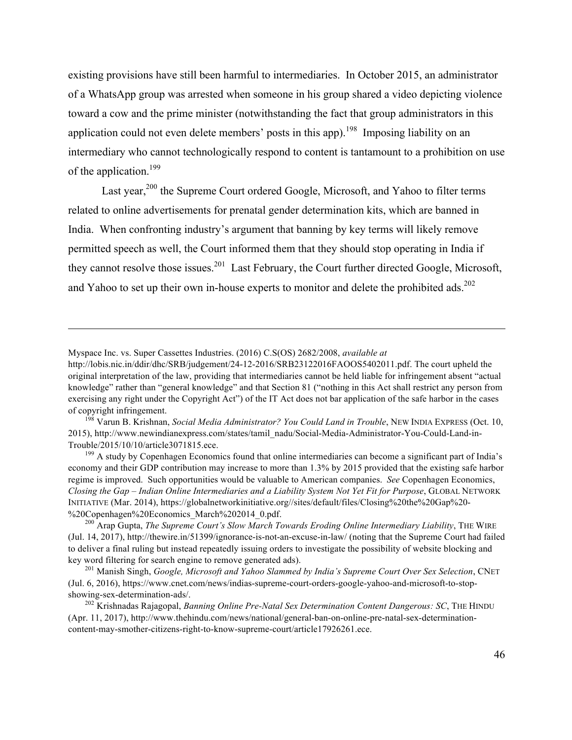existing provisions have still been harmful to intermediaries. In October 2015, an administrator of a WhatsApp group was arrested when someone in his group shared a video depicting violence toward a cow and the prime minister (notwithstanding the fact that group administrators in this application could not even delete members' posts in this app).[198] Imposing liability on an intermediary who cannot technologically respond to content is tantamount to a prohibition on use of the application.[199]

Last year,[200] the Supreme Court ordered Google, Microsoft, and Yahoo to filter terms related to online advertisements for prenatal gender determination kits, which are banned in India. When confronting industry's argument that banning by key terms will likely remove permitted speech as well, the Court informed them that they should stop operating in India if they cannot resolve those issues.[201] Last February, the Court further directed Google, Microsoft, and Yahoo to set up their own in-house experts to monitor and delete the prohibited ads.[202]

---

Myspace Inc. vs. Super Cassettes Industries. (2016) C.S(OS) 2682/2008, *available at* http://lobis.nic.in/ddir/dhc/SRB/judgement/24-12-2016/SRB23122016FAOOS5402011.pdf. The court upheld the original interpretation of the law, providing that intermediaries cannot be held liable for infringement absent "actual knowledge" rather than "general knowledge" and that Section 81 ("nothing in this Act shall restrict any person from exercising any right under the Copyright Act") of the IT Act does not bar application of the safe harbor in the cases of copyright infringement.

[198] Varun B. Krishnan, *Social Media Administrator? You Could Land in Trouble*, NEW INDIA EXPRESS (Oct. 10, 2015), http://www.newindianexpress.com/states/tamil_nadu/Social-Media-Administrator-You-Could-Land-in-Trouble/2015/10/10/article3071815.ece.

[199] A study by Copenhagen Economics found that online intermediaries can become a significant part of India's economy and their GDP contribution may increase to more than 1.3% by 2015 provided that the existing safe harbor regime is improved. Such opportunities would be valuable to American companies. *See* Copenhagen Economics, *Closing the Gap – Indian Online Intermediaries and a Liability System Not Yet Fit for Purpose*, GLOBAL NETWORK INITIATIVE (Mar. 2014), https://globalnetworkinitiative.org//sites/default/files/Closing%20the%20Gap%20-%20Copenhagen%20Economics_March%202014_0.pdf.

[200] Arap Gupta, *The Supreme Court's Slow March Towards Eroding Online Intermediary Liability*, THE WIRE (Jul. 14, 2017), http://thewire.in/51399/ignorance-is-not-an-excuse-in-law/ (noting that the Supreme Court had failed to deliver a final ruling but instead repeatedly issuing orders to investigate the possibility of website blocking and key word filtering for search engine to remove generated ads).

[201] Manish Singh, *Google, Microsoft and Yahoo Slammed by India's Supreme Court Over Sex Selection*, CNET (Jul. 6, 2016), https://www.cnet.com/news/indias-supreme-court-orders-google-yahoo-and-microsoft-to-stop-showing-sex-determination-ads/.

[202] Krishnadas Rajagopal, *Banning Online Pre-Natal Sex Determination Content Dangerous: SC*, THE HINDU (Apr. 11, 2017), http://www.thehindu.com/news/national/general-ban-on-online-pre-natal-sex-determination-content-may-smother-citizens-right-to-know-supreme-court/article17926261.ece.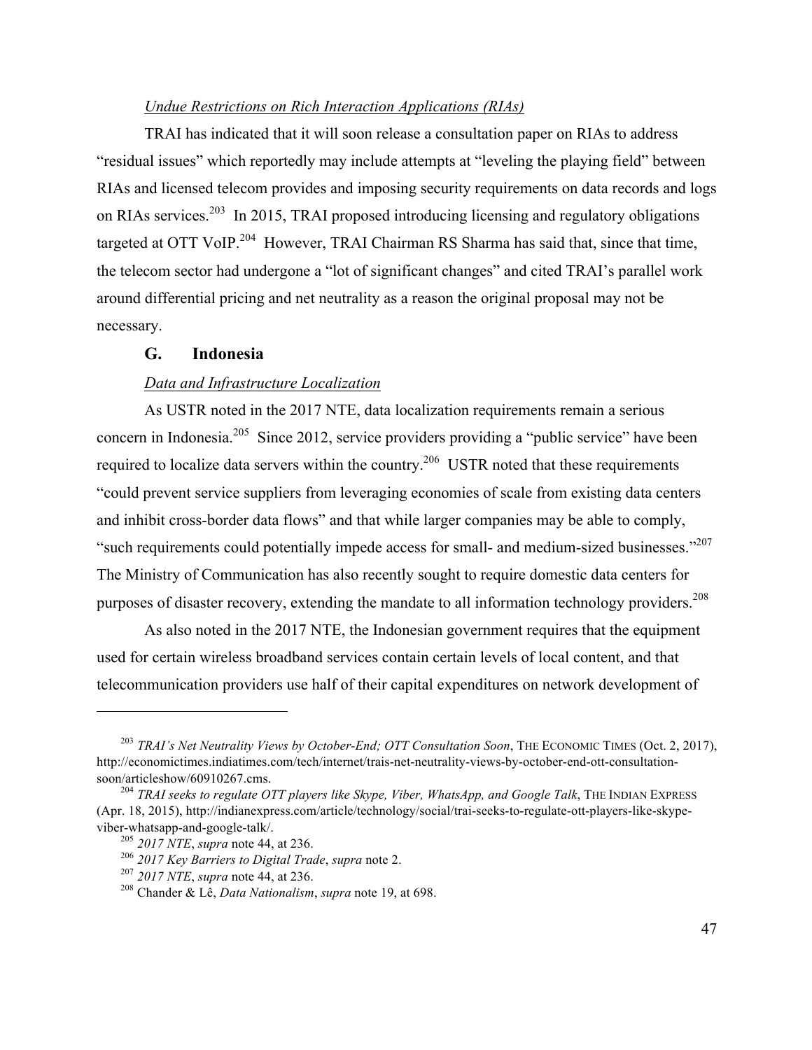*Undue Restrictions on Rich Interaction Applications (RIAs)*

TRAI has indicated that it will soon release a consultation paper on RIAs to address "residual issues" which reportedly may include attempts at "leveling the playing field" between RIAs and licensed telecom provides and imposing security requirements on data records and logs on RIAs services.[203] In 2015, TRAI proposed introducing licensing and regulatory obligations targeted at OTT VoIP.[204] However, TRAI Chairman RS Sharma has said that, since that time, the telecom sector had undergone a "lot of significant changes" and cited TRAI's parallel work around differential pricing and net neutrality as a reason the original proposal may not be necessary.

## G. Indonesia

*Data and Infrastructure Localization*

As USTR noted in the 2017 NTE, data localization requirements remain a serious concern in Indonesia.[205] Since 2012, service providers providing a "public service" have been required to localize data servers within the country.[206] USTR noted that these requirements "could prevent service suppliers from leveraging economies of scale from existing data centers and inhibit cross-border data flows" and that while larger companies may be able to comply, "such requirements could potentially impede access for small- and medium-sized businesses."[207] The Ministry of Communication has also recently sought to require domestic data centers for purposes of disaster recovery, extending the mandate to all information technology providers.[208]

As also noted in the 2017 NTE, the Indonesian government requires that the equipment used for certain wireless broadband services contain certain levels of local content, and that telecommunication providers use half of their capital expenditures on network development of

---

[203] *TRAI's Net Neutrality Views by October-End; OTT Consultation Soon*, THE ECONOMIC TIMES (Oct. 2, 2017), http://economictimes.indiatimes.com/tech/internet/trais-net-neutrality-views-by-october-end-ott-consultation-soon/articleshow/60910267.cms.

[204] *TRAI seeks to regulate OTT players like Skype, Viber, WhatsApp, and Google Talk*, THE INDIAN EXPRESS (Apr. 18, 2015), http://indianexpress.com/article/technology/social/trai-seeks-to-regulate-ott-players-like-skype-viber-whatsapp-and-google-talk/.

[205] *2017 NTE*, *supra* note 44, at 236.

[206] *2017 Key Barriers to Digital Trade*, *supra* note 2.

[207] *2017 NTE*, *supra* note 44, at 236.

[208] Chander & Lê, *Data Nationalism*, *supra* note 19, at 698.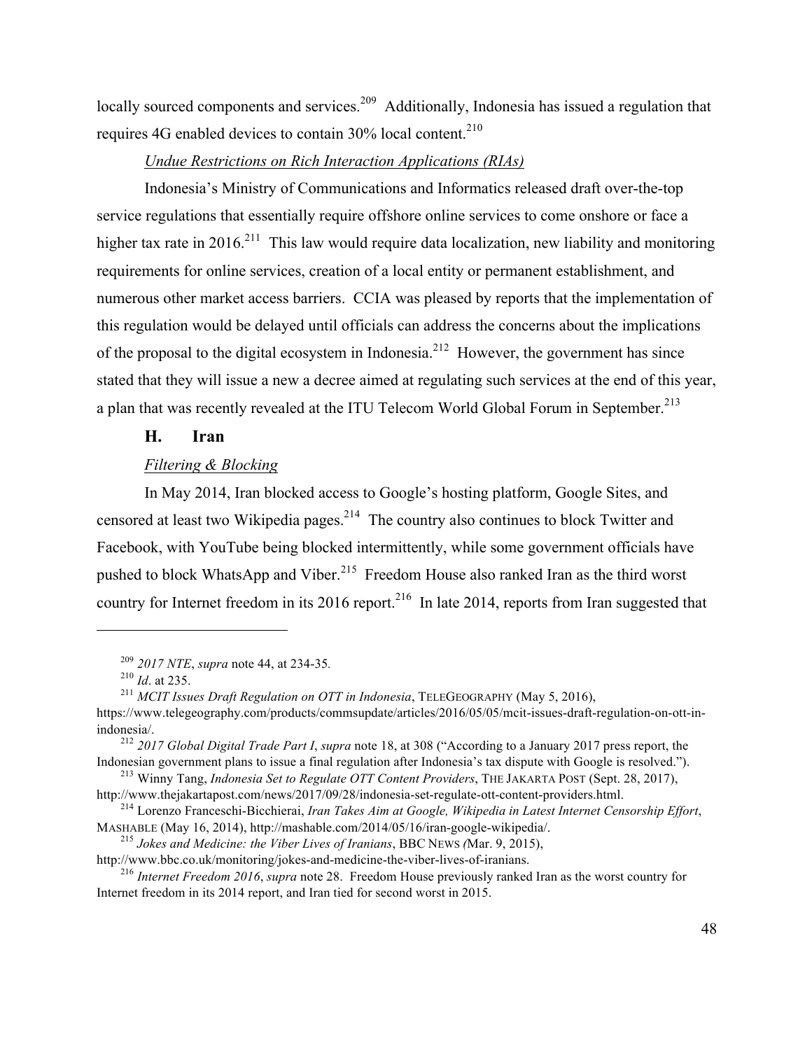locally sourced components and services.[209] Additionally, Indonesia has issued a regulation that requires 4G enabled devices to contain 30% local content.[210]

*Undue Restrictions on Rich Interaction Applications (RIAs)*

Indonesia's Ministry of Communications and Informatics released draft over-the-top service regulations that essentially require offshore online services to come onshore or face a higher tax rate in 2016.[211] This law would require data localization, new liability and monitoring requirements for online services, creation of a local entity or permanent establishment, and numerous other market access barriers. CCIA was pleased by reports that the implementation of this regulation would be delayed until officials can address the concerns about the implications of the proposal to the digital ecosystem in Indonesia.[212] However, the government has since stated that they will issue a new a decree aimed at regulating such services at the end of this year, a plan that was recently revealed at the ITU Telecom World Global Forum in September.[213]

### H. Iran

*Filtering & Blocking*

In May 2014, Iran blocked access to Google's hosting platform, Google Sites, and censored at least two Wikipedia pages.[214] The country also continues to block Twitter and Facebook, with YouTube being blocked intermittently, while some government officials have pushed to block WhatsApp and Viber.[215] Freedom House also ranked Iran as the third worst country for Internet freedom in its 2016 report.[216] In late 2014, reports from Iran suggested that

---

[209] *2017 NTE*, *supra* note 44, at 234-35.

[210] *Id*. at 235.

[211] *MCIT Issues Draft Regulation on OTT in Indonesia*, TELEGEOGRAPHY (May 5, 2016), https://www.telegeography.com/products/commsupdate/articles/2016/05/05/mcit-issues-draft-regulation-on-ott-in-indonesia/.

[212] *2017 Global Digital Trade Part I*, *supra* note 18, at 308 ("According to a January 2017 press report, the Indonesian government plans to issue a final regulation after Indonesia's tax dispute with Google is resolved.").

[213] Winny Tang, *Indonesia Set to Regulate OTT Content Providers*, THE JAKARTA POST (Sept. 28, 2017), http://www.thejakartapost.com/news/2017/09/28/indonesia-set-regulate-ott-content-providers.html.

[214] Lorenzo Franceschi-Bicchierai, *Iran Takes Aim at Google, Wikipedia in Latest Internet Censorship Effort*, MASHABLE (May 16, 2014), http://mashable.com/2014/05/16/iran-google-wikipedia/.

[215] *Jokes and Medicine: the Viber Lives of Iranians*, BBC NEWS (Mar. 9, 2015), http://www.bbc.co.uk/monitoring/jokes-and-medicine-the-viber-lives-of-iranians.

[216] *Internet Freedom 2016*, *supra* note 28. Freedom House previously ranked Iran as the worst country for Internet freedom in its 2014 report, and Iran tied for second worst in 2015.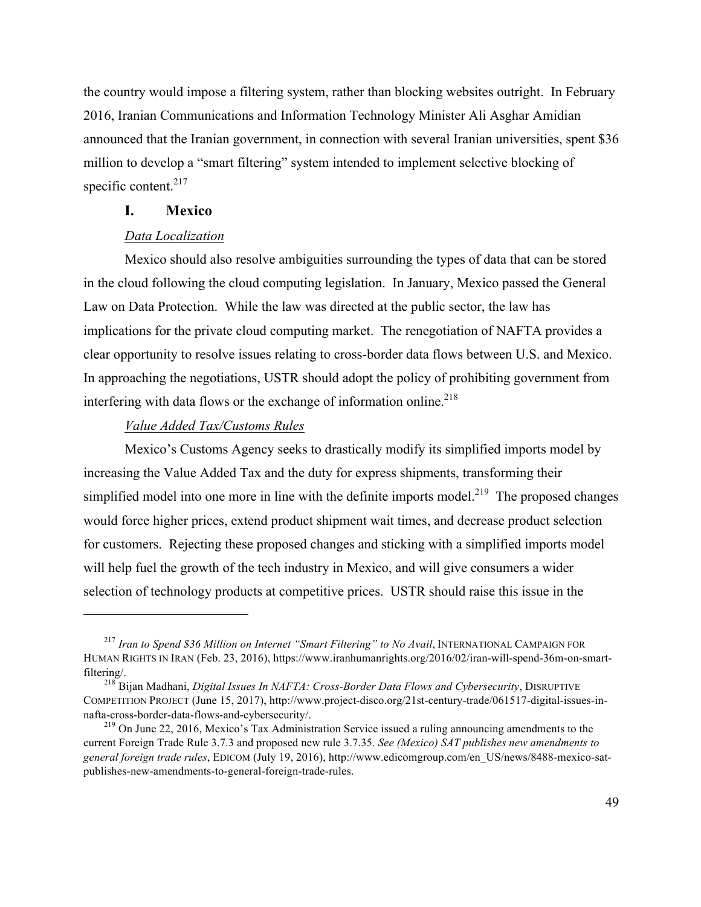the country would impose a filtering system, rather than blocking websites outright. In February 2016, Iranian Communications and Information Technology Minister Ali Asghar Amidian announced that the Iranian government, in connection with several Iranian universities, spent $36 million to develop a "smart filtering" system intended to implement selective blocking of specific content.[217]

### I. Mexico

*Data Localization*

Mexico should also resolve ambiguities surrounding the types of data that can be stored in the cloud following the cloud computing legislation. In January, Mexico passed the General Law on Data Protection. While the law was directed at the public sector, the law has implications for the private cloud computing market. The renegotiation of NAFTA provides a clear opportunity to resolve issues relating to cross-border data flows between U.S. and Mexico. In approaching the negotiations, USTR should adopt the policy of prohibiting government from interfering with data flows or the exchange of information online.[218]

*Value Added Tax/Customs Rules*

Mexico's Customs Agency seeks to drastically modify its simplified imports model by increasing the Value Added Tax and the duty for express shipments, transforming their simplified model into one more in line with the definite imports model.[219] The proposed changes would force higher prices, extend product shipment wait times, and decrease product selection for customers. Rejecting these proposed changes and sticking with a simplified imports model will help fuel the growth of the tech industry in Mexico, and will give consumers a wider selection of technology products at competitive prices. USTR should raise this issue in the

---

[217] *Iran to Spend $36 Million on Internet "Smart Filtering" to No Avail*, INTERNATIONAL CAMPAIGN FOR HUMAN RIGHTS IN IRAN (Feb. 23, 2016), https://www.iranhumanrights.org/2016/02/iran-will-spend-36m-on-smart-filtering/.

[218] Bijan Madhani, *Digital Issues In NAFTA: Cross-Border Data Flows and Cybersecurity*, DISRUPTIVE COMPETITION PROJECT (June 15, 2017), http://www.project-disco.org/21st-century-trade/061517-digital-issues-in-nafta-cross-border-data-flows-and-cybersecurity/.

[219] On June 22, 2016, Mexico's Tax Administration Service issued a ruling announcing amendments to the current Foreign Trade Rule 3.7.3 and proposed new rule 3.7.35. *See (Mexico) SAT publishes new amendments to general foreign trade rules*, EDICOM (July 19, 2016), http://www.edicomgroup.com/en_US/news/8488-mexico-sat-publishes-new-amendments-to-general-foreign-trade-rules.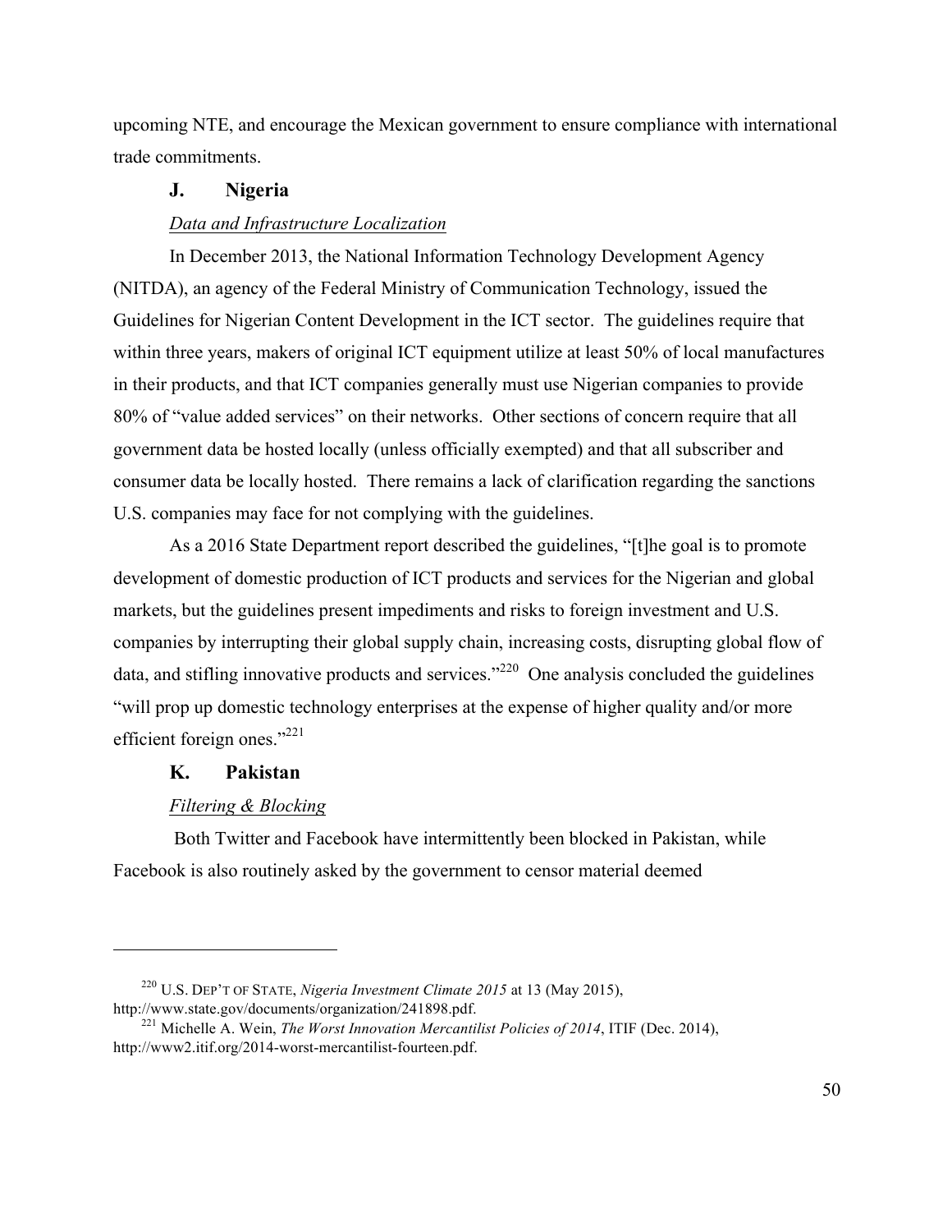upcoming NTE, and encourage the Mexican government to ensure compliance with international trade commitments.

### J. Nigeria

*Data and Infrastructure Localization*

In December 2013, the National Information Technology Development Agency (NITDA), an agency of the Federal Ministry of Communication Technology, issued the Guidelines for Nigerian Content Development in the ICT sector. The guidelines require that within three years, makers of original ICT equipment utilize at least 50% of local manufactures in their products, and that ICT companies generally must use Nigerian companies to provide 80% of "value added services" on their networks. Other sections of concern require that all government data be hosted locally (unless officially exempted) and that all subscriber and consumer data be locally hosted. There remains a lack of clarification regarding the sanctions U.S. companies may face for not complying with the guidelines.

As a 2016 State Department report described the guidelines, "[t]he goal is to promote development of domestic production of ICT products and services for the Nigerian and global markets, but the guidelines present impediments and risks to foreign investment and U.S. companies by interrupting their global supply chain, increasing costs, disrupting global flow of data, and stifling innovative products and services."[220] One analysis concluded the guidelines "will prop up domestic technology enterprises at the expense of higher quality and/or more efficient foreign ones."[221]

### K. Pakistan

*Filtering & Blocking*

Both Twitter and Facebook have intermittently been blocked in Pakistan, while Facebook is also routinely asked by the government to censor material deemed

---

[220] U.S. DEP'T OF STATE, *Nigeria Investment Climate 2015* at 13 (May 2015), http://www.state.gov/documents/organization/241898.pdf.

[221] Michelle A. Wein, *The Worst Innovation Mercantilist Policies of 2014*, ITIF (Dec. 2014), http://www2.itif.org/2014-worst-mercantilist-fourteen.pdf.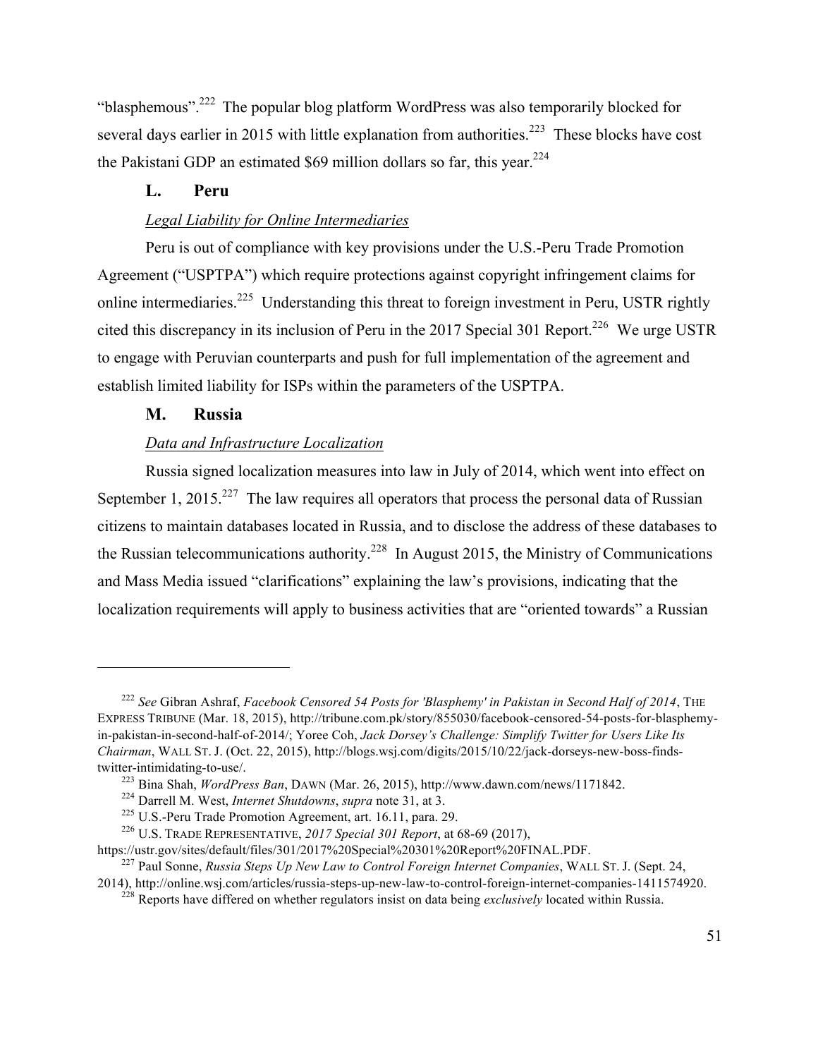"blasphemous".[222] The popular blog platform WordPress was also temporarily blocked for several days earlier in 2015 with little explanation from authorities.[223] These blocks have cost the Pakistani GDP an estimated $69 million dollars so far, this year.[224]

### L. Peru

*Legal Liability for Online Intermediaries*

Peru is out of compliance with key provisions under the U.S.-Peru Trade Promotion Agreement ("USPTPA") which require protections against copyright infringement claims for online intermediaries.[225] Understanding this threat to foreign investment in Peru, USTR rightly cited this discrepancy in its inclusion of Peru in the 2017 Special 301 Report.[226] We urge USTR to engage with Peruvian counterparts and push for full implementation of the agreement and establish limited liability for ISPs within the parameters of the USPTPA.

### M. Russia

*Data and Infrastructure Localization*

Russia signed localization measures into law in July of 2014, which went into effect on September 1, 2015.[227] The law requires all operators that process the personal data of Russian citizens to maintain databases located in Russia, and to disclose the address of these databases to the Russian telecommunications authority.[228] In August 2015, the Ministry of Communications and Mass Media issued "clarifications" explaining the law's provisions, indicating that the localization requirements will apply to business activities that are "oriented towards" a Russian

---

[222] *See* Gibran Ashraf, *Facebook Censored 54 Posts for 'Blasphemy' in Pakistan in Second Half of 2014*, THE EXPRESS TRIBUNE (Mar. 18, 2015), http://tribune.com.pk/story/855030/facebook-censored-54-posts-for-blasphemy-in-pakistan-in-second-half-of-2014/; Yoree Coh, *Jack Dorsey's Challenge: Simplify Twitter for Users Like Its Chairman*, WALL ST. J. (Oct. 22, 2015), http://blogs.wsj.com/digits/2015/10/22/jack-dorseys-new-boss-finds-twitter-intimidating-to-use/.

[223] Bina Shah, *WordPress Ban*, DAWN (Mar. 26, 2015), http://www.dawn.com/news/1171842.

[224] Darrell M. West, *Internet Shutdowns*, *supra* note 31, at 3.

[225] U.S.-Peru Trade Promotion Agreement, art. 16.11, para. 29.

[226] U.S. TRADE REPRESENTATIVE, *2017 Special 301 Report*, at 68-69 (2017), https://ustr.gov/sites/default/files/301/2017%20Special%20301%20Report%20FINAL.PDF.

[227] Paul Sonne, *Russia Steps Up New Law to Control Foreign Internet Companies*, WALL ST. J. (Sept. 24, 2014), http://online.wsj.com/articles/russia-steps-up-new-law-to-control-foreign-internet-companies-1411574920.

[228] Reports have differed on whether regulators insist on data being *exclusively* located within Russia.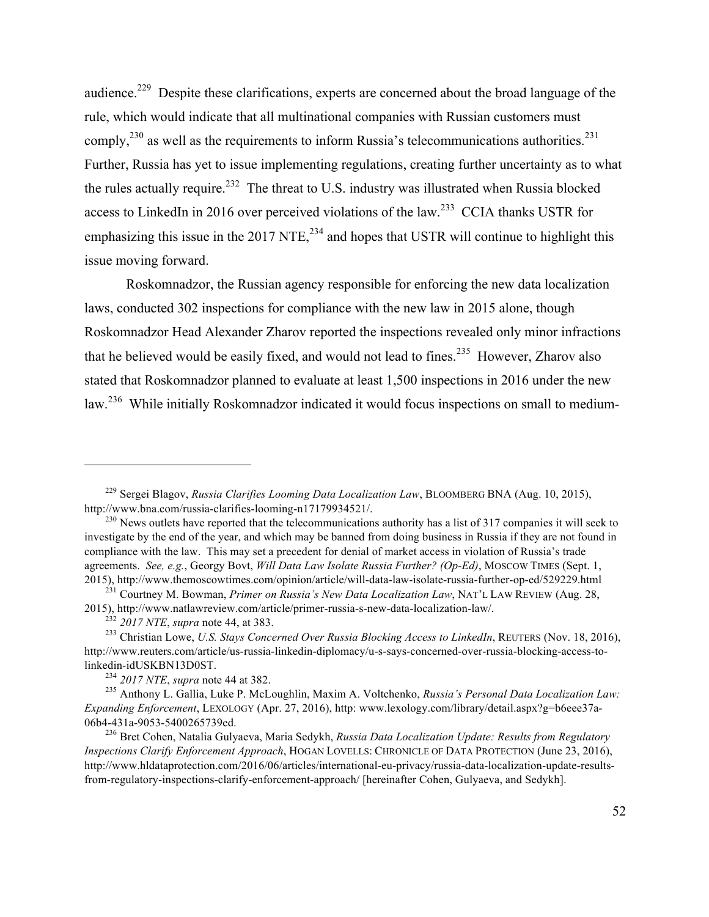audience.[229] Despite these clarifications, experts are concerned about the broad language of the rule, which would indicate that all multinational companies with Russian customers must comply,[230] as well as the requirements to inform Russia's telecommunications authorities.[231] Further, Russia has yet to issue implementing regulations, creating further uncertainty as to what the rules actually require.[232] The threat to U.S. industry was illustrated when Russia blocked access to LinkedIn in 2016 over perceived violations of the law.[233] CCIA thanks USTR for emphasizing this issue in the 2017 NTE,[234] and hopes that USTR will continue to highlight this issue moving forward.

Roskomnadzor, the Russian agency responsible for enforcing the new data localization laws, conducted 302 inspections for compliance with the new law in 2015 alone, though Roskomnadzor Head Alexander Zharov reported the inspections revealed only minor infractions that he believed would be easily fixed, and would not lead to fines.[235] However, Zharov also stated that Roskomnadzor planned to evaluate at least 1,500 inspections in 2016 under the new law.[236] While initially Roskomnadzor indicated it would focus inspections on small to medium-

---

[229] Sergei Blagov, *Russia Clarifies Looming Data Localization Law*, BLOOMBERG BNA (Aug. 10, 2015), http://www.bna.com/russia-clarifies-looming-n17179934521/.

[230] News outlets have reported that the telecommunications authority has a list of 317 companies it will seek to investigate by the end of the year, and which may be banned from doing business in Russia if they are not found in compliance with the law. This may set a precedent for denial of market access in violation of Russia's trade agreements. *See, e.g.*, Georgy Bovt, *Will Data Law Isolate Russia Further? (Op-Ed)*, MOSCOW TIMES (Sept. 1, 2015), http://www.themoscowtimes.com/opinion/article/will-data-law-isolate-russia-further-op-ed/529229.html

[231] Courtney M. Bowman, *Primer on Russia's New Data Localization Law*, NAT'L LAW REVIEW (Aug. 28, 2015), http://www.natlawreview.com/article/primer-russia-s-new-data-localization-law/.

[232] *2017 NTE*, *supra* note 44, at 383.

[233] Christian Lowe, *U.S. Stays Concerned Over Russia Blocking Access to LinkedIn*, REUTERS (Nov. 18, 2016), http://www.reuters.com/article/us-russia-linkedin-diplomacy/u-s-says-concerned-over-russia-blocking-access-to-linkedin-idUSKBN13D0ST.

[234] *2017 NTE*, *supra* note 44 at 382.

[235] Anthony L. Gallia, Luke P. McLoughlin, Maxim A. Voltchenko, *Russia's Personal Data Localization Law: Expanding Enforcement*, LEXOLOGY (Apr. 27, 2016), http: www.lexology.com/library/detail.aspx?g=b6eee37a-06b4-431a-9053-5400265739ed.

[236] Bret Cohen, Natalia Gulyaeva, Maria Sedykh, *Russia Data Localization Update: Results from Regulatory Inspections Clarify Enforcement Approach*, HOGAN LOVELLS: CHRONICLE OF DATA PROTECTION (June 23, 2016), http://www.hldataprotection.com/2016/06/articles/international-eu-privacy/russia-data-localization-update-results-from-regulatory-inspections-clarify-enforcement-approach/ [hereinafter Cohen, Gulyaeva, and Sedykh].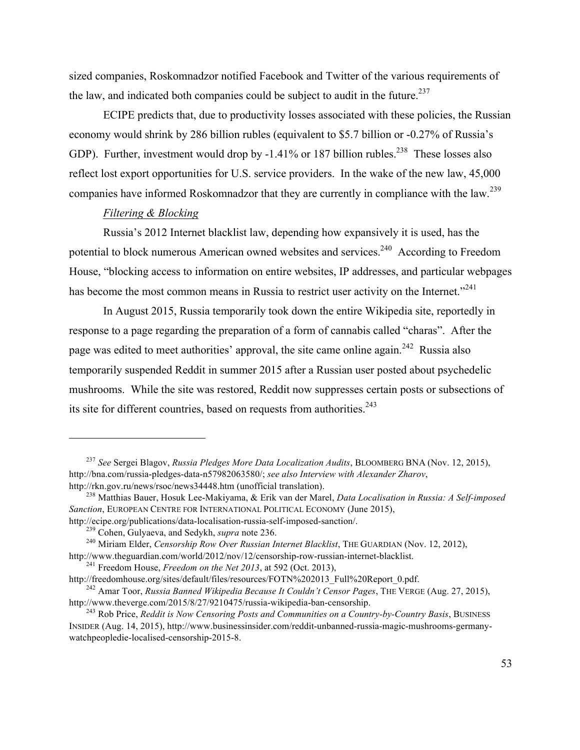sized companies, Roskomnadzor notified Facebook and Twitter of the various requirements of the law, and indicated both companies could be subject to audit in the future.[237]

ECIPE predicts that, due to productivity losses associated with these policies, the Russian economy would shrink by 286 billion rubles (equivalent to $5.7 billion or -0.27% of Russia's GDP). Further, investment would drop by -1.41% or 187 billion rubles.[238] These losses also reflect lost export opportunities for U.S. service providers. In the wake of the new law, 45,000 companies have informed Roskomnadzor that they are currently in compliance with the law.[239]

*Filtering & Blocking*

Russia's 2012 Internet blacklist law, depending how expansively it is used, has the potential to block numerous American owned websites and services.[240] According to Freedom House, "blocking access to information on entire websites, IP addresses, and particular webpages has become the most common means in Russia to restrict user activity on the Internet."[241]

In August 2015, Russia temporarily took down the entire Wikipedia site, reportedly in response to a page regarding the preparation of a form of cannabis called "charas". After the page was edited to meet authorities' approval, the site came online again.[242] Russia also temporarily suspended Reddit in summer 2015 after a Russian user posted about psychedelic mushrooms. While the site was restored, Reddit now suppresses certain posts or subsections of its site for different countries, based on requests from authorities.[243]

---

[237] *See* Sergei Blagov, *Russia Pledges More Data Localization Audits*, BLOOMBERG BNA (Nov. 12, 2015), http://bna.com/russia-pledges-data-n57982063580/; *see also Interview with Alexander Zharov*, http://rkn.gov.ru/news/rsoc/news34448.htm (unofficial translation).

[238] Matthias Bauer, Hosuk Lee-Makiyama, & Erik van der Marel, *Data Localisation in Russia: A Self-imposed Sanction*, EUROPEAN CENTRE FOR INTERNATIONAL POLITICAL ECONOMY (June 2015), http://ecipe.org/publications/data-localisation-russia-self-imposed-sanction/.

[239] Cohen, Gulyaeva, and Sedykh, *supra* note 236.

[240] Miriam Elder, *Censorship Row Over Russian Internet Blacklist*, THE GUARDIAN (Nov. 12, 2012), http://www.theguardian.com/world/2012/nov/12/censorship-row-russian-internet-blacklist.

[241] Freedom House, *Freedom on the Net 2013*, at 592 (Oct. 2013), http://freedomhouse.org/sites/default/files/resources/FOTN%202013_Full%20Report_0.pdf.

[242] Amar Toor, *Russia Banned Wikipedia Because It Couldn't Censor Pages*, THE VERGE (Aug. 27, 2015), http://www.theverge.com/2015/8/27/9210475/russia-wikipedia-ban-censorship.

[243] Rob Price, *Reddit is Now Censoring Posts and Communities on a Country-by-Country Basis*, BUSINESS INSIDER (Aug. 14, 2015), http://www.businessinsider.com/reddit-unbanned-russia-magic-mushrooms-germany-watchpeopledie-localised-censorship-2015-8.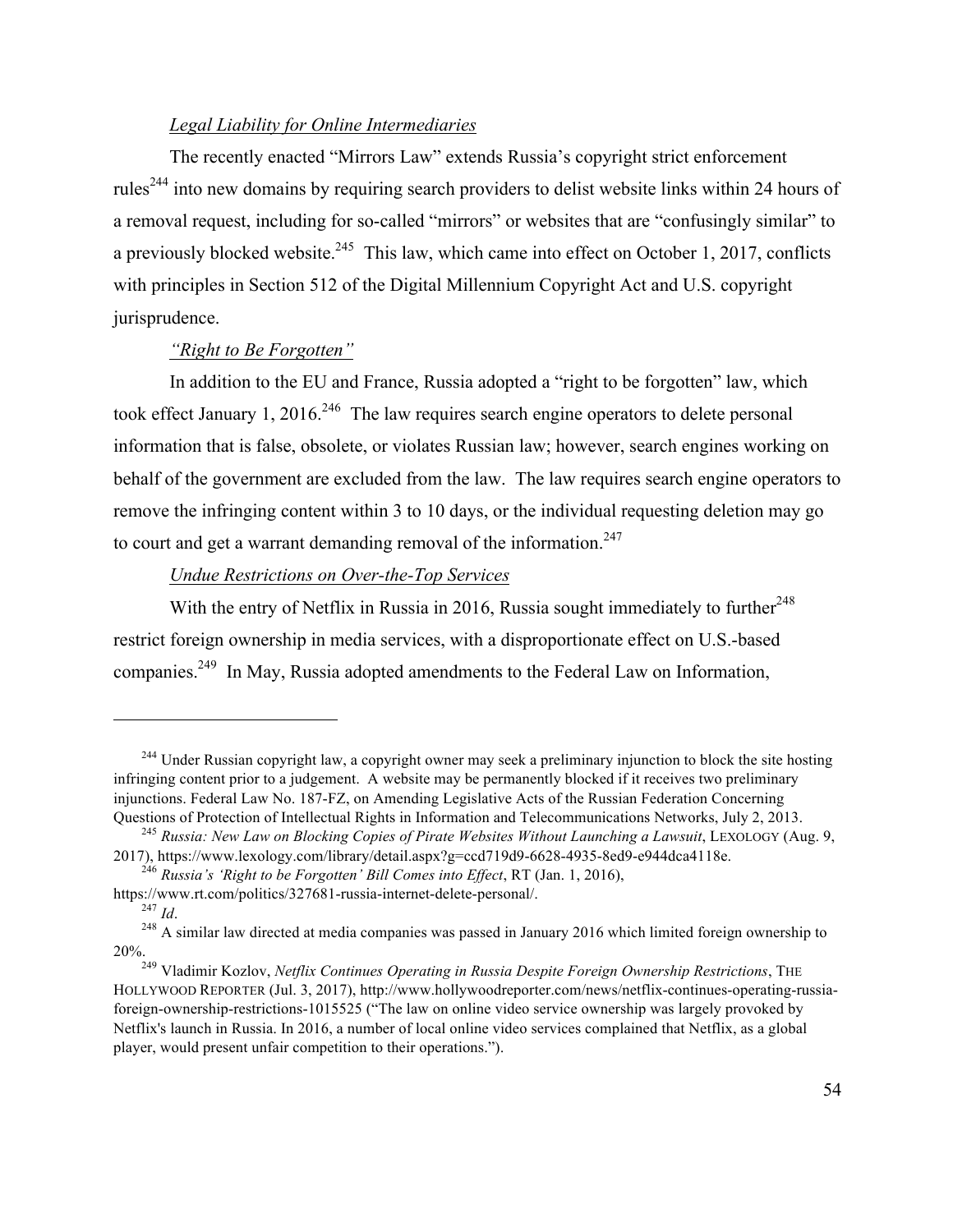*Legal Liability for Online Intermediaries*

The recently enacted "Mirrors Law" extends Russia's copyright strict enforcement rules[244] into new domains by requiring search providers to delist website links within 24 hours of a removal request, including for so-called "mirrors" or websites that are "confusingly similar" to a previously blocked website.[245] This law, which came into effect on October 1, 2017, conflicts with principles in Section 512 of the Digital Millennium Copyright Act and U.S. copyright jurisprudence.

*"Right to Be Forgotten"*

In addition to the EU and France, Russia adopted a "right to be forgotten" law, which took effect January 1, 2016.[246] The law requires search engine operators to delete personal information that is false, obsolete, or violates Russian law; however, search engines working on behalf of the government are excluded from the law. The law requires search engine operators to remove the infringing content within 3 to 10 days, or the individual requesting deletion may go to court and get a warrant demanding removal of the information.[247]

*Undue Restrictions on Over-the-Top Services*

With the entry of Netflix in Russia in 2016, Russia sought immediately to further[248] restrict foreign ownership in media services, with a disproportionate effect on U.S.-based companies.[249] In May, Russia adopted amendments to the Federal Law on Information,

---

[244] Under Russian copyright law, a copyright owner may seek a preliminary injunction to block the site hosting infringing content prior to a judgement. A website may be permanently blocked if it receives two preliminary injunctions. Federal Law No. 187-FZ, on Amending Legislative Acts of the Russian Federation Concerning Questions of Protection of Intellectual Rights in Information and Telecommunications Networks, July 2, 2013.

[245] *Russia: New Law on Blocking Copies of Pirate Websites Without Launching a Lawsuit*, LEXOLOGY (Aug. 9, 2017), https://www.lexology.com/library/detail.aspx?g=ccd719d9-6628-4935-8ed9-e944dca4118e.

[246] *Russia's 'Right to be Forgotten' Bill Comes into Effect*, RT (Jan. 1, 2016), https://www.rt.com/politics/327681-russia-internet-delete-personal/.

[247] *Id*.

[248] A similar law directed at media companies was passed in January 2016 which limited foreign ownership to 20%.

[249] Vladimir Kozlov, *Netflix Continues Operating in Russia Despite Foreign Ownership Restrictions*, THE HOLLYWOOD REPORTER (Jul. 3, 2017), http://www.hollywoodreporter.com/news/netflix-continues-operating-russia-foreign-ownership-restrictions-1015525 ("The law on online video service ownership was largely provoked by Netflix's launch in Russia. In 2016, a number of local online video services complained that Netflix, as a global player, would present unfair competition to their operations.").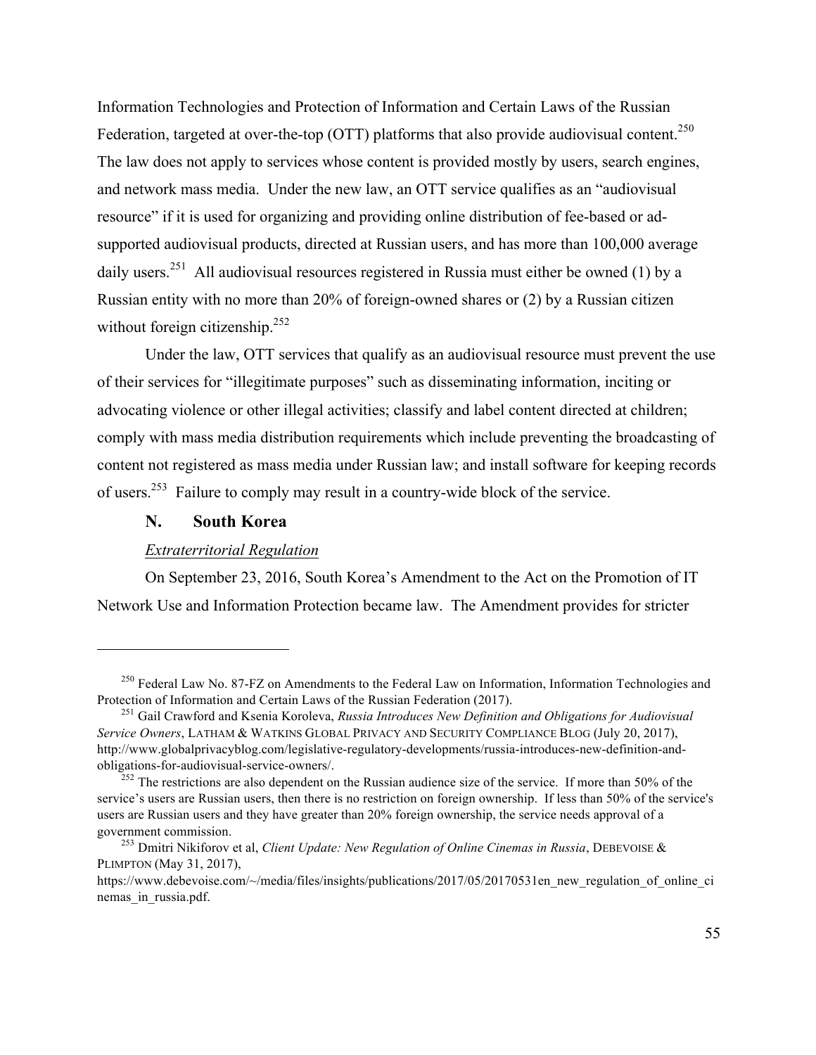Information Technologies and Protection of Information and Certain Laws of the Russian Federation, targeted at over-the-top (OTT) platforms that also provide audiovisual content.[250] The law does not apply to services whose content is provided mostly by users, search engines, and network mass media. Under the new law, an OTT service qualifies as an "audiovisual resource" if it is used for organizing and providing online distribution of fee-based or ad-supported audiovisual products, directed at Russian users, and has more than 100,000 average daily users.[251] All audiovisual resources registered in Russia must either be owned (1) by a Russian entity with no more than 20% of foreign-owned shares or (2) by a Russian citizen without foreign citizenship.[252]

Under the law, OTT services that qualify as an audiovisual resource must prevent the use of their services for "illegitimate purposes" such as disseminating information, inciting or advocating violence or other illegal activities; classify and label content directed at children; comply with mass media distribution requirements which include preventing the broadcasting of content not registered as mass media under Russian law; and install software for keeping records of users.[253] Failure to comply may result in a country-wide block of the service.

### N. South Korea

*Extraterritorial Regulation*

On September 23, 2016, South Korea's Amendment to the Act on the Promotion of IT Network Use and Information Protection became law. The Amendment provides for stricter

---

[250] Federal Law No. 87-FZ on Amendments to the Federal Law on Information, Information Technologies and Protection of Information and Certain Laws of the Russian Federation (2017).

[251] Gail Crawford and Ksenia Koroleva, *Russia Introduces New Definition and Obligations for Audiovisual Service Owners*, LATHAM & WATKINS GLOBAL PRIVACY AND SECURITY COMPLIANCE BLOG (July 20, 2017), http://www.globalprivacyblog.com/legislative-regulatory-developments/russia-introduces-new-definition-and-obligations-for-audiovisual-service-owners/.

[252] The restrictions are also dependent on the Russian audience size of the service. If more than 50% of the service's users are Russian users, then there is no restriction on foreign ownership. If less than 50% of the service's users are Russian users and they have greater than 20% foreign ownership, the service needs approval of a government commission.

[253] Dmitri Nikiforov et al, *Client Update: New Regulation of Online Cinemas in Russia*, DEBEVOISE & PLIMPTON (May 31, 2017), https://www.debevoise.com/~/media/files/insights/publications/2017/05/20170531en_new_regulation_of_online_cinemas_in_russia.pdf.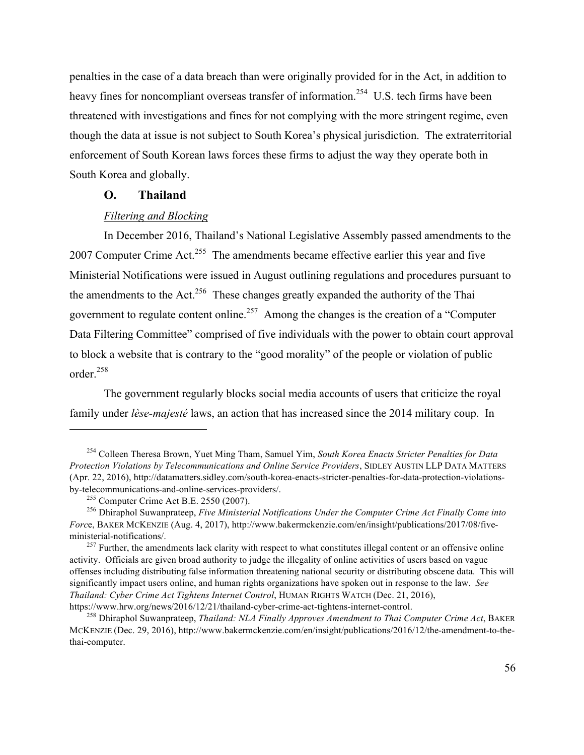penalties in the case of a data breach than were originally provided for in the Act, in addition to heavy fines for noncompliant overseas transfer of information.[254] U.S. tech firms have been threatened with investigations and fines for not complying with the more stringent regime, even though the data at issue is not subject to South Korea's physical jurisdiction. The extraterritorial enforcement of South Korean laws forces these firms to adjust the way they operate both in South Korea and globally.

### O. Thailand

*Filtering and Blocking*

In December 2016, Thailand's National Legislative Assembly passed amendments to the 2007 Computer Crime Act.[255] The amendments became effective earlier this year and five Ministerial Notifications were issued in August outlining regulations and procedures pursuant to the amendments to the Act.[256] These changes greatly expanded the authority of the Thai government to regulate content online.[257] Among the changes is the creation of a "Computer Data Filtering Committee" comprised of five individuals with the power to obtain court approval to block a website that is contrary to the "good morality" of the people or violation of public order.[258]

The government regularly blocks social media accounts of users that criticize the royal family under *lèse-majesté* laws, an action that has increased since the 2014 military coup. In

---

[254] Colleen Theresa Brown, Yuet Ming Tham, Samuel Yim, *South Korea Enacts Stricter Penalties for Data Protection Violations by Telecommunications and Online Service Providers*, SIDLEY AUSTIN LLP DATA MATTERS (Apr. 22, 2016), http://datamatters.sidley.com/south-korea-enacts-stricter-penalties-for-data-protection-violations-by-telecommunications-and-online-services-providers/.

[255] Computer Crime Act B.E. 2550 (2007).

[256] Dhiraphol Suwanprateep, *Five Ministerial Notifications Under the Computer Crime Act Finally Come into Force*, BAKER MCKENZIE (Aug. 4, 2017), http://www.bakermckenzie.com/en/insight/publications/2017/08/five-ministerial-notifications/.

[257] Further, the amendments lack clarity with respect to what constitutes illegal content or an offensive online activity. Officials are given broad authority to judge the illegality of online activities of users based on vague offenses including distributing false information threatening national security or distributing obscene data. This will significantly impact users online, and human rights organizations have spoken out in response to the law. *See Thailand: Cyber Crime Act Tightens Internet Control*, HUMAN RIGHTS WATCH (Dec. 21, 2016), https://www.hrw.org/news/2016/12/21/thailand-cyber-crime-act-tightens-internet-control.

[258] Dhiraphol Suwanprateep, *Thailand: NLA Finally Approves Amendment to Thai Computer Crime Act*, BAKER MCKENZIE (Dec. 29, 2016), http://www.bakermckenzie.com/en/insight/publications/2016/12/the-amendment-to-the-thai-computer.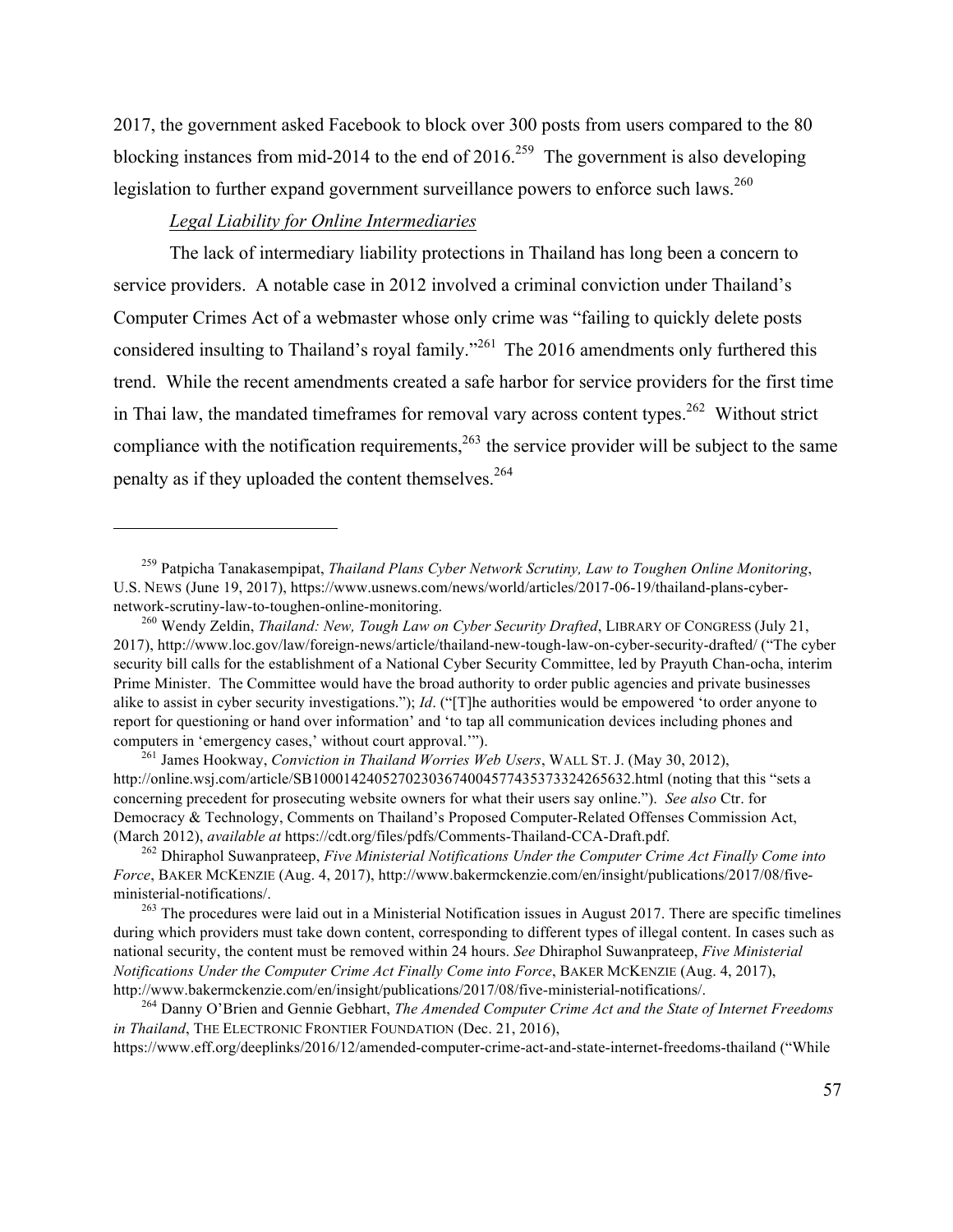2017, the government asked Facebook to block over 300 posts from users compared to the 80 blocking instances from mid-2014 to the end of 2016.[259] The government is also developing legislation to further expand government surveillance powers to enforce such laws.[260]

*Legal Liability for Online Intermediaries*

The lack of intermediary liability protections in Thailand has long been a concern to service providers. A notable case in 2012 involved a criminal conviction under Thailand's Computer Crimes Act of a webmaster whose only crime was "failing to quickly delete posts considered insulting to Thailand's royal family."[261] The 2016 amendments only furthered this trend. While the recent amendments created a safe harbor for service providers for the first time in Thai law, the mandated timeframes for removal vary across content types.[262] Without strict compliance with the notification requirements,[263] the service provider will be subject to the same penalty as if they uploaded the content themselves.[264]

---

[259] Patpicha Tanakasempipat, *Thailand Plans Cyber Network Scrutiny, Law to Toughen Online Monitoring*, U.S. NEWS (June 19, 2017), https://www.usnews.com/news/world/articles/2017-06-19/thailand-plans-cyber-network-scrutiny-law-to-toughen-online-monitoring.

[260] Wendy Zeldin, *Thailand: New, Tough Law on Cyber Security Drafted*, LIBRARY OF CONGRESS (July 21, 2017), http://www.loc.gov/law/foreign-news/article/thailand-new-tough-law-on-cyber-security-drafted/ ("The cyber security bill calls for the establishment of a National Cyber Security Committee, led by Prayuth Chan-ocha, interim Prime Minister. The Committee would have the broad authority to order public agencies and private businesses alike to assist in cyber security investigations."); *Id*. ("[T]he authorities would be empowered 'to order anyone to report for questioning or hand over information' and 'to tap all communication devices including phones and computers in 'emergency cases,' without court approval.'").

[261] James Hookway, *Conviction in Thailand Worries Web Users*, WALL ST. J. (May 30, 2012), http://online.wsj.com/article/SB10001424052702303674004577435373324265632.html (noting that this "sets a concerning precedent for prosecuting website owners for what their users say online."). *See also* Ctr. for Democracy & Technology, Comments on Thailand's Proposed Computer-Related Offenses Commission Act, (March 2012), *available at* https://cdt.org/files/pdfs/Comments-Thailand-CCA-Draft.pdf.

[262] Dhiraphol Suwanprateep, *Five Ministerial Notifications Under the Computer Crime Act Finally Come into Force*, BAKER MCKENZIE (Aug. 4, 2017), http://www.bakermckenzie.com/en/insight/publications/2017/08/five-ministerial-notifications/.

[263] The procedures were laid out in a Ministerial Notification issues in August 2017. There are specific timelines during which providers must take down content, corresponding to different types of illegal content. In cases such as national security, the content must be removed within 24 hours. *See* Dhiraphol Suwanprateep, *Five Ministerial Notifications Under the Computer Crime Act Finally Come into Force*, BAKER MCKENZIE (Aug. 4, 2017), http://www.bakermckenzie.com/en/insight/publications/2017/08/five-ministerial-notifications/.

[264] Danny O'Brien and Gennie Gebhart, *The Amended Computer Crime Act and the State of Internet Freedoms in Thailand*, THE ELECTRONIC FRONTIER FOUNDATION (Dec. 21, 2016), https://www.eff.org/deeplinks/2016/12/amended-computer-crime-act-and-state-internet-freedoms-thailand ("While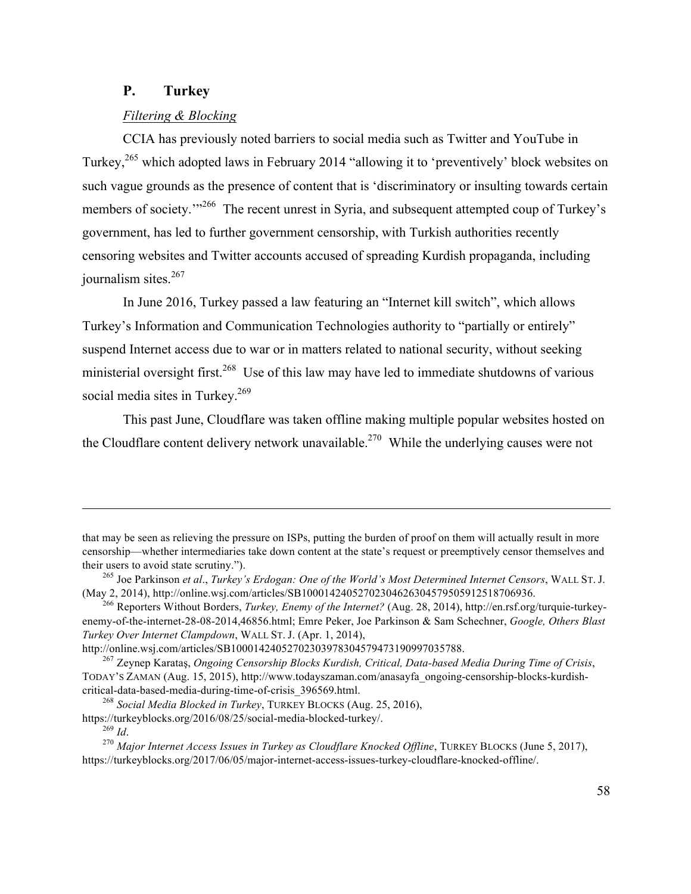## P. Turkey

### *Filtering & Blocking*

CCIA has previously noted barriers to social media such as Twitter and YouTube in Turkey,[265] which adopted laws in February 2014 "allowing it to 'preventively' block websites on such vague grounds as the presence of content that is 'discriminatory or insulting towards certain members of society.'"[266] The recent unrest in Syria, and subsequent attempted coup of Turkey's government, has led to further government censorship, with Turkish authorities recently censoring websites and Twitter accounts accused of spreading Kurdish propaganda, including journalism sites.[267]

In June 2016, Turkey passed a law featuring an "Internet kill switch", which allows Turkey's Information and Communication Technologies authority to "partially or entirely" suspend Internet access due to war or in matters related to national security, without seeking ministerial oversight first.[268] Use of this law may have led to immediate shutdowns of various social media sites in Turkey.[269]

This past June, Cloudflare was taken offline making multiple popular websites hosted on the Cloudflare content delivery network unavailable.[270] While the underlying causes were not

---

that may be seen as relieving the pressure on ISPs, putting the burden of proof on them will actually result in more censorship—whether intermediaries take down content at the state's request or preemptively censor themselves and their users to avoid state scrutiny.").

[265] Joe Parkinson *et al*., *Turkey's Erdogan: One of the World's Most Determined Internet Censors*, WALL ST. J. (May 2, 2014), http://online.wsj.com/articles/SB10001424052702304626304579505912518706936.

[266] Reporters Without Borders, *Turkey, Enemy of the Internet?* (Aug. 28, 2014), http://en.rsf.org/turquie-turkey-enemy-of-the-internet-28-08-2014,46856.html; Emre Peker, Joe Parkinson & Sam Schechner, *Google, Others Blast Turkey Over Internet Clampdown*, WALL ST. J. (Apr. 1, 2014), http://online.wsj.com/articles/SB10001424052702303978304579473190997035788.

[267] Zeynep Karataş, *Ongoing Censorship Blocks Kurdish, Critical, Data-based Media During Time of Crisis*, TODAY'S ZAMAN (Aug. 15, 2015), http://www.todayszaman.com/anasayfa_ongoing-censorship-blocks-kurdish-critical-data-based-media-during-time-of-crisis_396569.html.

[268] *Social Media Blocked in Turkey*, TURKEY BLOCKS (Aug. 25, 2016), https://turkeyblocks.org/2016/08/25/social-media-blocked-turkey/.

[269] *Id*.

[270] *Major Internet Access Issues in Turkey as Cloudflare Knocked Offline*, TURKEY BLOCKS (June 5, 2017), https://turkeyblocks.org/2017/06/05/major-internet-access-issues-turkey-cloudflare-knocked-offline/.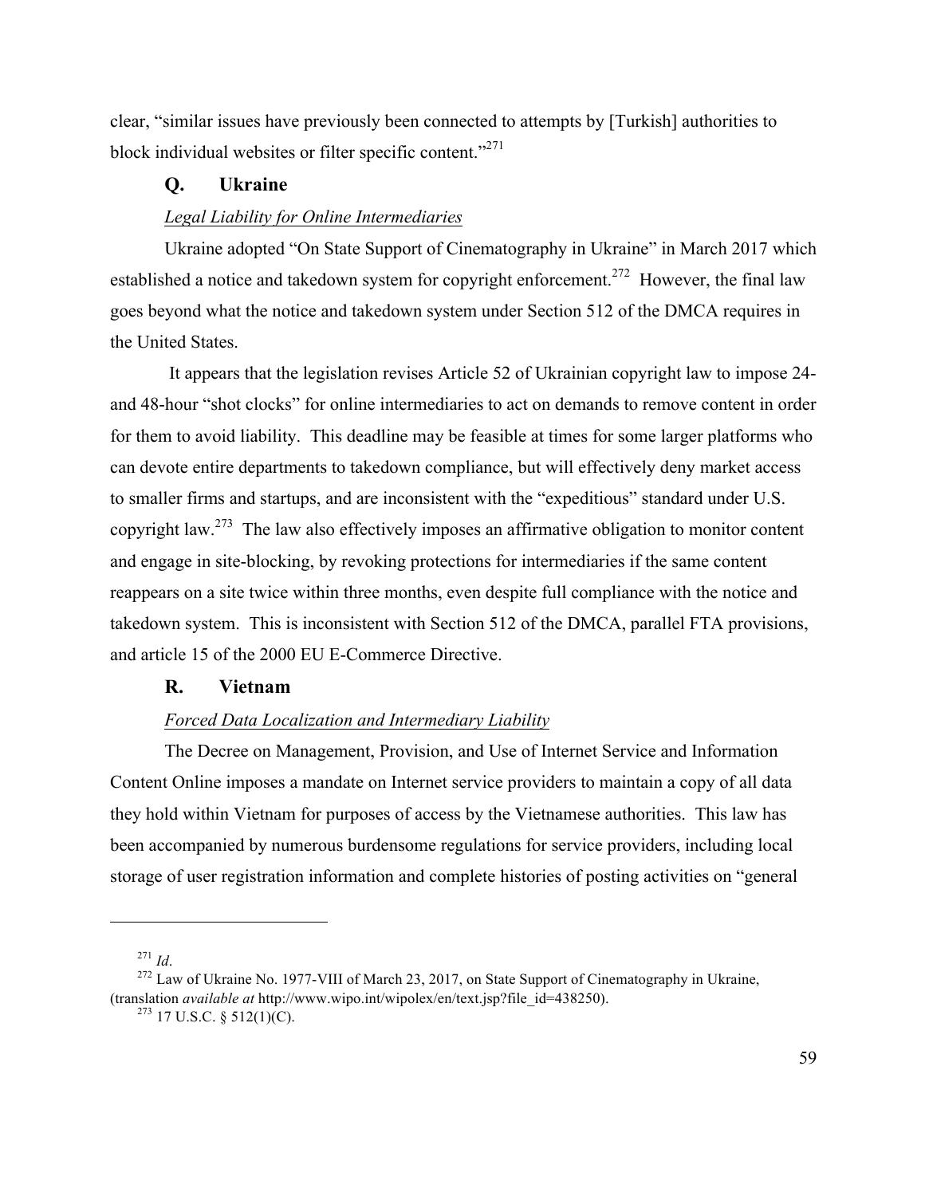clear, "similar issues have previously been connected to attempts by [Turkish] authorities to block individual websites or filter specific content."[271]

### Q. Ukraine

*Legal Liability for Online Intermediaries*

Ukraine adopted "On State Support of Cinematography in Ukraine" in March 2017 which established a notice and takedown system for copyright enforcement.[272] However, the final law goes beyond what the notice and takedown system under Section 512 of the DMCA requires in the United States.

It appears that the legislation revises Article 52 of Ukrainian copyright law to impose 24- and 48-hour "shot clocks" for online intermediaries to act on demands to remove content in order for them to avoid liability. This deadline may be feasible at times for some larger platforms who can devote entire departments to takedown compliance, but will effectively deny market access to smaller firms and startups, and are inconsistent with the "expeditious" standard under U.S. copyright law.[273] The law also effectively imposes an affirmative obligation to monitor content and engage in site-blocking, by revoking protections for intermediaries if the same content reappears on a site twice within three months, even despite full compliance with the notice and takedown system. This is inconsistent with Section 512 of the DMCA, parallel FTA provisions, and article 15 of the 2000 EU E-Commerce Directive.

### R. Vietnam

*Forced Data Localization and Intermediary Liability*

The Decree on Management, Provision, and Use of Internet Service and Information Content Online imposes a mandate on Internet service providers to maintain a copy of all data they hold within Vietnam for purposes of access by the Vietnamese authorities. This law has been accompanied by numerous burdensome regulations for service providers, including local storage of user registration information and complete histories of posting activities on "general

---

[271] *Id*.

[272] Law of Ukraine No. 1977-VIII of March 23, 2017, on State Support of Cinematography in Ukraine, (translation *available at* http://www.wipo.int/wipolex/en/text.jsp?file_id=438250).

[273] 17 U.S.C. § 512(1)(C).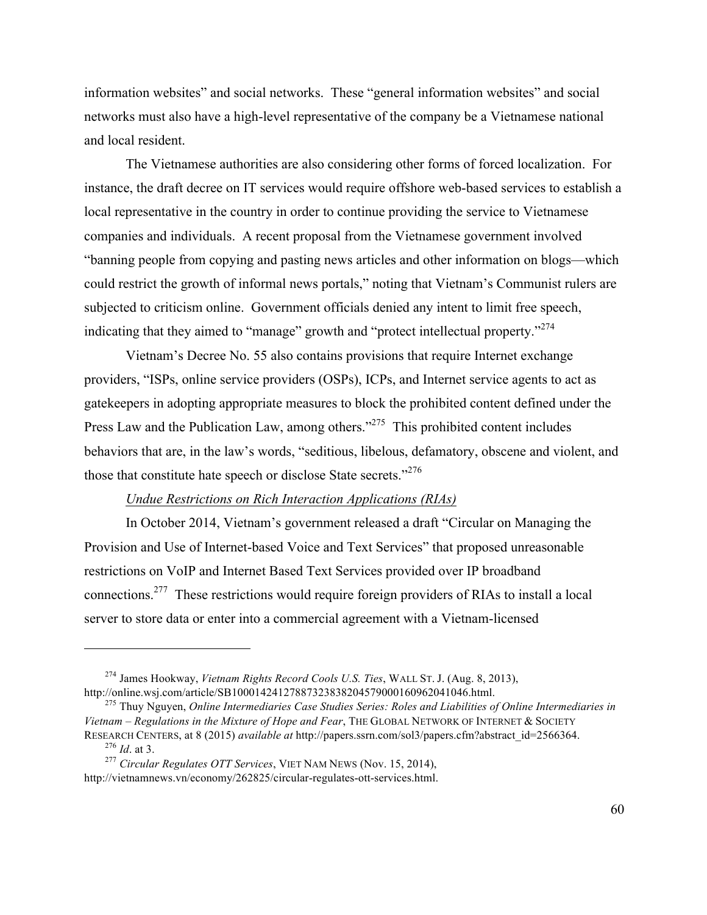information websites" and social networks. These "general information websites" and social networks must also have a high-level representative of the company be a Vietnamese national and local resident.

The Vietnamese authorities are also considering other forms of forced localization. For instance, the draft decree on IT services would require offshore web-based services to establish a local representative in the country in order to continue providing the service to Vietnamese companies and individuals. A recent proposal from the Vietnamese government involved "banning people from copying and pasting news articles and other information on blogs—which could restrict the growth of informal news portals," noting that Vietnam's Communist rulers are subjected to criticism online. Government officials denied any intent to limit free speech, indicating that they aimed to "manage" growth and "protect intellectual property."[274]

Vietnam's Decree No. 55 also contains provisions that require Internet exchange providers, "ISPs, online service providers (OSPs), ICPs, and Internet service agents to act as gatekeepers in adopting appropriate measures to block the prohibited content defined under the Press Law and the Publication Law, among others."[275] This prohibited content includes behaviors that are, in the law's words, "seditious, libelous, defamatory, obscene and violent, and those that constitute hate speech or disclose State secrets."[276]

*Undue Restrictions on Rich Interaction Applications (RIAs)*

In October 2014, Vietnam's government released a draft "Circular on Managing the Provision and Use of Internet-based Voice and Text Services" that proposed unreasonable restrictions on VoIP and Internet Based Text Services provided over IP broadband connections.[277] These restrictions would require foreign providers of RIAs to install a local server to store data or enter into a commercial agreement with a Vietnam-licensed

---

[274] James Hookway, *Vietnam Rights Record Cools U.S. Ties*, WALL ST. J. (Aug. 8, 2013), http://online.wsj.com/article/SB10001424127887323838204579000160962041046.html.

[275] Thuy Nguyen, *Online Intermediaries Case Studies Series: Roles and Liabilities of Online Intermediaries in Vietnam – Regulations in the Mixture of Hope and Fear*, THE GLOBAL NETWORK OF INTERNET & SOCIETY RESEARCH CENTERS, at 8 (2015) *available at* http://papers.ssrn.com/sol3/papers.cfm?abstract_id=2566364.

[276] *Id*. at 3.

[277] *Circular Regulates OTT Services*, VIET NAM NEWS (Nov. 15, 2014), http://vietnamnews.vn/economy/262825/circular-regulates-ott-services.html.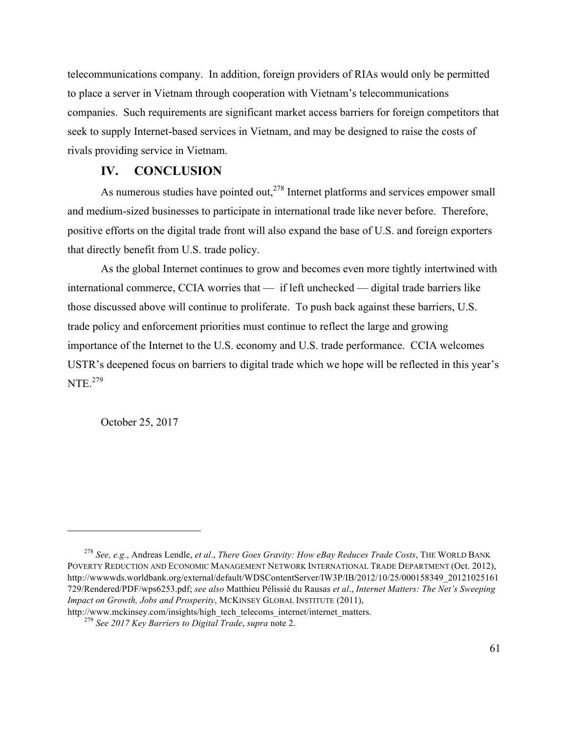telecommunications company. In addition, foreign providers of RIAs would only be permitted to place a server in Vietnam through cooperation with Vietnam's telecommunications companies. Such requirements are significant market access barriers for foreign competitors that seek to supply Internet-based services in Vietnam, and may be designed to raise the costs of rivals providing service in Vietnam.

## IV. CONCLUSION

As numerous studies have pointed out,[278] Internet platforms and services empower small and medium-sized businesses to participate in international trade like never before. Therefore, positive efforts on the digital trade front will also expand the base of U.S. and foreign exporters that directly benefit from U.S. trade policy.

As the global Internet continues to grow and becomes even more tightly intertwined with international commerce, CCIA worries that — if left unchecked — digital trade barriers like those discussed above will continue to proliferate. To push back against these barriers, U.S. trade policy and enforcement priorities must continue to reflect the large and growing importance of the Internet to the U.S. economy and U.S. trade performance. CCIA welcomes USTR's deepened focus on barriers to digital trade which we hope will be reflected in this year's NTE.[279]

October 25, 2017

---

[278] *See, e.g.*, Andreas Lendle, *et al*., *There Goes Gravity: How eBay Reduces Trade Costs*, THE WORLD BANK POVERTY REDUCTION AND ECONOMIC MANAGEMENT NETWORK INTERNATIONAL TRADE DEPARTMENT (Oct. 2012), http://wwwwds.worldbank.org/external/default/WDSContentServer/IW3P/IB/2012/10/25/000158349_20121025161729/Rendered/PDF/wps6253.pdf; *see also* Matthieu Pélissié du Rausas *et al*., *Internet Matters: The Net's Sweeping Impact on Growth, Jobs and Prosperity*, MCKINSEY GLOBAL INSTITUTE (2011), http://www.mckinsey.com/insights/high_tech_telecoms_internet/internet_matters.

[279] *See 2017 Key Barriers to Digital Trade*, *supra* note 2.